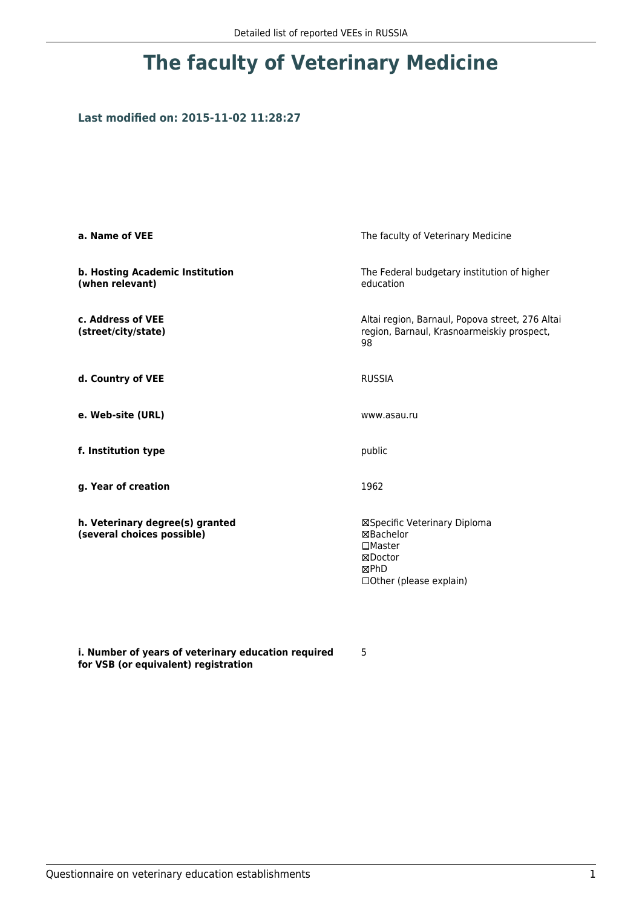# The faculty of Veterinary Medicine

### Last modified on: 2015-11-02 11:28:27

| | |
|---|---|
| **a. Name of VEE** | The faculty of Veterinary Medicine |
| **b. Hosting Academic Institution (when relevant)** | The Federal budgetary institution of higher education |
| **c. Address of VEE (street/city/state)** | Altai region, Barnaul, Popova street, 276 Altai region, Barnaul, Krasnoarmeiskiy prospect, 98 |
| **d. Country of VEE** | RUSSIA |
| **e. Web-site (URL)** | www.asau.ru |
| **f. Institution type** | public |
| **g. Year of creation** | 1962 |
| **h. Veterinary degree(s) granted (several choices possible)** | ☒Specific Veterinary Diploma<br>☒Bachelor<br>☐Master<br>☒Doctor<br>☒PhD<br>☐Other (please explain) |
| **i. Number of years of veterinary education required for VSB (or equivalent) registration** | 5 |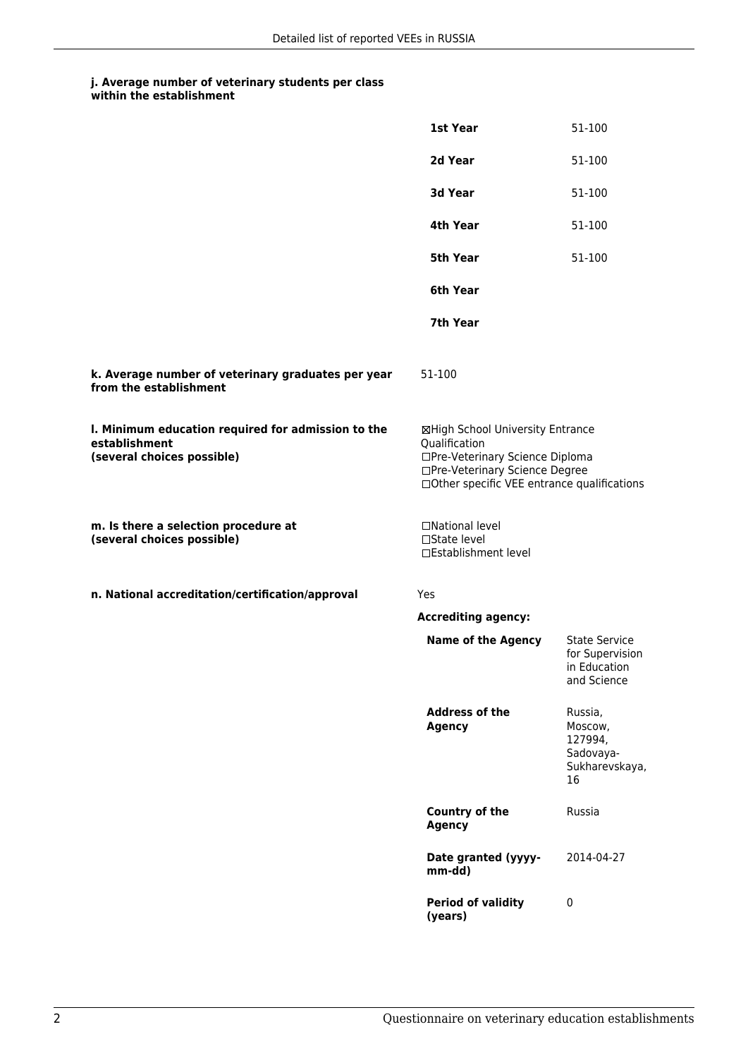**j. Average number of veterinary students per class within the establishment**

| | |
|---|---|
| **1st Year** | 51-100 |
| **2d Year** | 51-100 |
| **3d Year** | 51-100 |
| **4th Year** | 51-100 |
| **5th Year** | 51-100 |
| **6th Year** | |
| **7th Year** | |

**k. Average number of veterinary graduates per year from the establishment**

51-100

**l. Minimum education required for admission to the establishment (several choices possible)**

☒High School University Entrance Qualification
☐Pre-Veterinary Science Diploma
☐Pre-Veterinary Science Degree
☐Other specific VEE entrance qualifications

**m. Is there a selection procedure at (several choices possible)**

☐National level
☐State level
☐Establishment level

**n. National accreditation/certification/approval**

Yes

**Accrediting agency:**

| | |
|---|---|
| **Name of the Agency** | State Service for Supervision in Education and Science |
| **Address of the Agency** | Russia, Moscow, 127994, Sadovaya-Sukharevskaya, 16 |
| **Country of the Agency** | Russia |
| **Date granted (yyyy-mm-dd)** | 2014-04-27 |
| **Period of validity (years)** | 0 |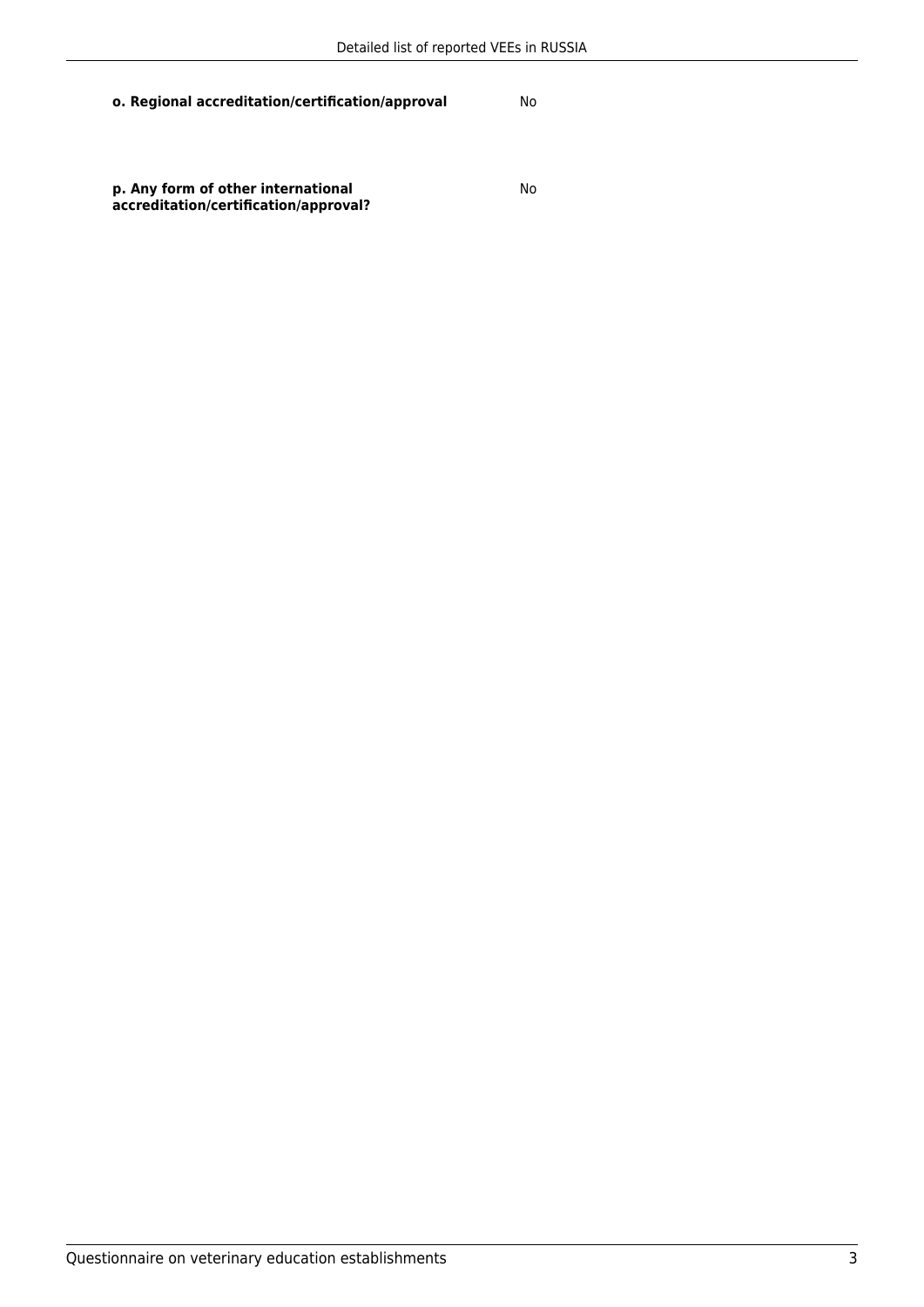**o. Regional accreditation/certification/approval** No

**p. Any form of other international accreditation/certification/approval?** No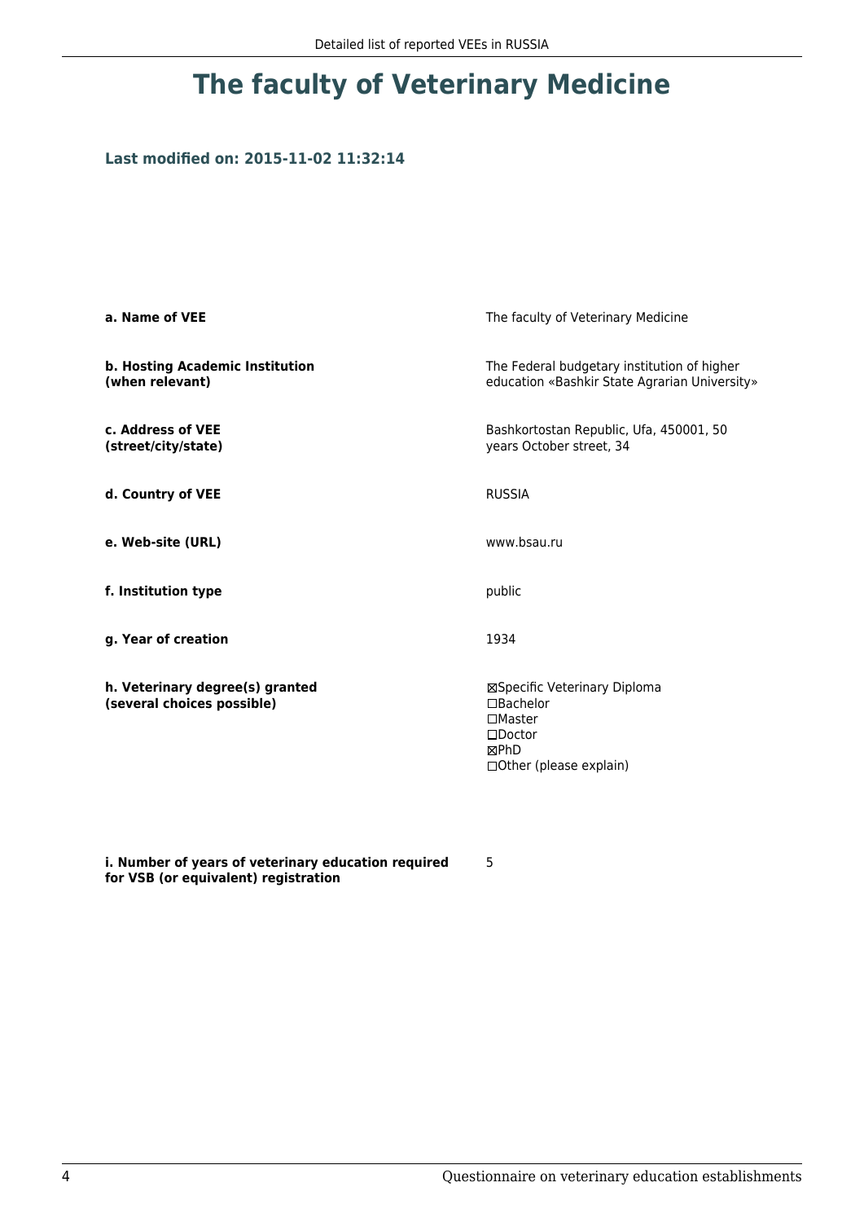# The faculty of Veterinary Medicine

**Last modified on: 2015-11-02 11:32:14**

| | |
|---|---|
| **a. Name of VEE** | The faculty of Veterinary Medicine |
| **b. Hosting Academic Institution (when relevant)** | The Federal budgetary institution of higher education «Bashkir State Agrarian University» |
| **c. Address of VEE (street/city/state)** | Bashkortostan Republic, Ufa, 450001, 50 years October street, 34 |
| **d. Country of VEE** | RUSSIA |
| **e. Web-site (URL)** | www.bsau.ru |
| **f. Institution type** | public |
| **g. Year of creation** | 1934 |
| **h. Veterinary degree(s) granted (several choices possible)** | ☒Specific Veterinary Diploma<br>☐Bachelor<br>☐Master<br>☐Doctor<br>☒PhD<br>☐Other (please explain) |
| **i. Number of years of veterinary education required for VSB (or equivalent) registration** | 5 |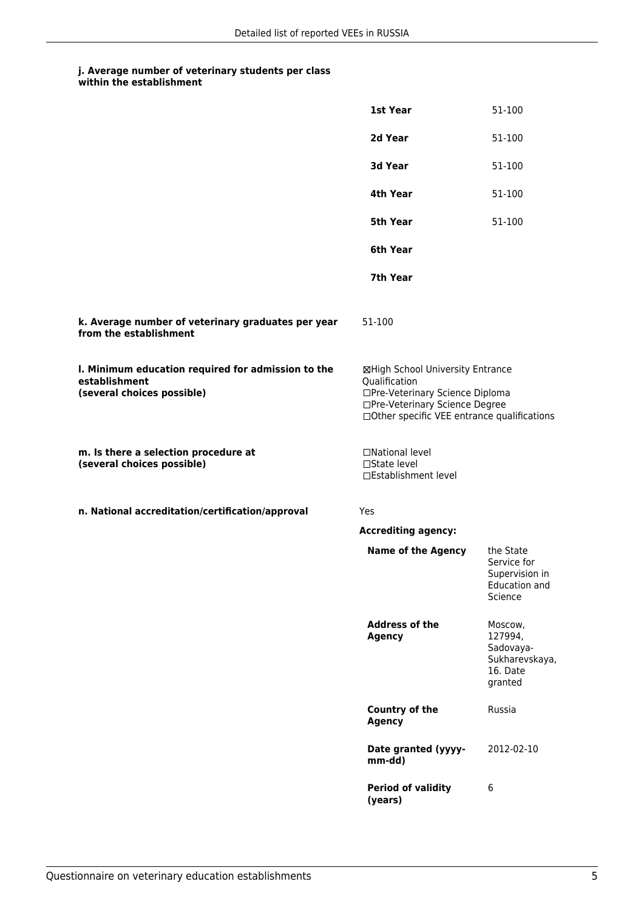**j. Average number of veterinary students per class within the establishment**

| | |
|---|---|
| **1st Year** | 51-100 |
| **2d Year** | 51-100 |
| **3d Year** | 51-100 |
| **4th Year** | 51-100 |
| **5th Year** | 51-100 |
| **6th Year** | |
| **7th Year** | |

**k. Average number of veterinary graduates per year from the establishment**

51-100

**l. Minimum education required for admission to the establishment (several choices possible)**

☒High School University Entrance Qualification
☐Pre-Veterinary Science Diploma
☐Pre-Veterinary Science Degree
☐Other specific VEE entrance qualifications

**m. Is there a selection procedure at (several choices possible)**

☐National level
☐State level
☐Establishment level

**n. National accreditation/certification/approval**

Yes

**Accrediting agency:**

| | |
|---|---|
| **Name of the Agency** | the State Service for Supervision in Education and Science |
| **Address of the Agency** | Moscow, 127994, Sadovaya-Sukharevskaya, 16. Date granted |
| **Country of the Agency** | Russia |
| **Date granted (yyyy-mm-dd)** | 2012-02-10 |
| **Period of validity (years)** | 6 |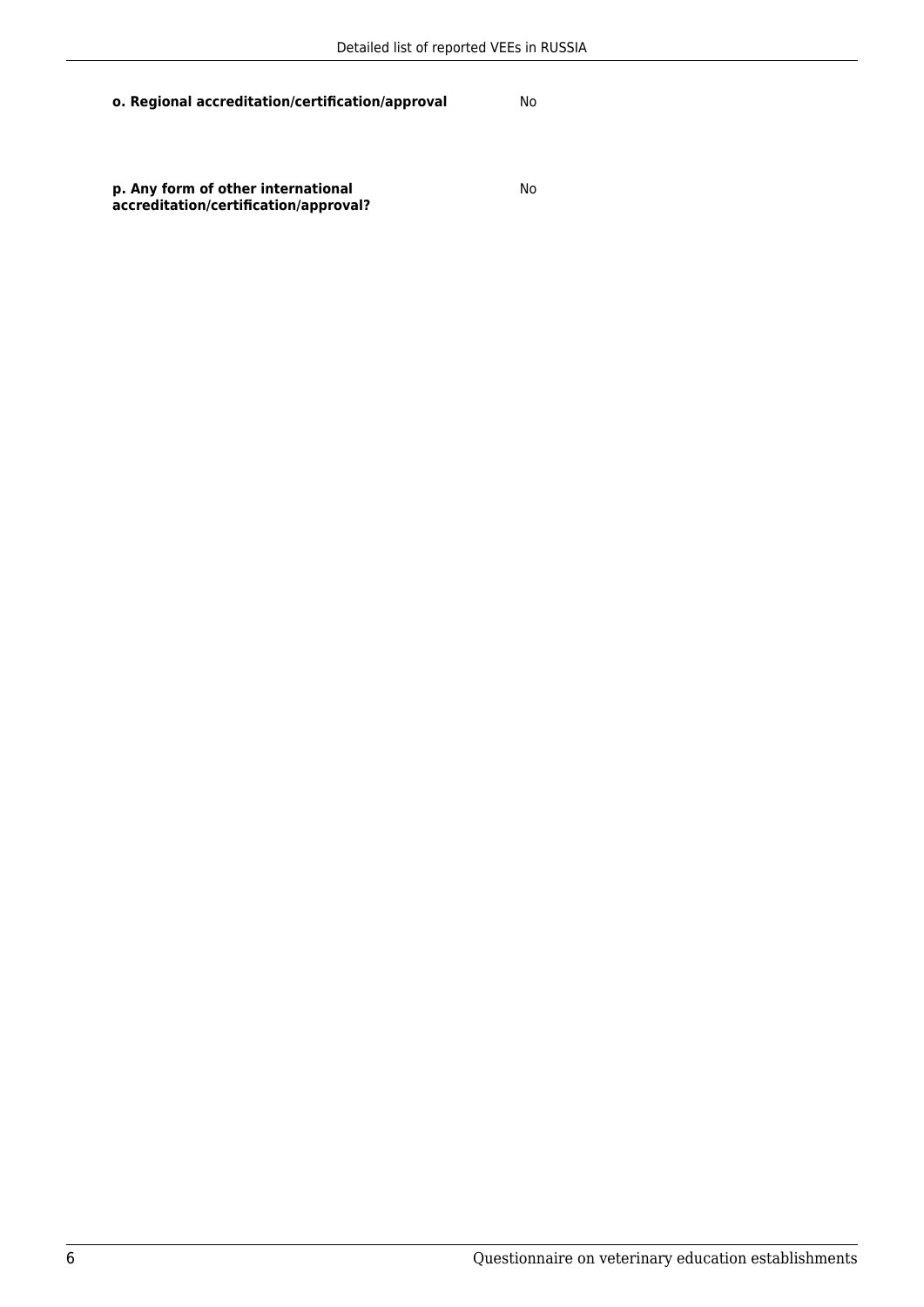**o. Regional accreditation/certification/approval** No

**p. Any form of other international accreditation/certification/approval?** No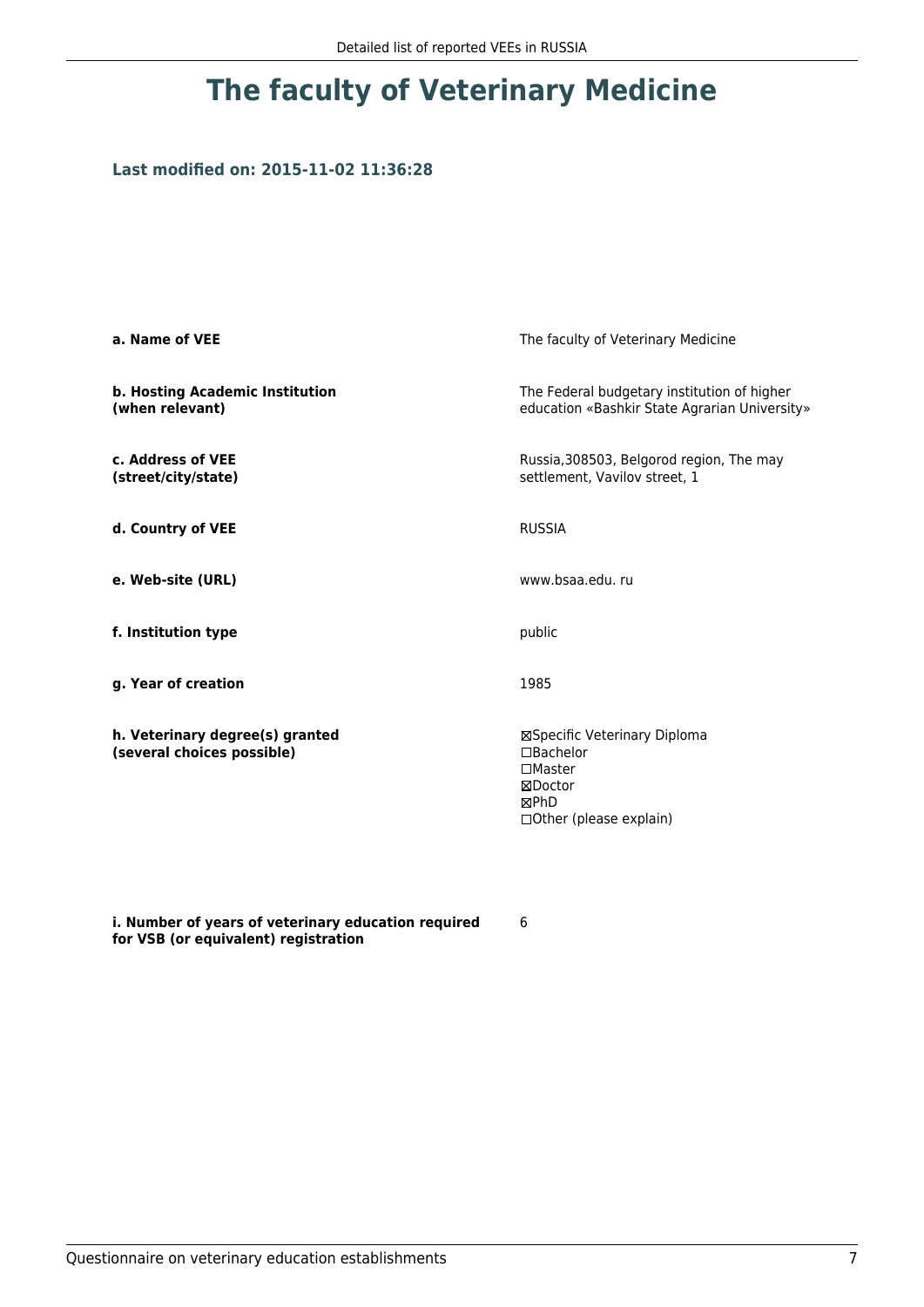# The faculty of Veterinary Medicine

### Last modified on: 2015-11-02 11:36:28

| | |
|---|---|
| **a. Name of VEE** | The faculty of Veterinary Medicine |
| **b. Hosting Academic Institution (when relevant)** | The Federal budgetary institution of higher education «Bashkir State Agrarian University» |
| **c. Address of VEE (street/city/state)** | Russia,308503, Belgorod region, The may settlement, Vavilov street, 1 |
| **d. Country of VEE** | RUSSIA |
| **e. Web-site (URL)** | www.bsaa.edu. ru |
| **f. Institution type** | public |
| **g. Year of creation** | 1985 |
| **h. Veterinary degree(s) granted (several choices possible)** | ☒Specific Veterinary Diploma<br>☐Bachelor<br>☐Master<br>☒Doctor<br>☒PhD<br>☐Other (please explain) |
| **i. Number of years of veterinary education required for VSB (or equivalent) registration** | 6 |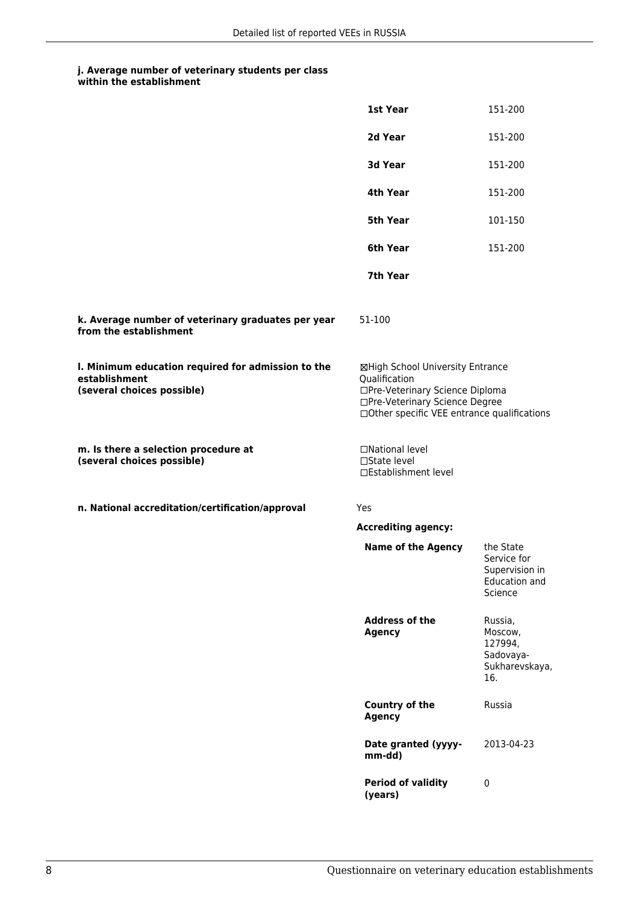**j. Average number of veterinary students per class within the establishment**

| | |
|---|---|
| **1st Year** | 151-200 |
| **2d Year** | 151-200 |
| **3d Year** | 151-200 |
| **4th Year** | 151-200 |
| **5th Year** | 101-150 |
| **6th Year** | 151-200 |
| **7th Year** | |

**k. Average number of veterinary graduates per year from the establishment**

51-100

**l. Minimum education required for admission to the establishment (several choices possible)**

☒High School University Entrance Qualification
☐Pre-Veterinary Science Diploma
☐Pre-Veterinary Science Degree
☐Other specific VEE entrance qualifications

**m. Is there a selection procedure at (several choices possible)**

☐National level
☐State level
☐Establishment level

**n. National accreditation/certification/approval**

Yes

**Accrediting agency:**

| | |
|---|---|
| **Name of the Agency** | the State Service for Supervision in Education and Science |
| **Address of the Agency** | Russia, Moscow, 127994, Sadovaya-Sukharevskaya, 16. |
| **Country of the Agency** | Russia |
| **Date granted (yyyy-mm-dd)** | 2013-04-23 |
| **Period of validity (years)** | 0 |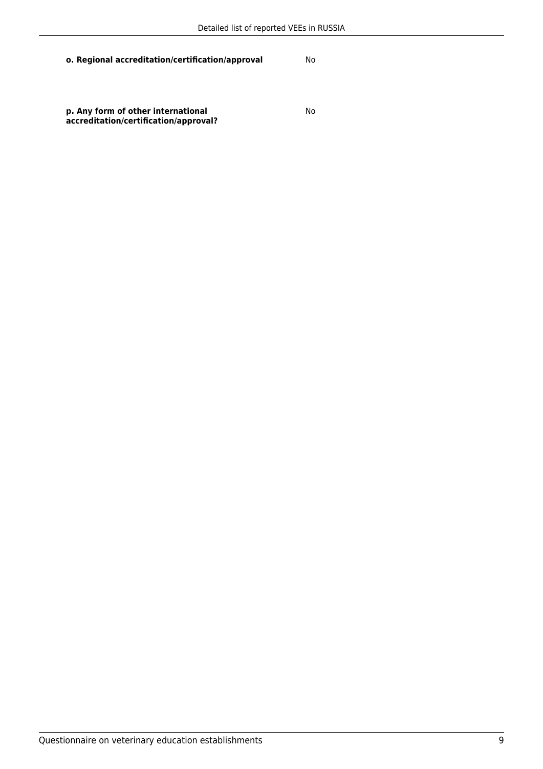**o. Regional accreditation/certification/approval** No

**p. Any form of other international accreditation/certification/approval?** No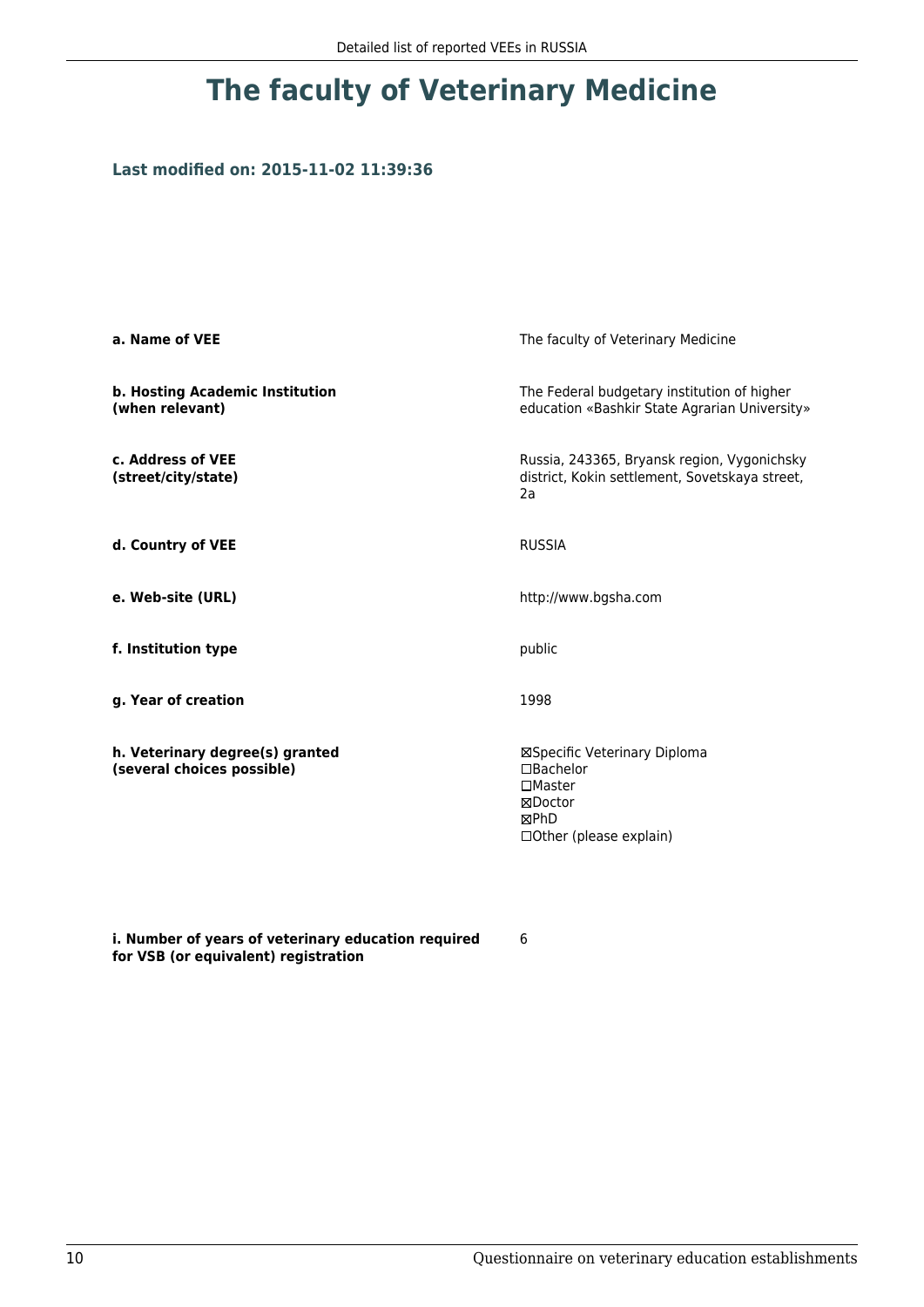# The faculty of Veterinary Medicine

**Last modified on: 2015-11-02 11:39:36**

| | |
|---|---|
| **a. Name of VEE** | The faculty of Veterinary Medicine |
| **b. Hosting Academic Institution (when relevant)** | The Federal budgetary institution of higher education «Bashkir State Agrarian University» |
| **c. Address of VEE (street/city/state)** | Russia, 243365, Bryansk region, Vygonichsky district, Kokin settlement, Sovetskaya street, 2a |
| **d. Country of VEE** | RUSSIA |
| **e. Web-site (URL)** | http://www.bgsha.com |
| **f. Institution type** | public |
| **g. Year of creation** | 1998 |
| **h. Veterinary degree(s) granted (several choices possible)** | ☒Specific Veterinary Diploma<br>☐Bachelor<br>☐Master<br>☒Doctor<br>☒PhD<br>☐Other (please explain) |
| **i. Number of years of veterinary education required for VSB (or equivalent) registration** | 6 |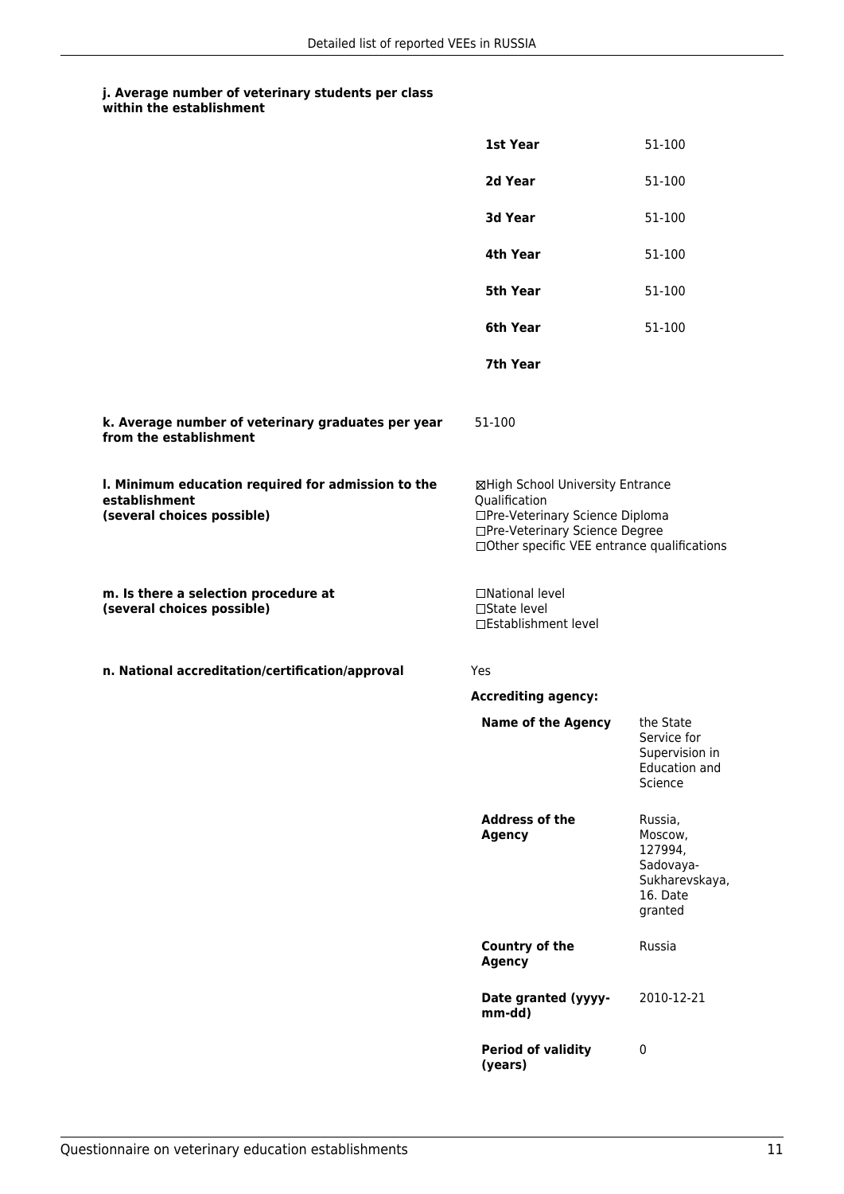**j. Average number of veterinary students per class within the establishment**

| | |
|---|---|
| **1st Year** | 51-100 |
| **2d Year** | 51-100 |
| **3d Year** | 51-100 |
| **4th Year** | 51-100 |
| **5th Year** | 51-100 |
| **6th Year** | 51-100 |
| **7th Year** | |

**k. Average number of veterinary graduates per year from the establishment**

51-100

**l. Minimum education required for admission to the establishment (several choices possible)**

☒High School University Entrance Qualification
☐Pre-Veterinary Science Diploma
☐Pre-Veterinary Science Degree
☐Other specific VEE entrance qualifications

**m. Is there a selection procedure at (several choices possible)**

☐National level
☐State level
☐Establishment level

**n. National accreditation/certification/approval**

Yes

**Accrediting agency:**

| | |
|---|---|
| **Name of the Agency** | the State Service for Supervision in Education and Science |
| **Address of the Agency** | Russia, Moscow, 127994, Sadovaya-Sukharevskaya, 16. Date granted |
| **Country of the Agency** | Russia |
| **Date granted (yyyy-mm-dd)** | 2010-12-21 |
| **Period of validity (years)** | 0 |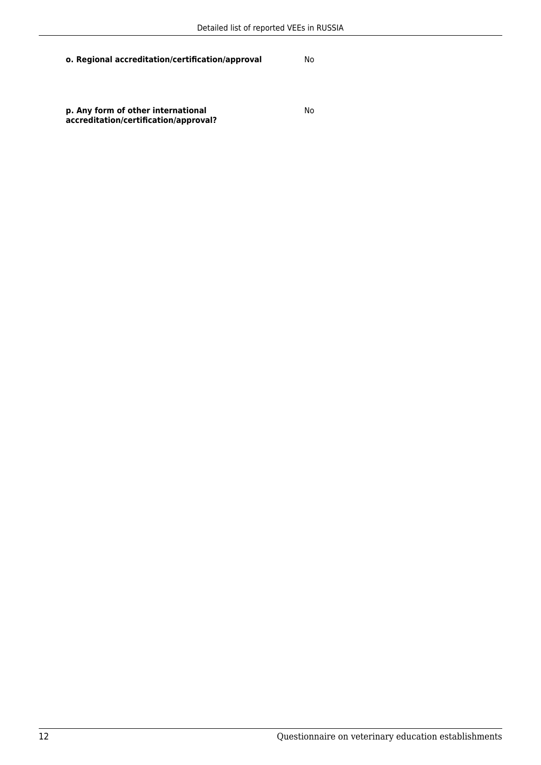**o. Regional accreditation/certification/approval** No

**p. Any form of other international accreditation/certification/approval?** No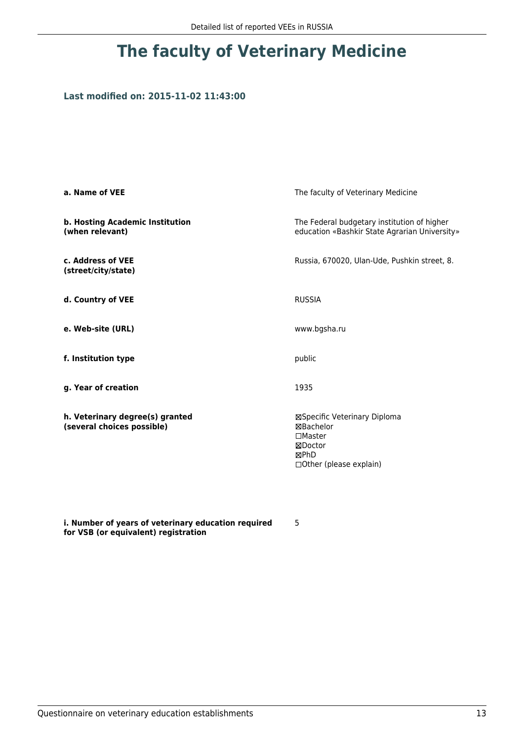# The faculty of Veterinary Medicine

### Last modified on: 2015-11-02 11:43:00

| | |
|---|---|
| **a. Name of VEE** | The faculty of Veterinary Medicine |
| **b. Hosting Academic Institution (when relevant)** | The Federal budgetary institution of higher education «Bashkir State Agrarian University» |
| **c. Address of VEE (street/city/state)** | Russia, 670020, Ulan-Ude, Pushkin street, 8. |
| **d. Country of VEE** | RUSSIA |
| **e. Web-site (URL)** | www.bgsha.ru |
| **f. Institution type** | public |
| **g. Year of creation** | 1935 |
| **h. Veterinary degree(s) granted (several choices possible)** | ☒Specific Veterinary Diploma<br>☒Bachelor<br>☐Master<br>☒Doctor<br>☒PhD<br>☐Other (please explain) |
| **i. Number of years of veterinary education required for VSB (or equivalent) registration** | 5 |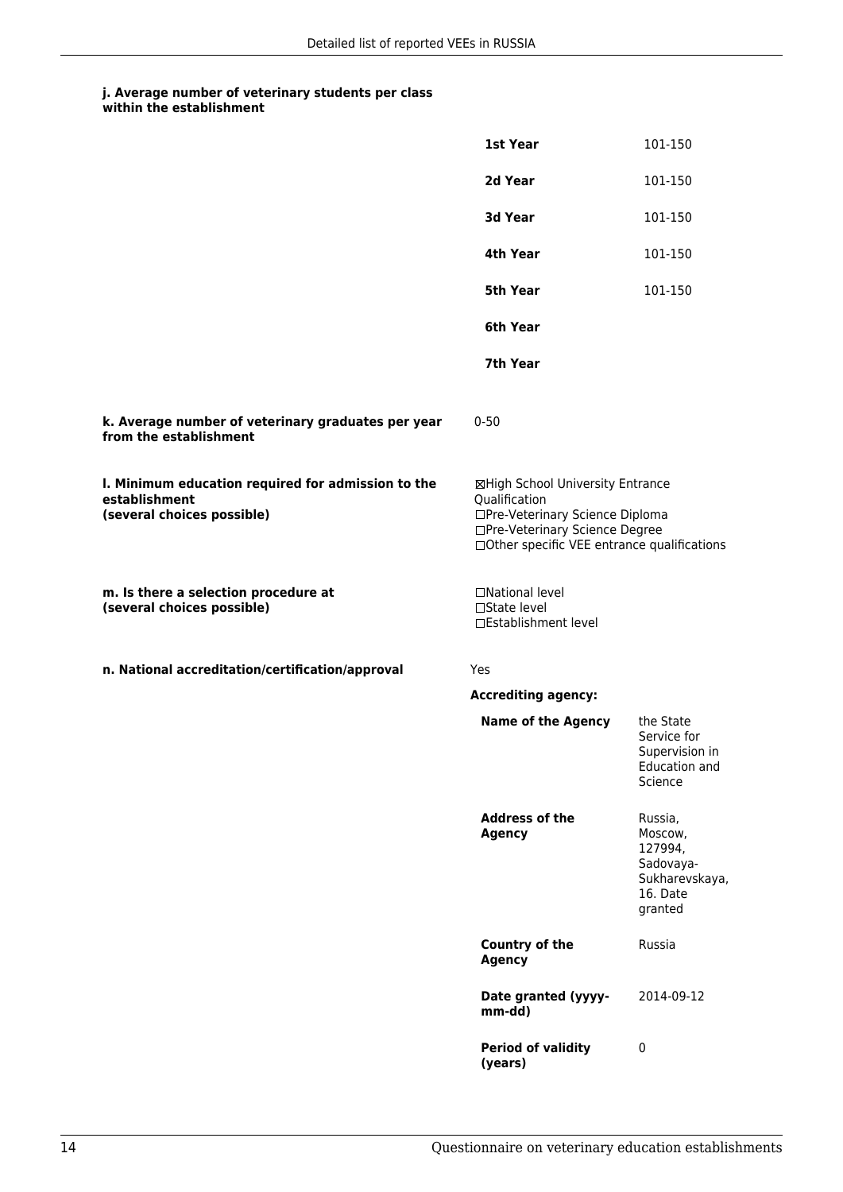**j. Average number of veterinary students per class within the establishment**

| | |
|---|---|
| **1st Year** | 101-150 |
| **2d Year** | 101-150 |
| **3d Year** | 101-150 |
| **4th Year** | 101-150 |
| **5th Year** | 101-150 |
| **6th Year** | |
| **7th Year** | |

**k. Average number of veterinary graduates per year from the establishment**

0-50

**l. Minimum education required for admission to the establishment (several choices possible)**

☒High School University Entrance Qualification
☐Pre-Veterinary Science Diploma
☐Pre-Veterinary Science Degree
☐Other specific VEE entrance qualifications

**m. Is there a selection procedure at (several choices possible)**

☐National level
☐State level
☐Establishment level

**n. National accreditation/certification/approval**

Yes

**Accrediting agency:**

| | |
|---|---|
| **Name of the Agency** | the State Service for Supervision in Education and Science |
| **Address of the Agency** | Russia, Moscow, 127994, Sadovaya-Sukharevskaya, 16. Date granted |
| **Country of the Agency** | Russia |
| **Date granted (yyyy-mm-dd)** | 2014-09-12 |
| **Period of validity (years)** | 0 |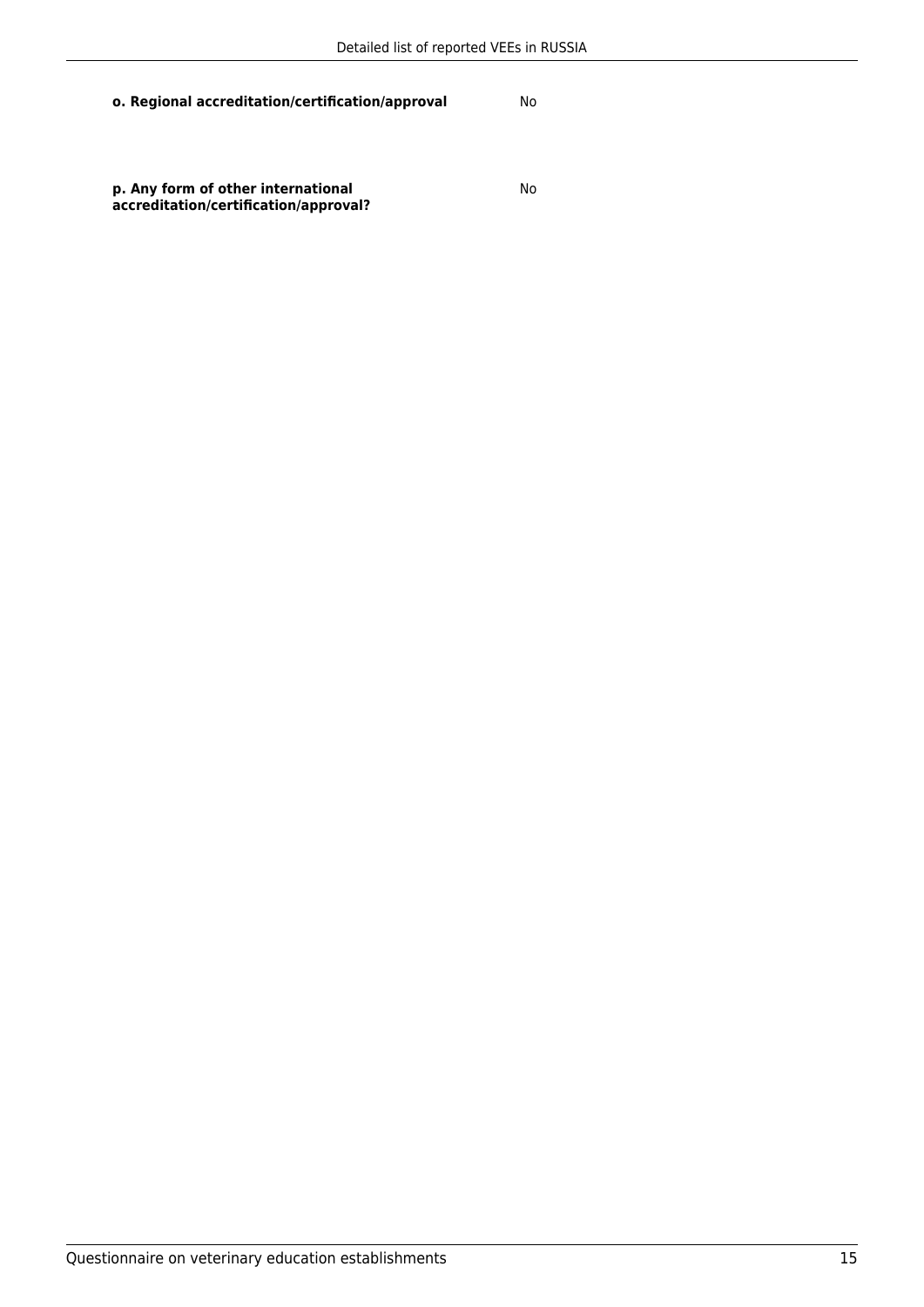**o. Regional accreditation/certification/approval** No

**p. Any form of other international accreditation/certification/approval?** No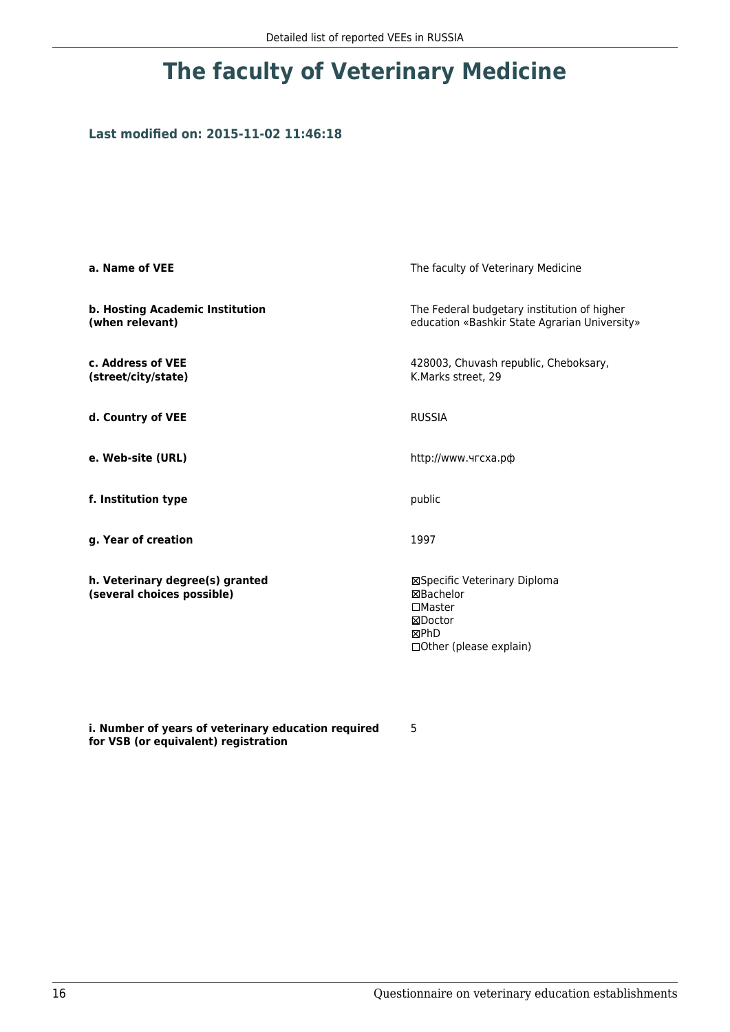# The faculty of Veterinary Medicine

**Last modified on: 2015-11-02 11:46:18**

| | |
|---|---|
| **a. Name of VEE** | The faculty of Veterinary Medicine |
| **b. Hosting Academic Institution (when relevant)** | The Federal budgetary institution of higher education «Bashkir State Agrarian University» |
| **c. Address of VEE (street/city/state)** | 428003, Chuvash republic, Cheboksary, K.Marks street, 29 |
| **d. Country of VEE** | RUSSIA |
| **e. Web-site (URL)** | http://www.чгсха.рф |
| **f. Institution type** | public |
| **g. Year of creation** | 1997 |
| **h. Veterinary degree(s) granted (several choices possible)** | ☒Specific Veterinary Diploma<br>☒Bachelor<br>☐Master<br>☒Doctor<br>☒PhD<br>☐Other (please explain) |
| **i. Number of years of veterinary education required for VSB (or equivalent) registration** | 5 |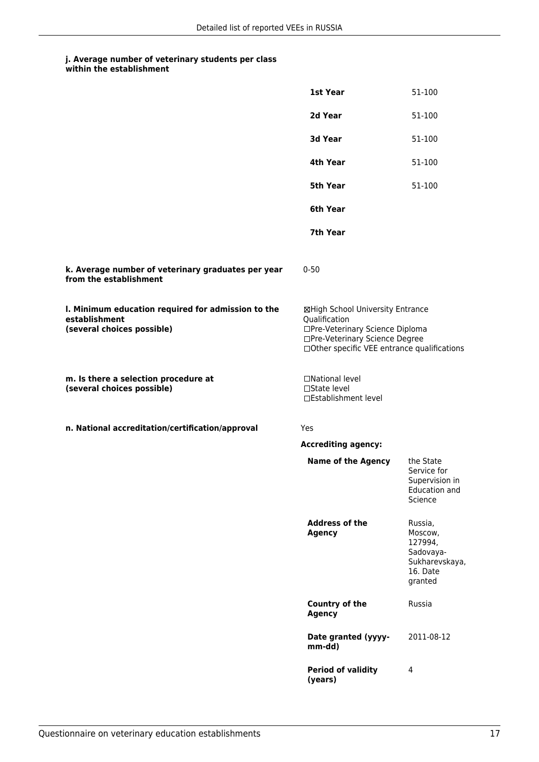#### j. Average number of veterinary students per class within the establishment

| | |
|---|---|
| **1st Year** | 51-100 |
| **2d Year** | 51-100 |
| **3d Year** | 51-100 |
| **4th Year** | 51-100 |
| **5th Year** | 51-100 |
| **6th Year** | |
| **7th Year** | |

**k. Average number of veterinary graduates per year from the establishment**

0-50

**l. Minimum education required for admission to the establishment (several choices possible)**

☒High School University Entrance Qualification
☐Pre-Veterinary Science Diploma
☐Pre-Veterinary Science Degree
☐Other specific VEE entrance qualifications

**m. Is there a selection procedure at (several choices possible)**

☐National level
☐State level
☐Establishment level

**n. National accreditation/certification/approval**

Yes

**Accrediting agency:**

| | |
|---|---|
| **Name of the Agency** | the State Service for Supervision in Education and Science |
| **Address of the Agency** | Russia, Moscow, 127994, Sadovaya-Sukharevskaya, 16. Date granted |
| **Country of the Agency** | Russia |
| **Date granted (yyyy-mm-dd)** | 2011-08-12 |
| **Period of validity (years)** | 4 |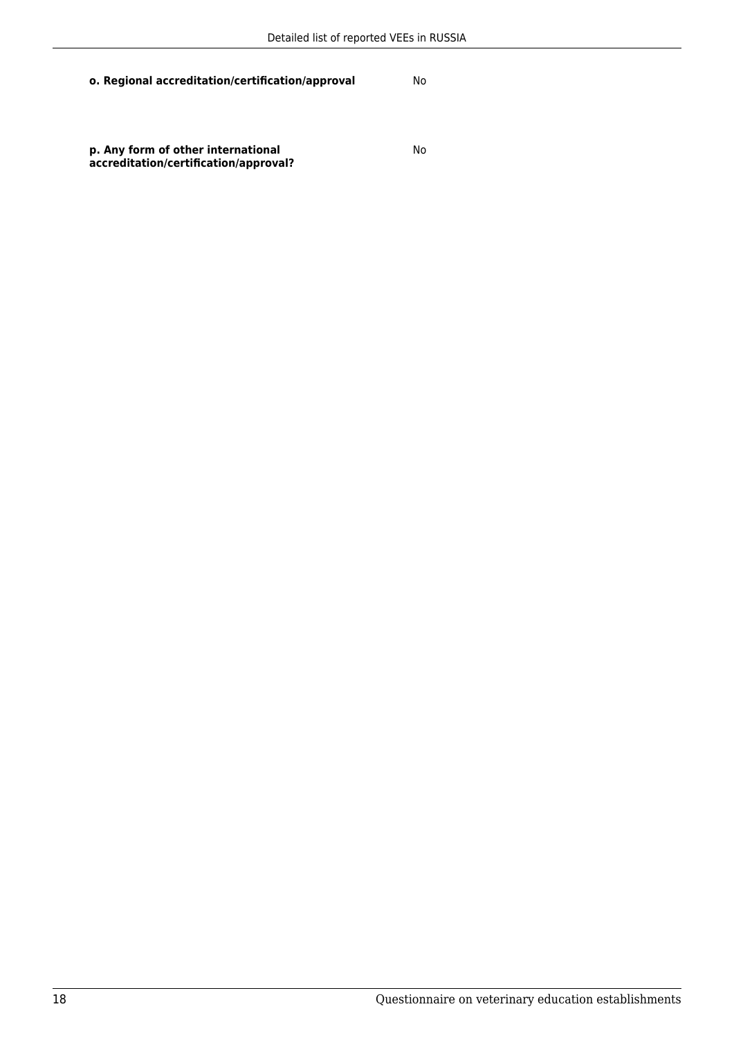**o. Regional accreditation/certification/approval** No

**p. Any form of other international accreditation/certification/approval?** No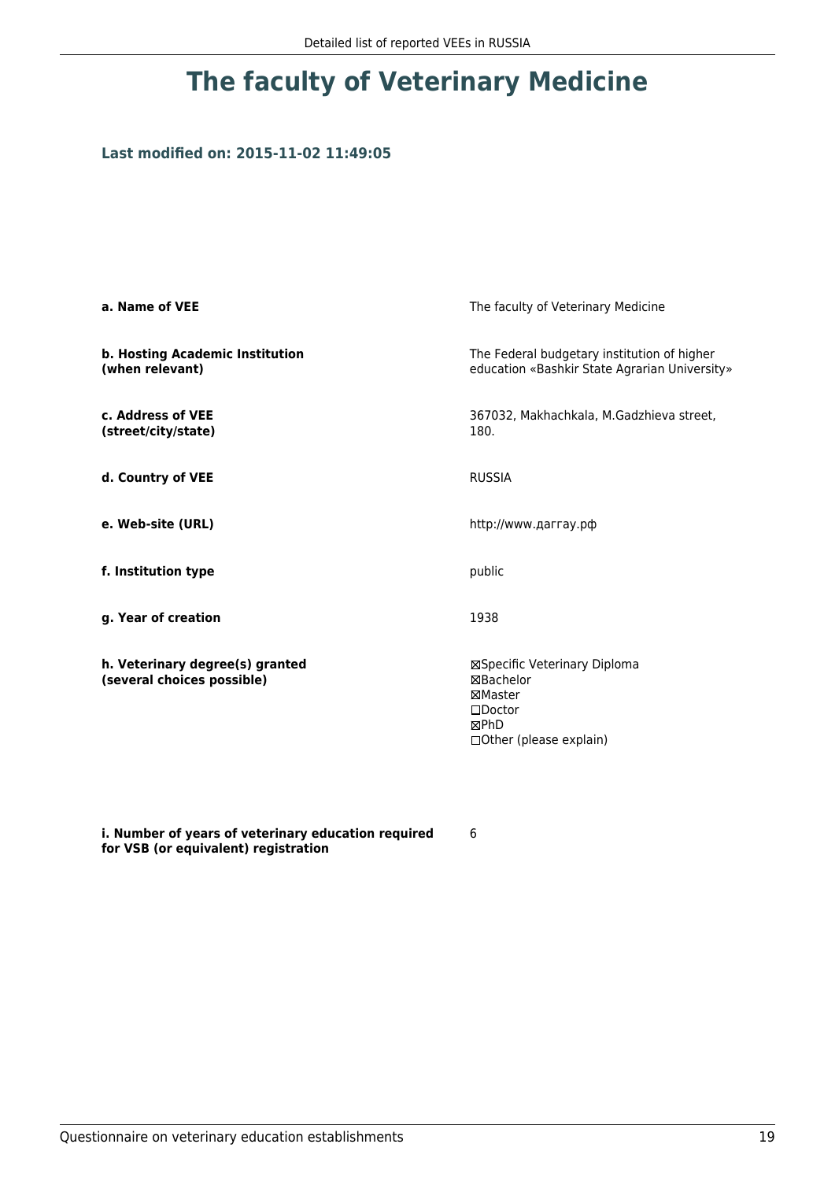# The faculty of Veterinary Medicine

### Last modified on: 2015-11-02 11:49:05

| | |
|---|---|
| **a. Name of VEE** | The faculty of Veterinary Medicine |
| **b. Hosting Academic Institution (when relevant)** | The Federal budgetary institution of higher education «Bashkir State Agrarian University» |
| **c. Address of VEE (street/city/state)** | 367032, Makhachkala, M.Gadzhieva street, 180. |
| **d. Country of VEE** | RUSSIA |
| **e. Web-site (URL)** | http://www.даггау.рф |
| **f. Institution type** | public |
| **g. Year of creation** | 1938 |
| **h. Veterinary degree(s) granted (several choices possible)** | ☒Specific Veterinary Diploma<br>☒Bachelor<br>☒Master<br>☐Doctor<br>☒PhD<br>☐Other (please explain) |
| **i. Number of years of veterinary education required for VSB (or equivalent) registration** | 6 |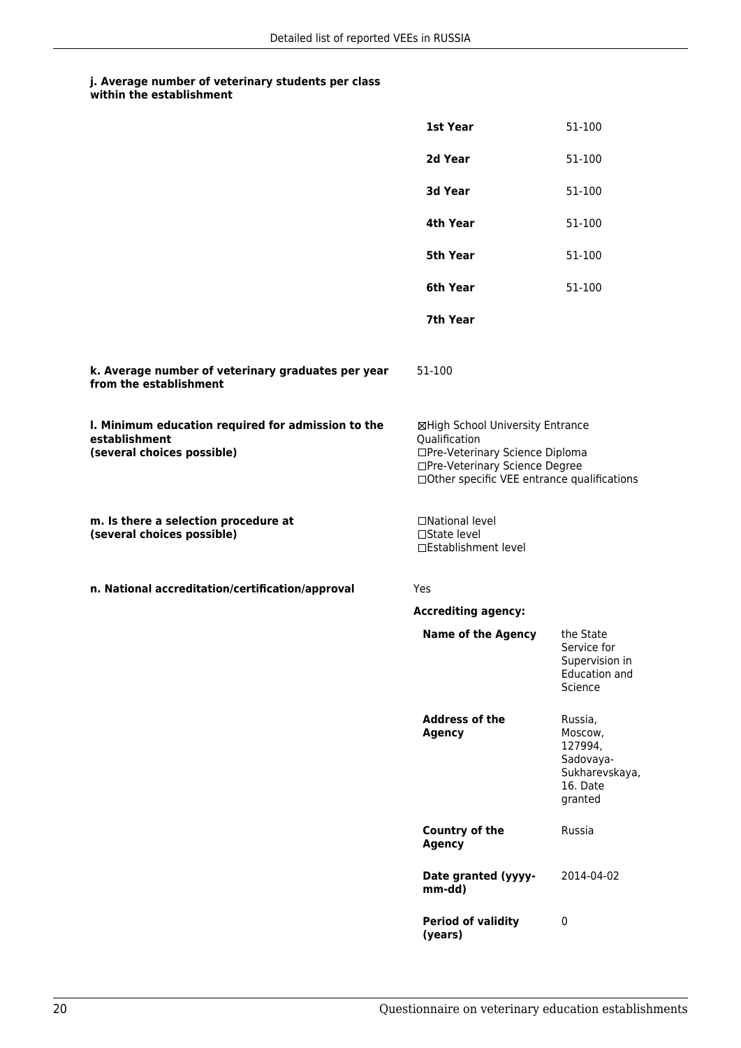**j. Average number of veterinary students per class within the establishment**

| | |
|---|---|
| **1st Year** | 51-100 |
| **2d Year** | 51-100 |
| **3d Year** | 51-100 |
| **4th Year** | 51-100 |
| **5th Year** | 51-100 |
| **6th Year** | 51-100 |
| **7th Year** | |

**k. Average number of veterinary graduates per year from the establishment**

51-100

**l. Minimum education required for admission to the establishment (several choices possible)**

☒High School University Entrance Qualification
☐Pre-Veterinary Science Diploma
☐Pre-Veterinary Science Degree
☐Other specific VEE entrance qualifications

**m. Is there a selection procedure at (several choices possible)**

☐National level
☐State level
☐Establishment level

**n. National accreditation/certification/approval**

Yes

**Accrediting agency:**

| | |
|---|---|
| **Name of the Agency** | the State Service for Supervision in Education and Science |
| **Address of the Agency** | Russia, Moscow, 127994, Sadovaya-Sukharevskaya, 16. Date granted |
| **Country of the Agency** | Russia |
| **Date granted (yyyy-mm-dd)** | 2014-04-02 |
| **Period of validity (years)** | 0 |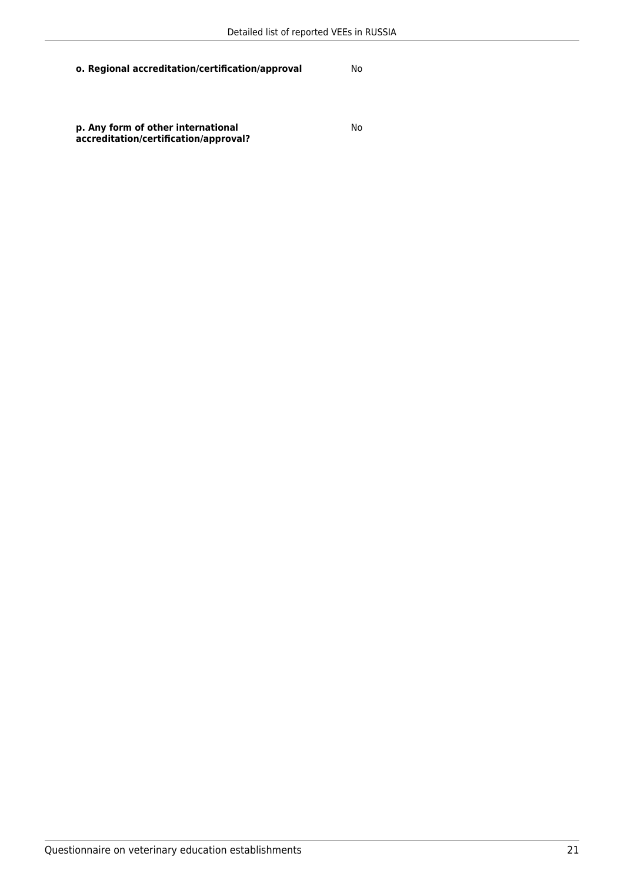**o. Regional accreditation/certification/approval** No

**p. Any form of other international accreditation/certification/approval?** No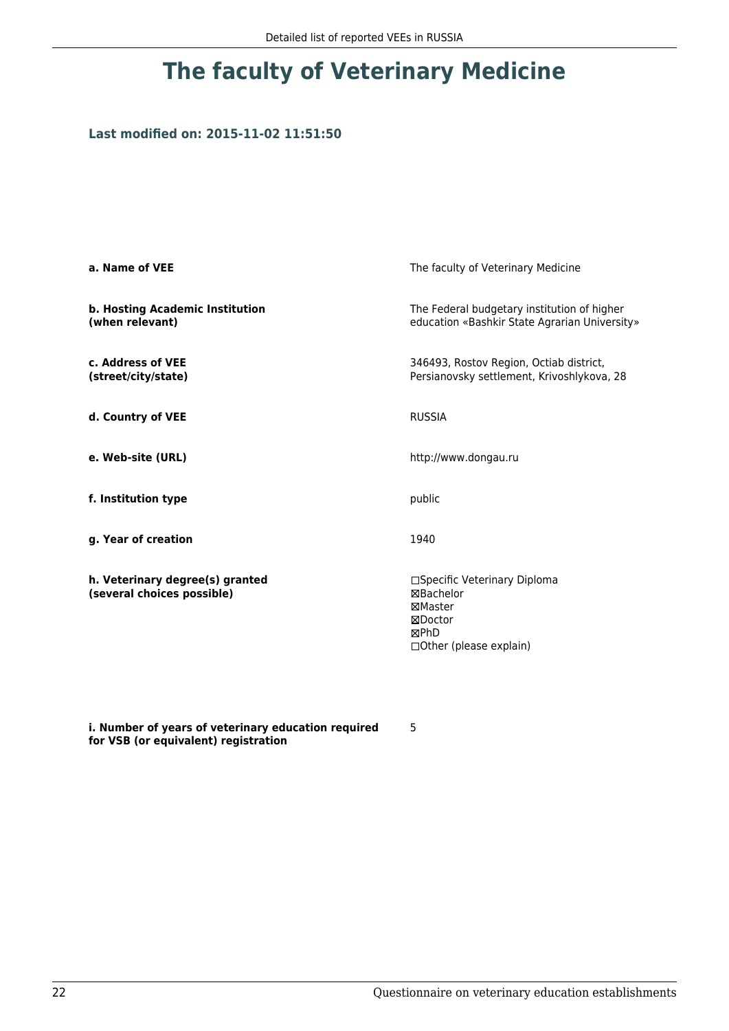# The faculty of Veterinary Medicine

### Last modified on: 2015-11-02 11:51:50

| | |
|---|---|
| **a. Name of VEE** | The faculty of Veterinary Medicine |
| **b. Hosting Academic Institution (when relevant)** | The Federal budgetary institution of higher education «Bashkir State Agrarian University» |
| **c. Address of VEE (street/city/state)** | 346493, Rostov Region, Octiab district, Persianovsky settlement, Krivoshlykova, 28 |
| **d. Country of VEE** | RUSSIA |
| **e. Web-site (URL)** | http://www.dongau.ru |
| **f. Institution type** | public |
| **g. Year of creation** | 1940 |
| **h. Veterinary degree(s) granted (several choices possible)** | ☐Specific Veterinary Diploma<br>☒Bachelor<br>☒Master<br>☒Doctor<br>☒PhD<br>☐Other (please explain) |
| **i. Number of years of veterinary education required for VSB (or equivalent) registration** | 5 |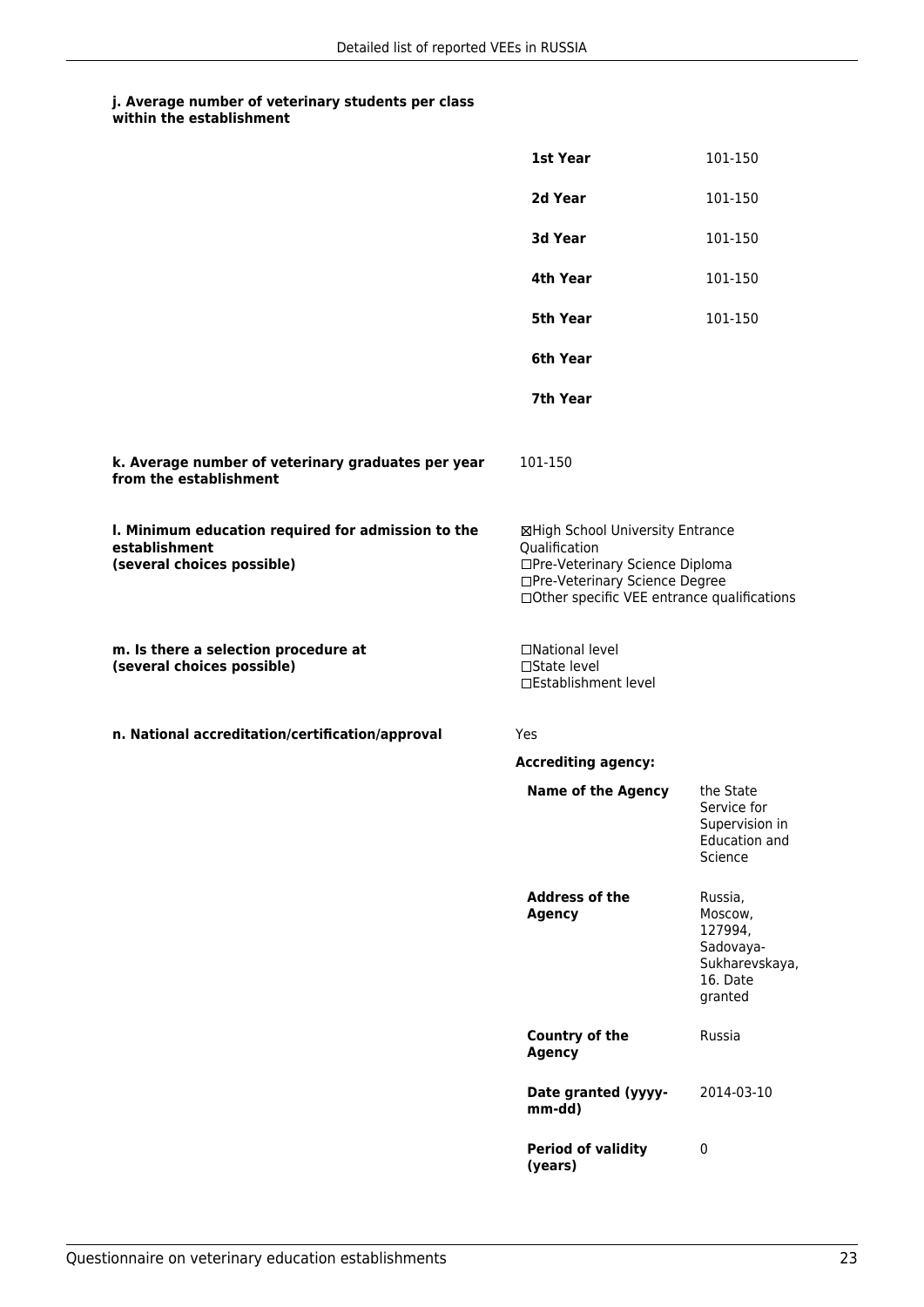#### j. Average number of veterinary students per class within the establishment

| | |
|---|---|
| **1st Year** | 101-150 |
| **2d Year** | 101-150 |
| **3d Year** | 101-150 |
| **4th Year** | 101-150 |
| **5th Year** | 101-150 |
| **6th Year** | |
| **7th Year** | |

**k. Average number of veterinary graduates per year from the establishment**

101-150

**l. Minimum education required for admission to the establishment (several choices possible)**

☒High School University Entrance Qualification
☐Pre-Veterinary Science Diploma
☐Pre-Veterinary Science Degree
☐Other specific VEE entrance qualifications

**m. Is there a selection procedure at (several choices possible)**

☐National level
☐State level
☐Establishment level

**n. National accreditation/certification/approval**

Yes

**Accrediting agency:**

| | |
|---|---|
| **Name of the Agency** | the State Service for Supervision in Education and Science |
| **Address of the Agency** | Russia, Moscow, 127994, Sadovaya-Sukharevskaya, 16. Date granted |
| **Country of the Agency** | Russia |
| **Date granted (yyyy-mm-dd)** | 2014-03-10 |
| **Period of validity (years)** | 0 |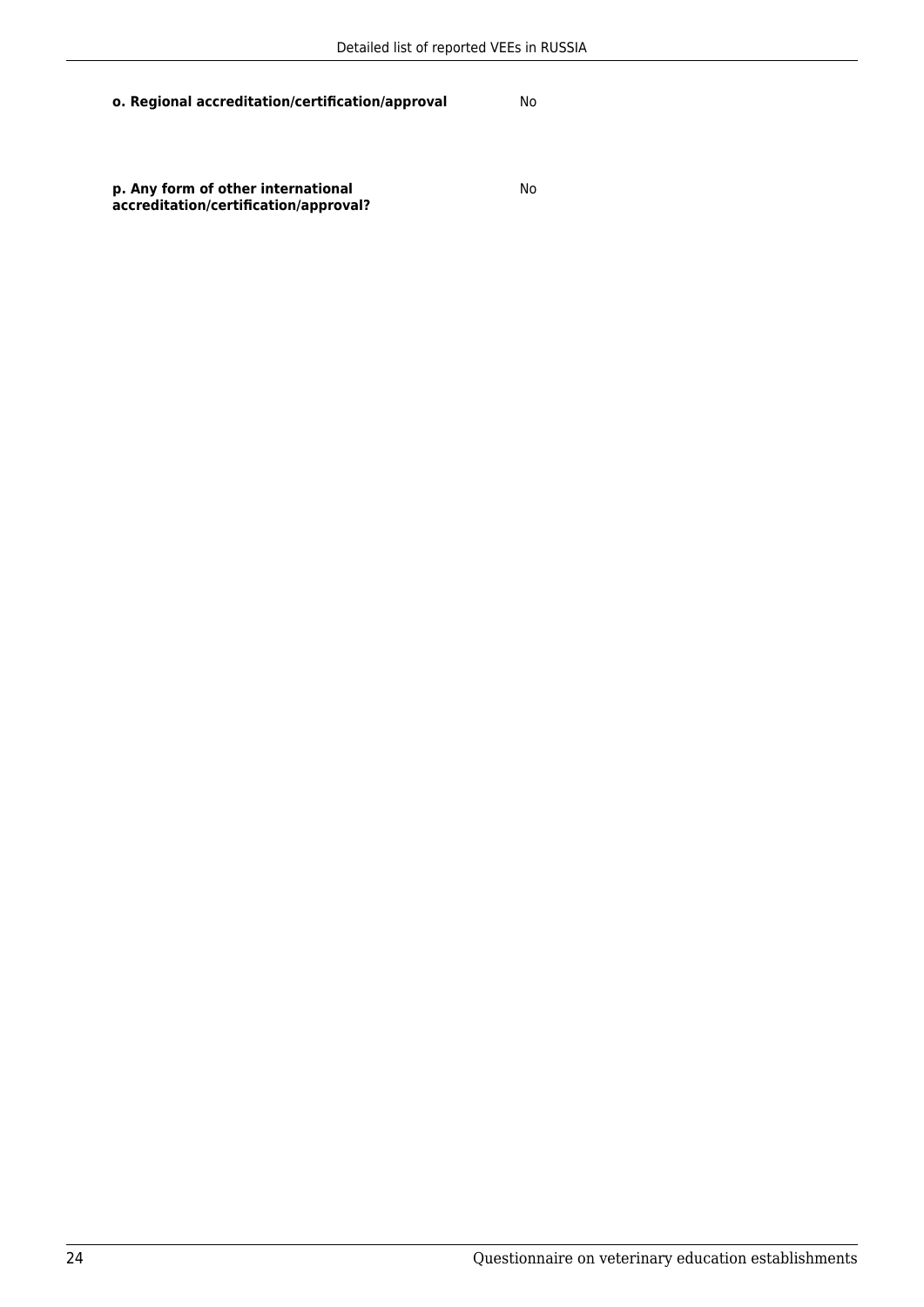**o. Regional accreditation/certification/approval** No

**p. Any form of other international accreditation/certification/approval?** No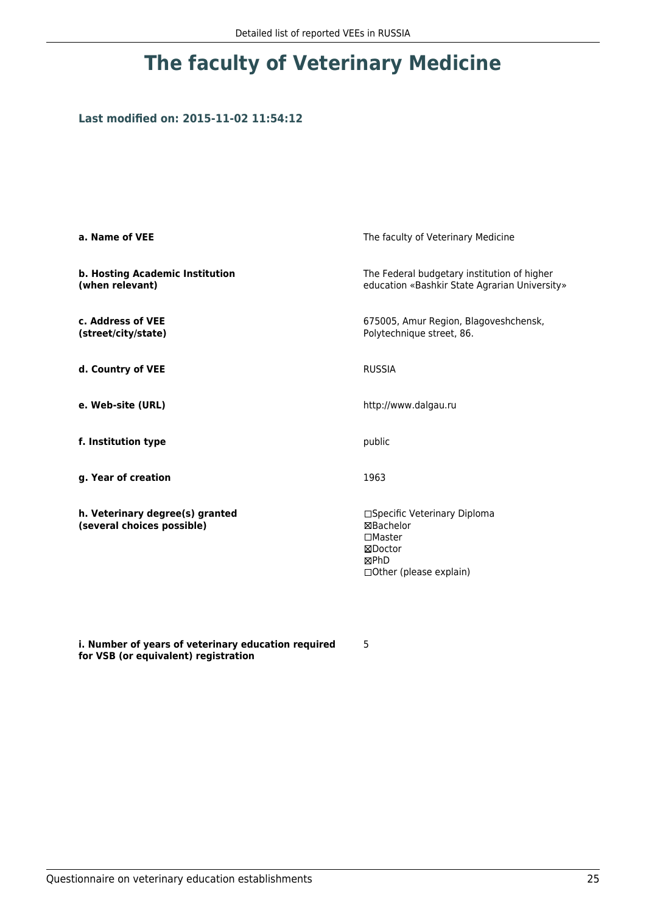# The faculty of Veterinary Medicine

### Last modified on: 2015-11-02 11:54:12

| | |
|---|---|
| **a. Name of VEE** | The faculty of Veterinary Medicine |
| **b. Hosting Academic Institution (when relevant)** | The Federal budgetary institution of higher education «Bashkir State Agrarian University» |
| **c. Address of VEE (street/city/state)** | 675005, Amur Region, Blagoveshchensk, Polytechnique street, 86. |
| **d. Country of VEE** | RUSSIA |
| **e. Web-site (URL)** | http://www.dalgau.ru |
| **f. Institution type** | public |
| **g. Year of creation** | 1963 |
| **h. Veterinary degree(s) granted (several choices possible)** | ☐Specific Veterinary Diploma<br>☒Bachelor<br>☐Master<br>☒Doctor<br>☒PhD<br>☐Other (please explain) |
| **i. Number of years of veterinary education required for VSB (or equivalent) registration** | 5 |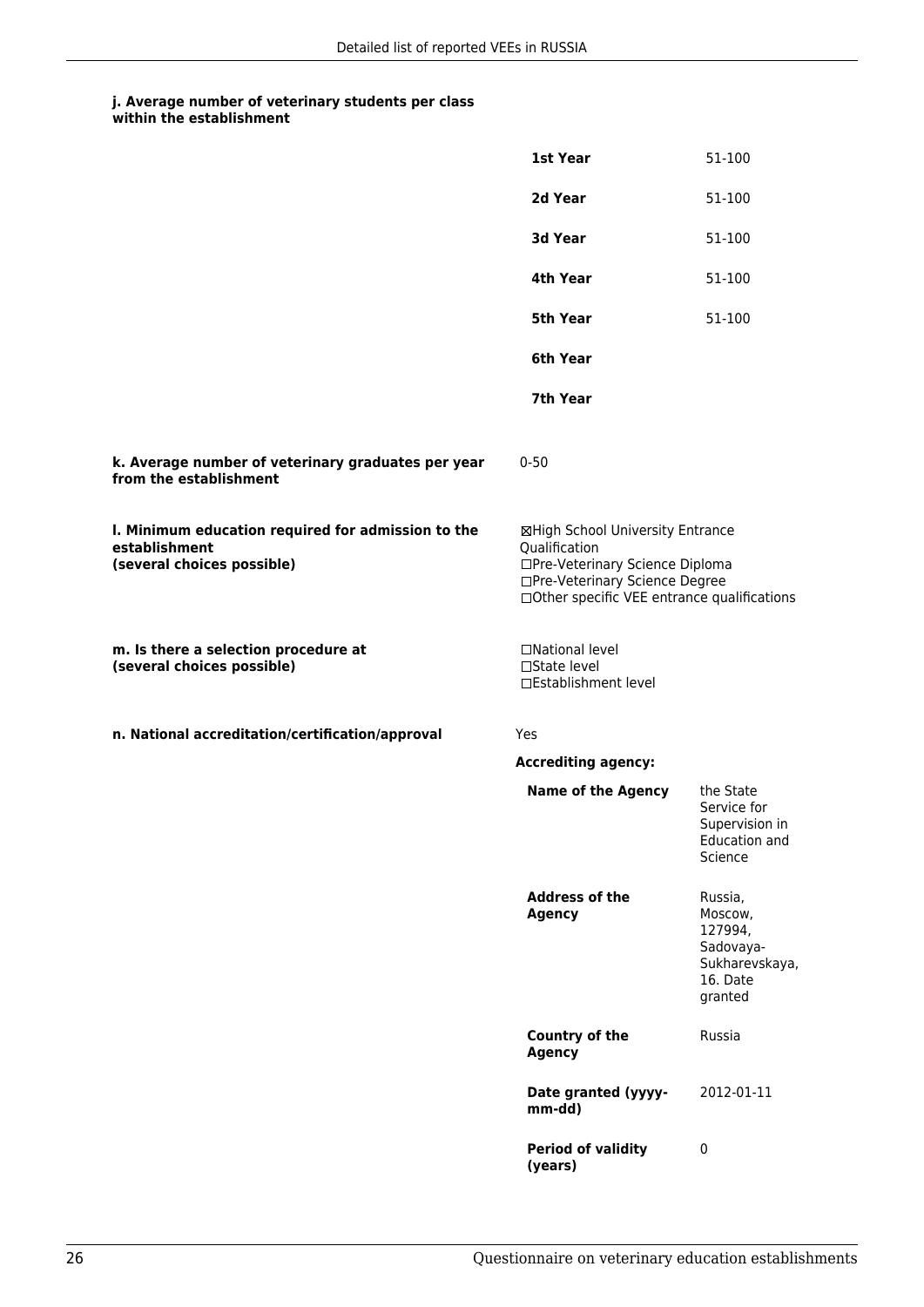**j. Average number of veterinary students per class within the establishment**

| | |
|---|---|
| **1st Year** | 51-100 |
| **2d Year** | 51-100 |
| **3d Year** | 51-100 |
| **4th Year** | 51-100 |
| **5th Year** | 51-100 |
| **6th Year** | |
| **7th Year** | |

**k. Average number of veterinary graduates per year from the establishment**

0-50

**l. Minimum education required for admission to the establishment (several choices possible)**

☒High School University Entrance Qualification
☐Pre-Veterinary Science Diploma
☐Pre-Veterinary Science Degree
☐Other specific VEE entrance qualifications

**m. Is there a selection procedure at (several choices possible)**

☐National level
☐State level
☐Establishment level

**n. National accreditation/certification/approval**

Yes

**Accrediting agency:**

| | |
|---|---|
| **Name of the Agency** | the State Service for Supervision in Education and Science |
| **Address of the Agency** | Russia, Moscow, 127994, Sadovaya-Sukharevskaya, 16. Date granted |
| **Country of the Agency** | Russia |
| **Date granted (yyyy-mm-dd)** | 2012-01-11 |
| **Period of validity (years)** | 0 |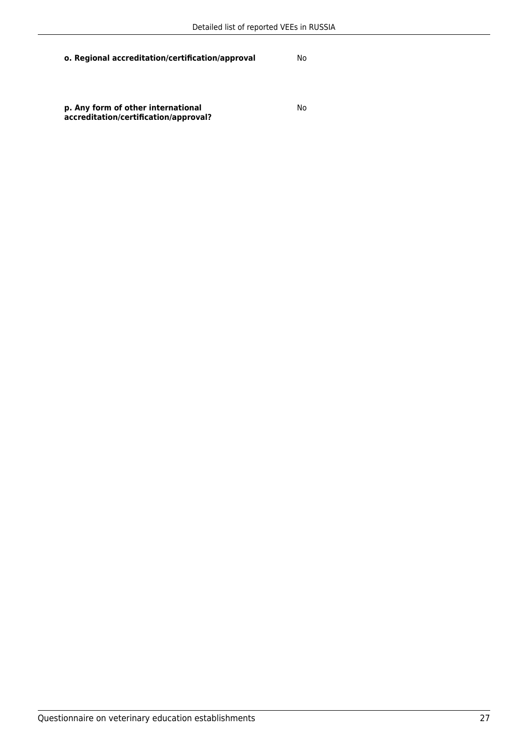**o. Regional accreditation/certification/approval** No

**p. Any form of other international accreditation/certification/approval?** No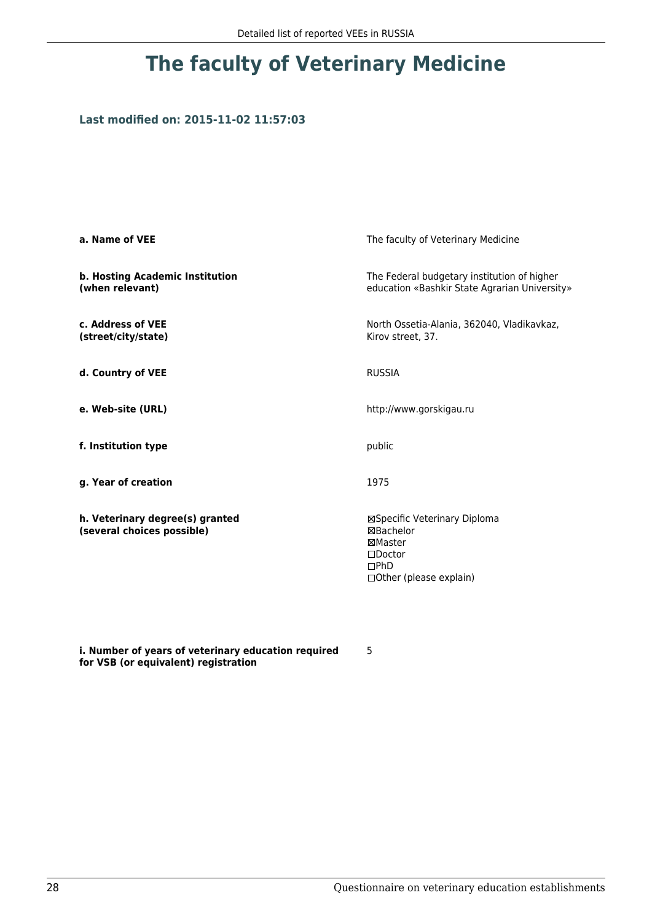# The faculty of Veterinary Medicine

### Last modified on: 2015-11-02 11:57:03

| | |
|---|---|
| **a. Name of VEE** | The faculty of Veterinary Medicine |
| **b. Hosting Academic Institution (when relevant)** | The Federal budgetary institution of higher education «Bashkir State Agrarian University» |
| **c. Address of VEE (street/city/state)** | North Ossetia-Alania, 362040, Vladikavkaz, Kirov street, 37. |
| **d. Country of VEE** | RUSSIA |
| **e. Web-site (URL)** | http://www.gorskigau.ru |
| **f. Institution type** | public |
| **g. Year of creation** | 1975 |
| **h. Veterinary degree(s) granted (several choices possible)** | ☒Specific Veterinary Diploma<br>☒Bachelor<br>☒Master<br>☐Doctor<br>☐PhD<br>☐Other (please explain) |
| **i. Number of years of veterinary education required for VSB (or equivalent) registration** | 5 |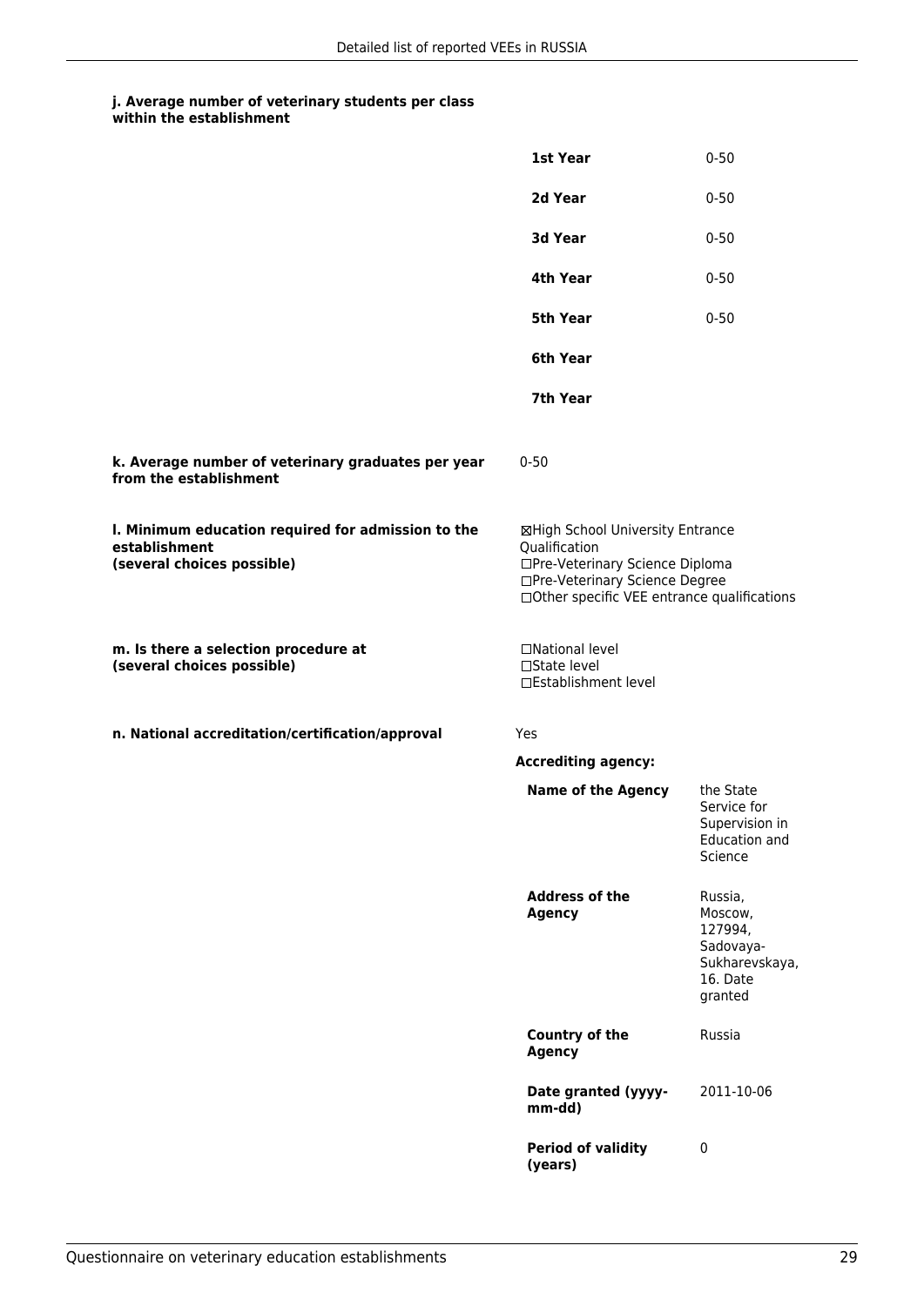**j. Average number of veterinary students per class within the establishment**

| | |
|---|---|
| **1st Year** | 0-50 |
| **2d Year** | 0-50 |
| **3d Year** | 0-50 |
| **4th Year** | 0-50 |
| **5th Year** | 0-50 |
| **6th Year** | |
| **7th Year** | |

**k. Average number of veterinary graduates per year from the establishment**

0-50

**l. Minimum education required for admission to the establishment (several choices possible)**

☒High School University Entrance Qualification
☐Pre-Veterinary Science Diploma
☐Pre-Veterinary Science Degree
☐Other specific VEE entrance qualifications

**m. Is there a selection procedure at (several choices possible)**

☐National level
☐State level
☐Establishment level

**n. National accreditation/certification/approval**

Yes

**Accrediting agency:**

| | |
|---|---|
| **Name of the Agency** | the State Service for Supervision in Education and Science |
| **Address of the Agency** | Russia, Moscow, 127994, Sadovaya-Sukharevskaya, 16. Date granted |
| **Country of the Agency** | Russia |
| **Date granted (yyyy-mm-dd)** | 2011-10-06 |
| **Period of validity (years)** | 0 |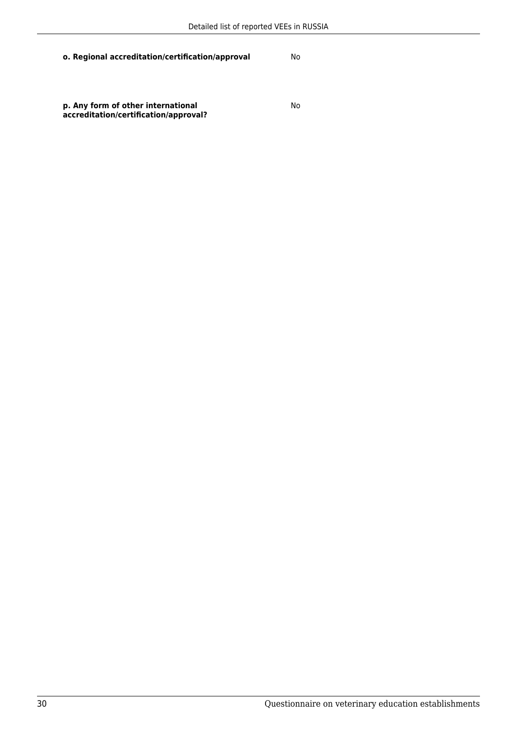**o. Regional accreditation/certification/approval** No

**p. Any form of other international accreditation/certification/approval?** No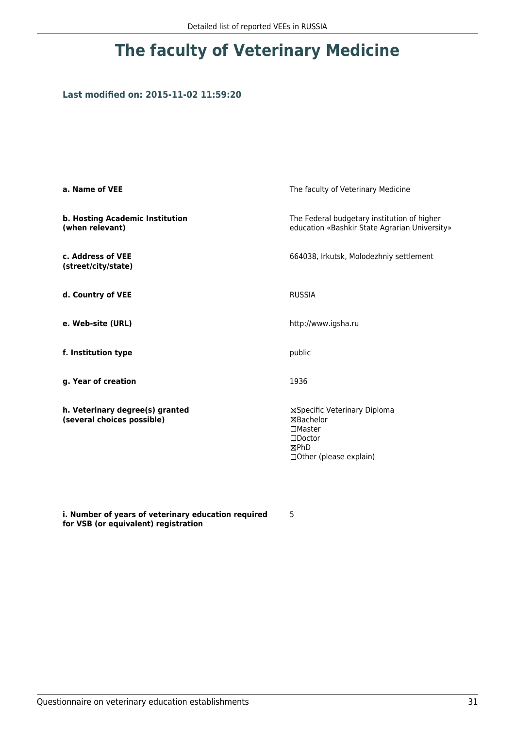# The faculty of Veterinary Medicine

**Last modified on: 2015-11-02 11:59:20**

| | |
|---|---|
| **a. Name of VEE** | The faculty of Veterinary Medicine |
| **b. Hosting Academic Institution (when relevant)** | The Federal budgetary institution of higher education «Bashkir State Agrarian University» |
| **c. Address of VEE (street/city/state)** | 664038, Irkutsk, Molodezhniy settlement |
| **d. Country of VEE** | RUSSIA |
| **e. Web-site (URL)** | http://www.igsha.ru |
| **f. Institution type** | public |
| **g. Year of creation** | 1936 |
| **h. Veterinary degree(s) granted (several choices possible)** | ☒Specific Veterinary Diploma<br>☒Bachelor<br>☐Master<br>☐Doctor<br>☒PhD<br>☐Other (please explain) |
| **i. Number of years of veterinary education required for VSB (or equivalent) registration** | 5 |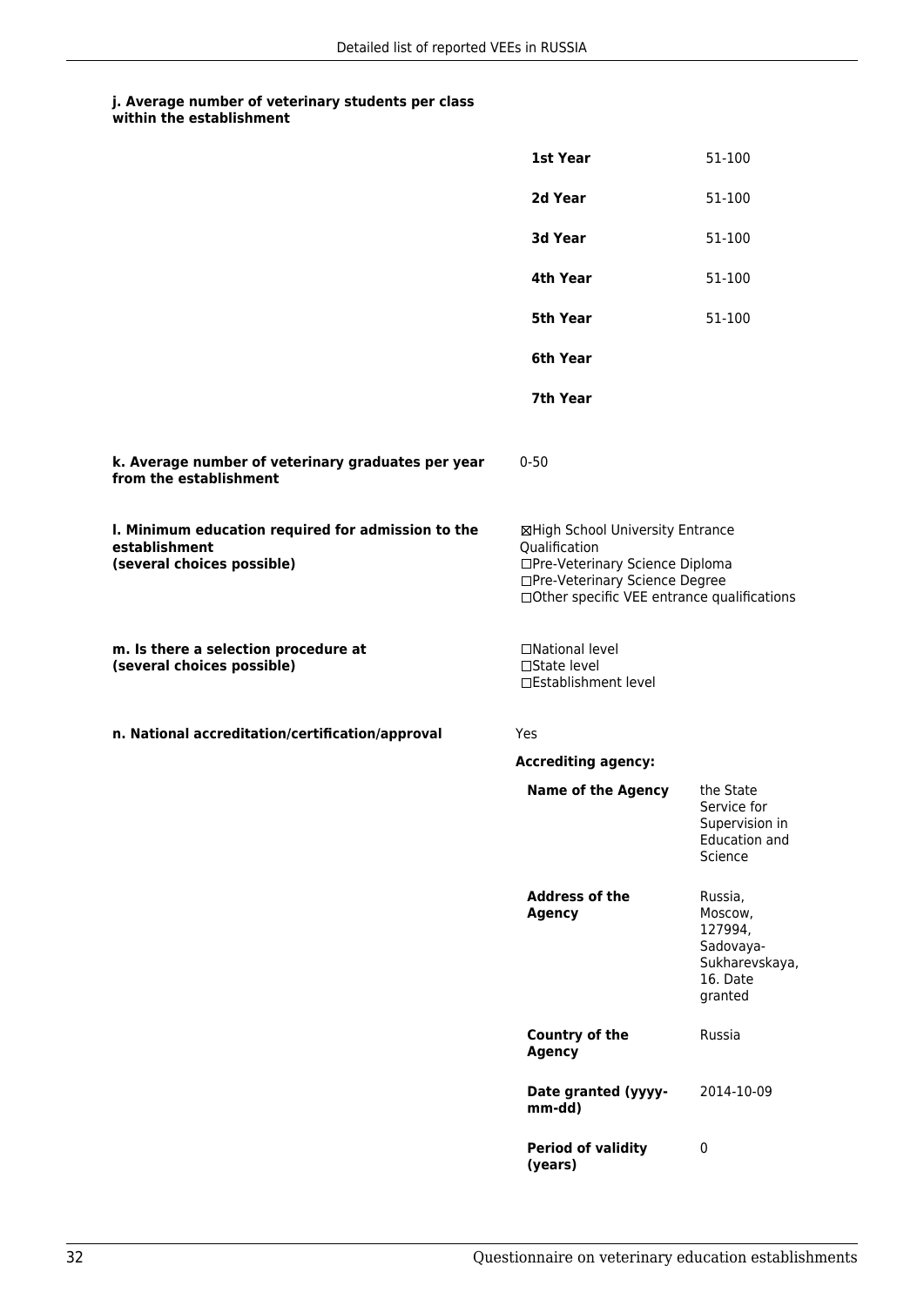**j. Average number of veterinary students per class within the establishment**

| | |
|---|---|
| **1st Year** | 51-100 |
| **2d Year** | 51-100 |
| **3d Year** | 51-100 |
| **4th Year** | 51-100 |
| **5th Year** | 51-100 |
| **6th Year** | |
| **7th Year** | |

**k. Average number of veterinary graduates per year from the establishment**

0-50

**l. Minimum education required for admission to the establishment (several choices possible)**

☒High School University Entrance Qualification
☐Pre-Veterinary Science Diploma
☐Pre-Veterinary Science Degree
☐Other specific VEE entrance qualifications

**m. Is there a selection procedure at (several choices possible)**

☐National level
☐State level
☐Establishment level

**n. National accreditation/certification/approval**

Yes

**Accrediting agency:**

| | |
|---|---|
| **Name of the Agency** | the State Service for Supervision in Education and Science |
| **Address of the Agency** | Russia, Moscow, 127994, Sadovaya-Sukharevskaya, 16. Date granted |
| **Country of the Agency** | Russia |
| **Date granted (yyyy-mm-dd)** | 2014-10-09 |
| **Period of validity (years)** | 0 |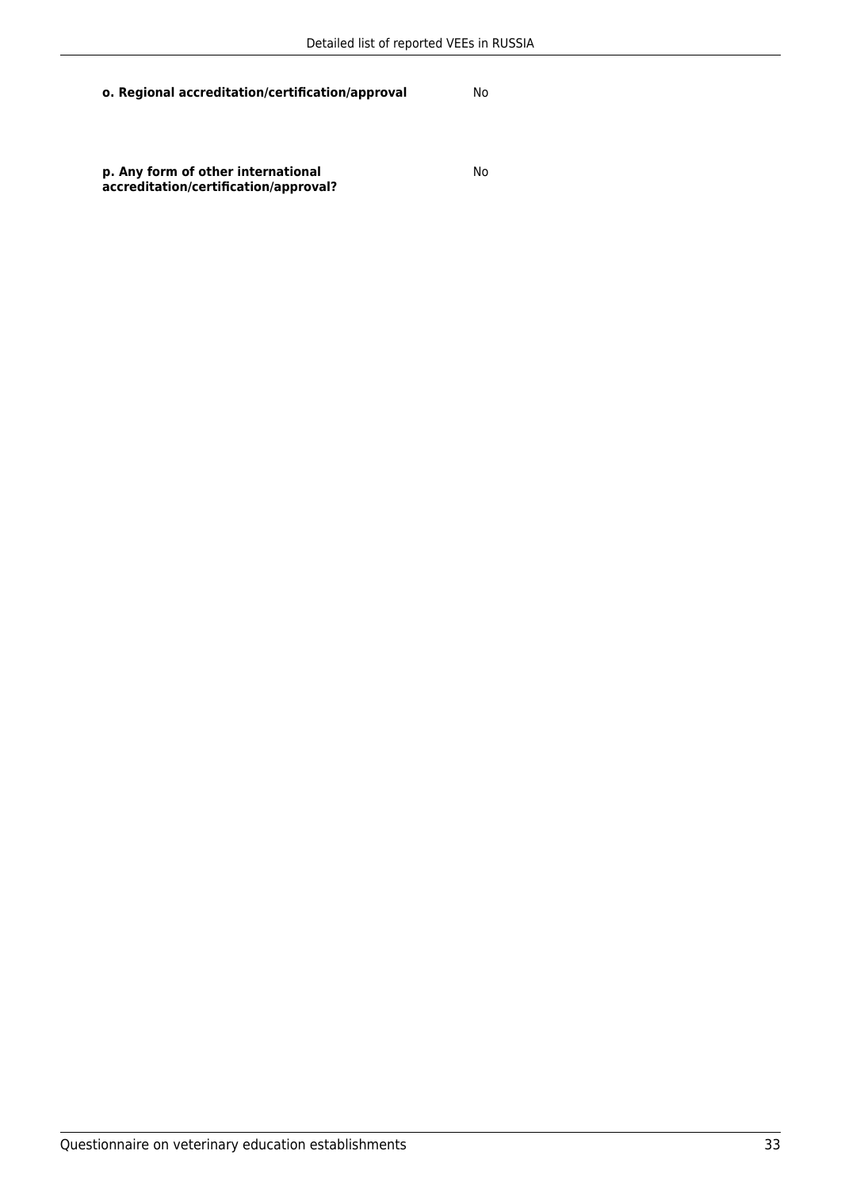**o. Regional accreditation/certification/approval** No

**p. Any form of other international accreditation/certification/approval?** No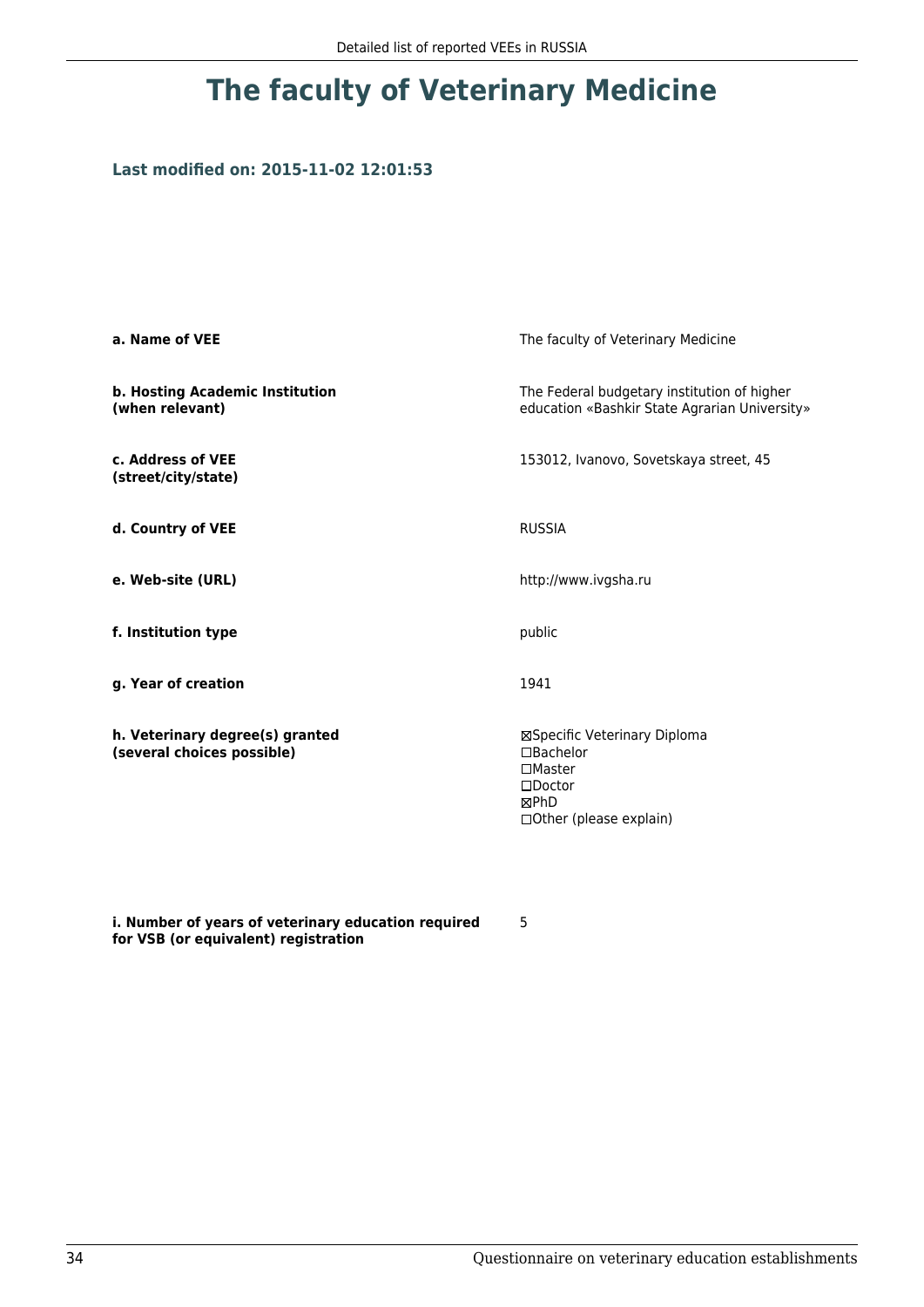# The faculty of Veterinary Medicine

### Last modified on: 2015-11-02 12:01:53

| | |
|---|---|
| **a. Name of VEE** | The faculty of Veterinary Medicine |
| **b. Hosting Academic Institution (when relevant)** | The Federal budgetary institution of higher education «Bashkir State Agrarian University» |
| **c. Address of VEE (street/city/state)** | 153012, Ivanovo, Sovetskaya street, 45 |
| **d. Country of VEE** | RUSSIA |
| **e. Web-site (URL)** | http://www.ivgsha.ru |
| **f. Institution type** | public |
| **g. Year of creation** | 1941 |
| **h. Veterinary degree(s) granted (several choices possible)** | ☒Specific Veterinary Diploma<br>☐Bachelor<br>☐Master<br>☐Doctor<br>☒PhD<br>☐Other (please explain) |
| **i. Number of years of veterinary education required for VSB (or equivalent) registration** | 5 |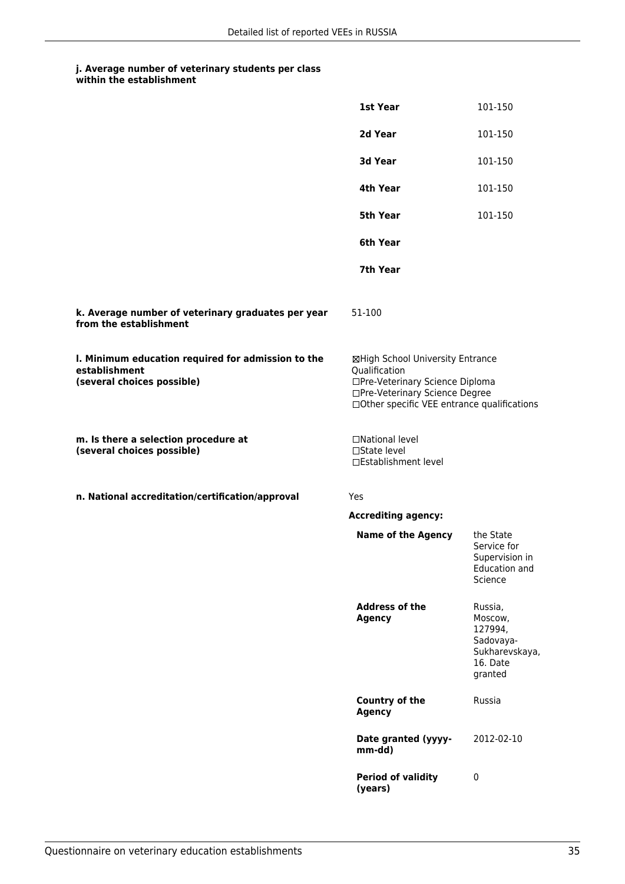#### j. Average number of veterinary students per class within the establishment

| | |
|---|---|
| **1st Year** | 101-150 |
| **2d Year** | 101-150 |
| **3d Year** | 101-150 |
| **4th Year** | 101-150 |
| **5th Year** | 101-150 |
| **6th Year** | |
| **7th Year** | |

**k. Average number of veterinary graduates per year from the establishment**

51-100

**l. Minimum education required for admission to the establishment (several choices possible)**

☒High School University Entrance Qualification
☐Pre-Veterinary Science Diploma
☐Pre-Veterinary Science Degree
☐Other specific VEE entrance qualifications

**m. Is there a selection procedure at (several choices possible)**

☐National level
☐State level
☐Establishment level

**n. National accreditation/certification/approval**

Yes

**Accrediting agency:**

| | |
|---|---|
| **Name of the Agency** | the State Service for Supervision in Education and Science |
| **Address of the Agency** | Russia, Moscow, 127994, Sadovaya-Sukharevskaya, 16. Date granted |
| **Country of the Agency** | Russia |
| **Date granted (yyyy-mm-dd)** | 2012-02-10 |
| **Period of validity (years)** | 0 |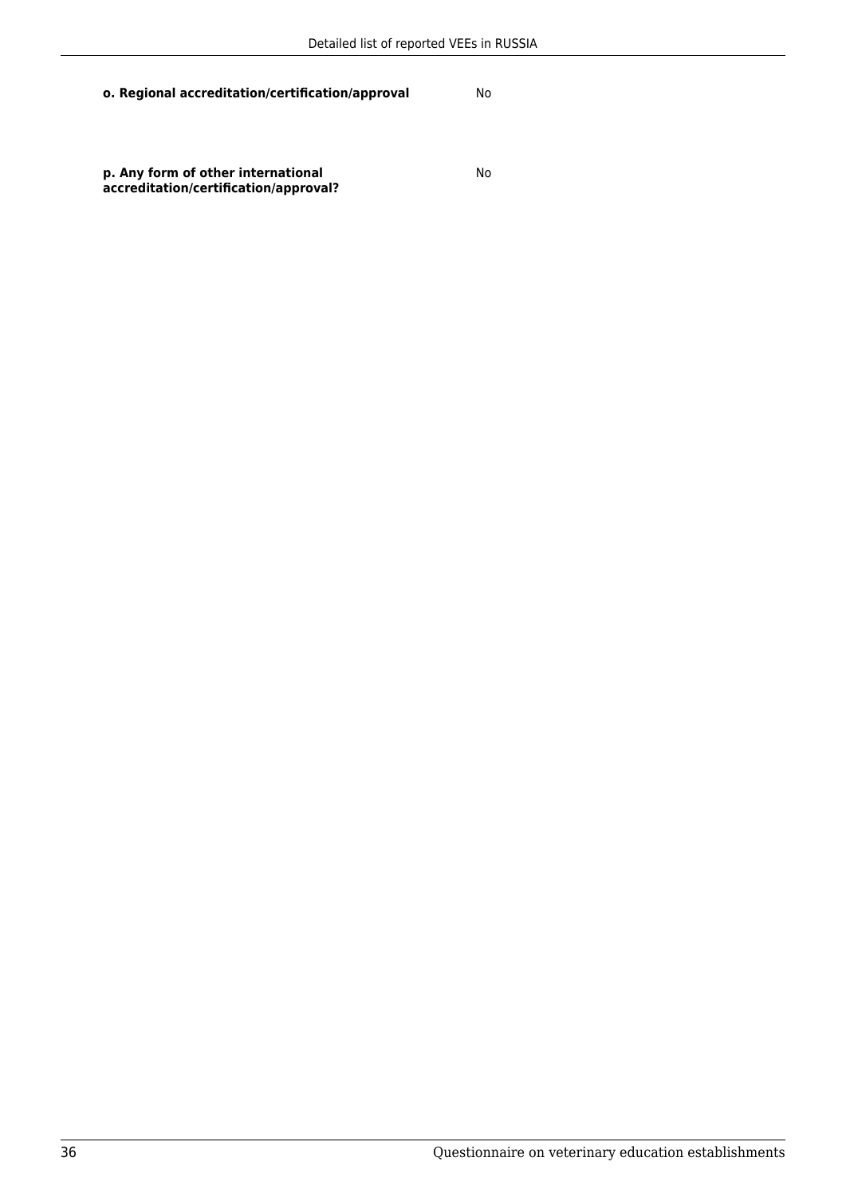**o. Regional accreditation/certification/approval** No

**p. Any form of other international accreditation/certification/approval?** No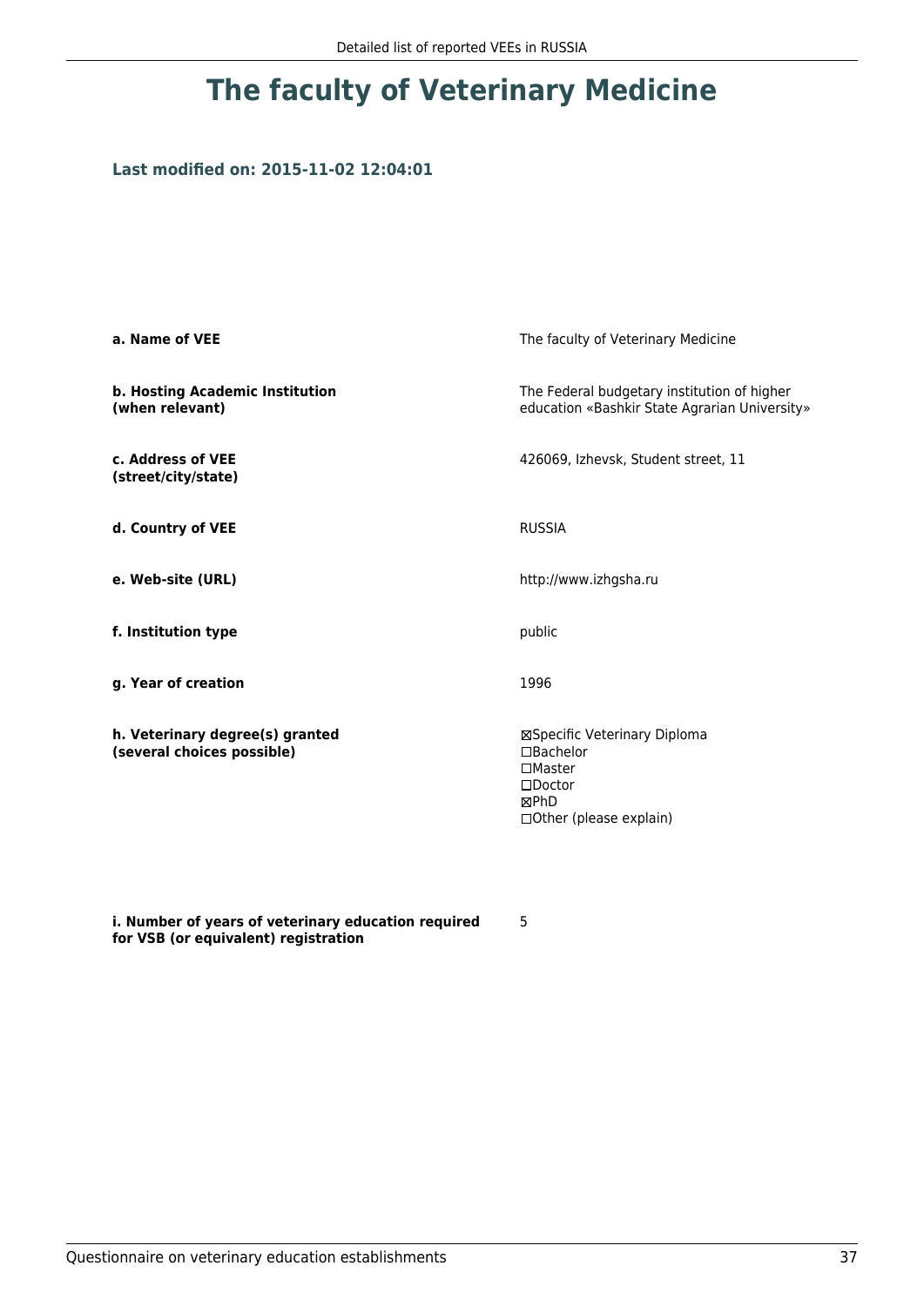# The faculty of Veterinary Medicine

### Last modified on: 2015-11-02 12:04:01

| | |
|---|---|
| **a. Name of VEE** | The faculty of Veterinary Medicine |
| **b. Hosting Academic Institution (when relevant)** | The Federal budgetary institution of higher education «Bashkir State Agrarian University» |
| **c. Address of VEE (street/city/state)** | 426069, Izhevsk, Student street, 11 |
| **d. Country of VEE** | RUSSIA |
| **e. Web-site (URL)** | http://www.izhgsha.ru |
| **f. Institution type** | public |
| **g. Year of creation** | 1996 |
| **h. Veterinary degree(s) granted (several choices possible)** | ☒Specific Veterinary Diploma<br>☐Bachelor<br>☐Master<br>☐Doctor<br>☒PhD<br>☐Other (please explain) |
| **i. Number of years of veterinary education required for VSB (or equivalent) registration** | 5 |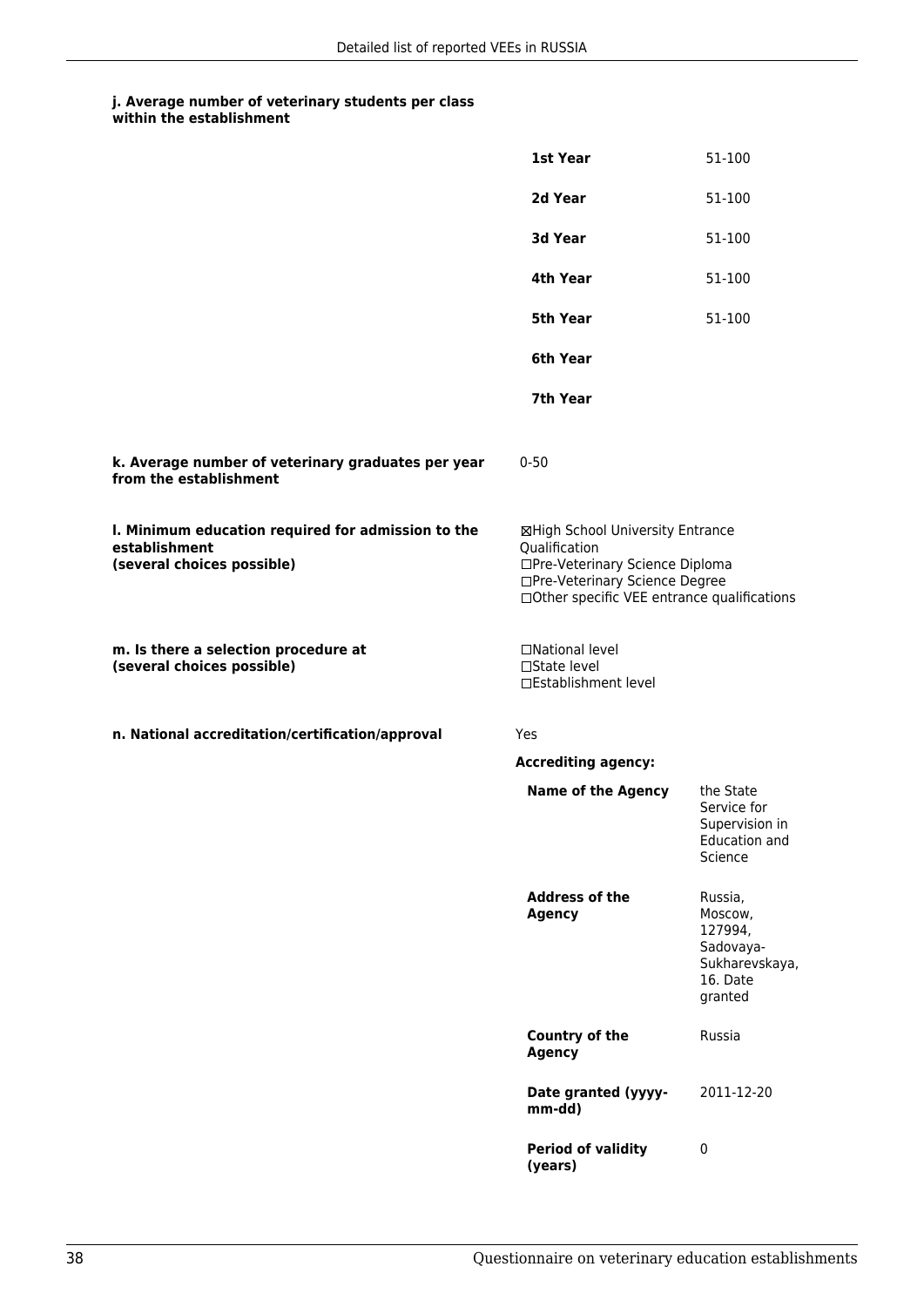#### j. Average number of veterinary students per class within the establishment

| | |
|---|---|
| **1st Year** | 51-100 |
| **2d Year** | 51-100 |
| **3d Year** | 51-100 |
| **4th Year** | 51-100 |
| **5th Year** | 51-100 |
| **6th Year** | |
| **7th Year** | |

#### k. Average number of veterinary graduates per year from the establishment

0-50

#### l. Minimum education required for admission to the establishment (several choices possible)

☒High School University Entrance Qualification
☐Pre-Veterinary Science Diploma
☐Pre-Veterinary Science Degree
☐Other specific VEE entrance qualifications

#### m. Is there a selection procedure at (several choices possible)

☐National level
☐State level
☐Establishment level

#### n. National accreditation/certification/approval

Yes

**Accrediting agency:**

| | |
|---|---|
| **Name of the Agency** | the State Service for Supervision in Education and Science |
| **Address of the Agency** | Russia, Moscow, 127994, Sadovaya-Sukharevskaya, 16. Date granted |
| **Country of the Agency** | Russia |
| **Date granted (yyyy-mm-dd)** | 2011-12-20 |
| **Period of validity (years)** | 0 |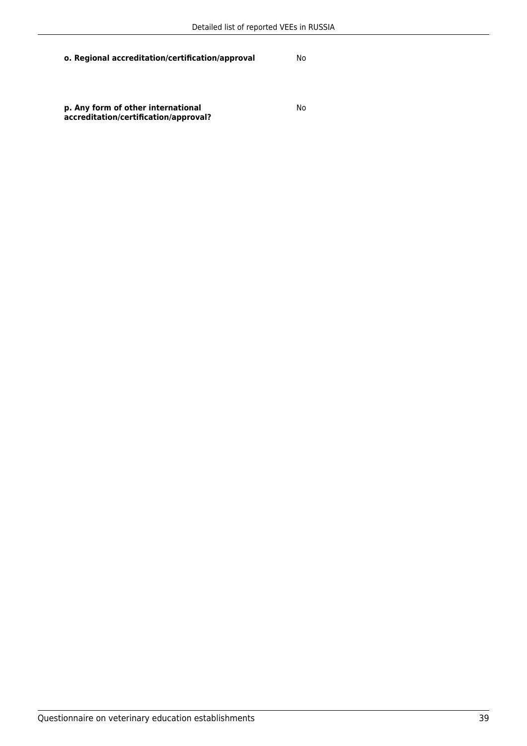**o. Regional accreditation/certification/approval** No

**p. Any form of other international accreditation/certification/approval?** No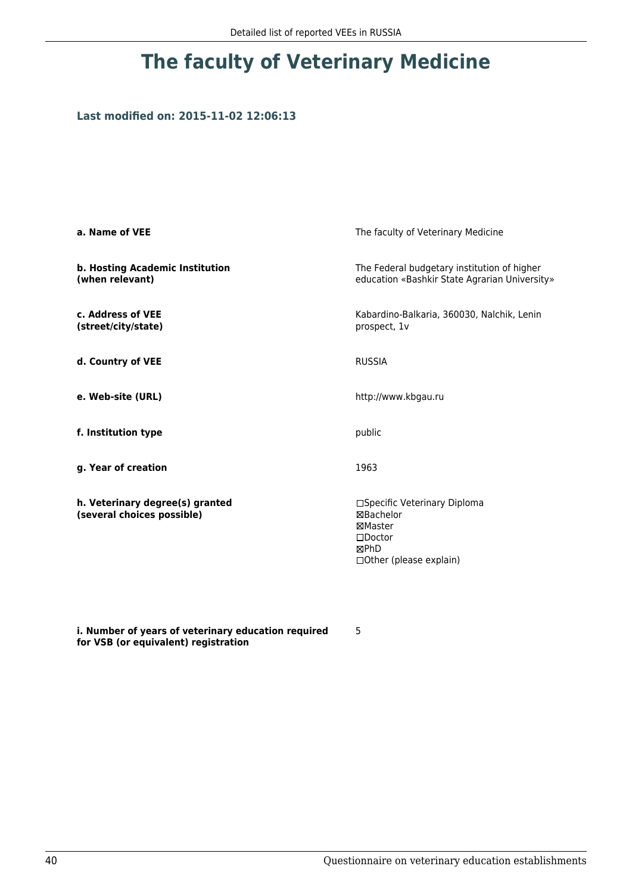# The faculty of Veterinary Medicine

**Last modified on: 2015-11-02 12:06:13**

| | |
|---|---|
| **a. Name of VEE** | The faculty of Veterinary Medicine |
| **b. Hosting Academic Institution (when relevant)** | The Federal budgetary institution of higher education «Bashkir State Agrarian University» |
| **c. Address of VEE (street/city/state)** | Kabardino-Balkaria, 360030, Nalchik, Lenin prospect, 1v |
| **d. Country of VEE** | RUSSIA |
| **e. Web-site (URL)** | http://www.kbgau.ru |
| **f. Institution type** | public |
| **g. Year of creation** | 1963 |
| **h. Veterinary degree(s) granted (several choices possible)** | ☐Specific Veterinary Diploma<br>☒Bachelor<br>☒Master<br>☐Doctor<br>☒PhD<br>☐Other (please explain) |
| **i. Number of years of veterinary education required for VSB (or equivalent) registration** | 5 |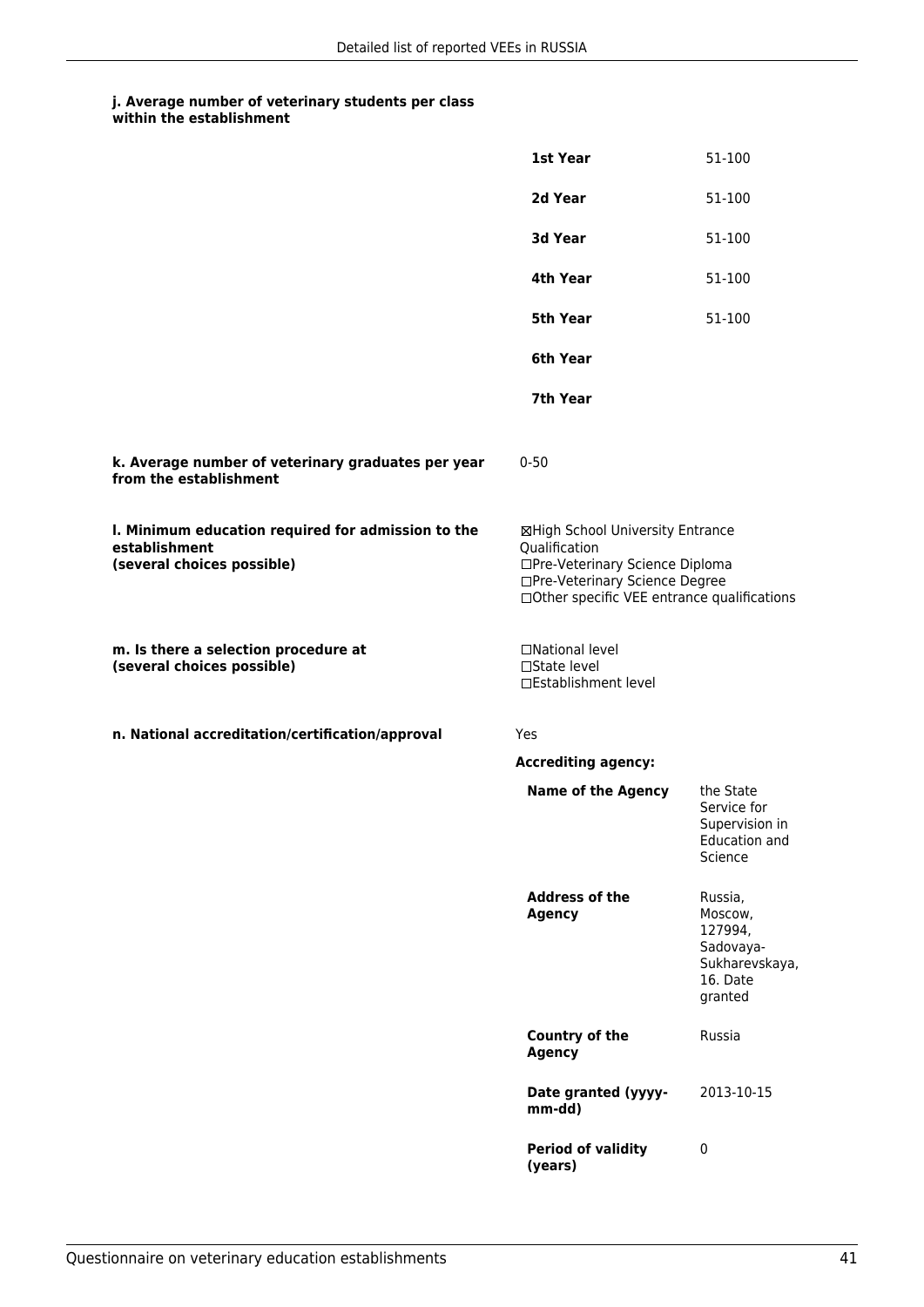#### j. Average number of veterinary students per class within the establishment

| | |
|---|---|
| **1st Year** | 51-100 |
| **2d Year** | 51-100 |
| **3d Year** | 51-100 |
| **4th Year** | 51-100 |
| **5th Year** | 51-100 |
| **6th Year** | |
| **7th Year** | |

**k. Average number of veterinary graduates per year from the establishment**

0-50

**l. Minimum education required for admission to the establishment (several choices possible)**

☒High School University Entrance Qualification
☐Pre-Veterinary Science Diploma
☐Pre-Veterinary Science Degree
☐Other specific VEE entrance qualifications

**m. Is there a selection procedure at (several choices possible)**

☐National level
☐State level
☐Establishment level

**n. National accreditation/certification/approval**

Yes

**Accrediting agency:**

| | |
|---|---|
| **Name of the Agency** | the State Service for Supervision in Education and Science |
| **Address of the Agency** | Russia, Moscow, 127994, Sadovaya-Sukharevskaya, 16. Date granted |
| **Country of the Agency** | Russia |
| **Date granted (yyyy-mm-dd)** | 2013-10-15 |
| **Period of validity (years)** | 0 |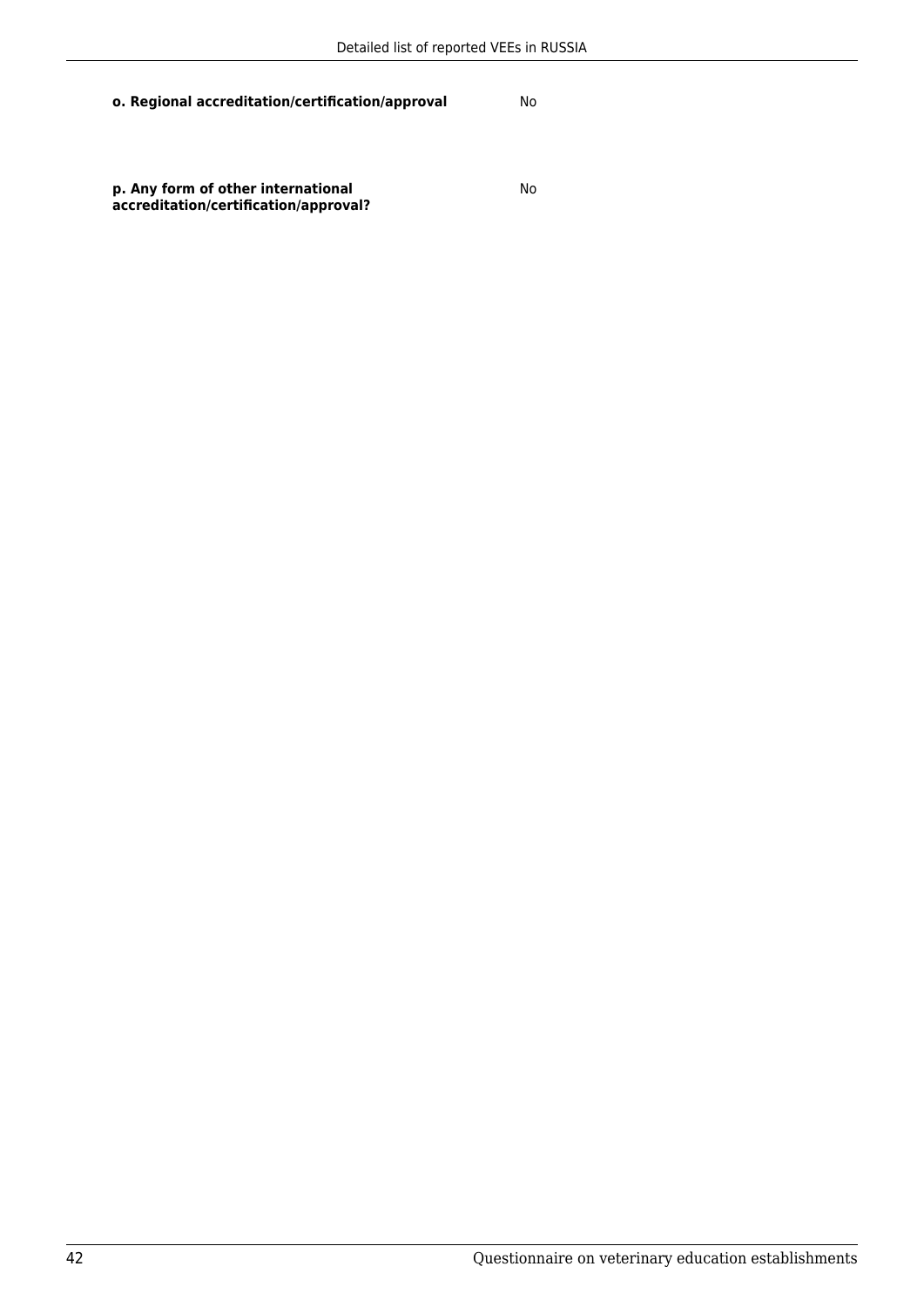**o. Regional accreditation/certification/approval** No

**p. Any form of other international accreditation/certification/approval?** No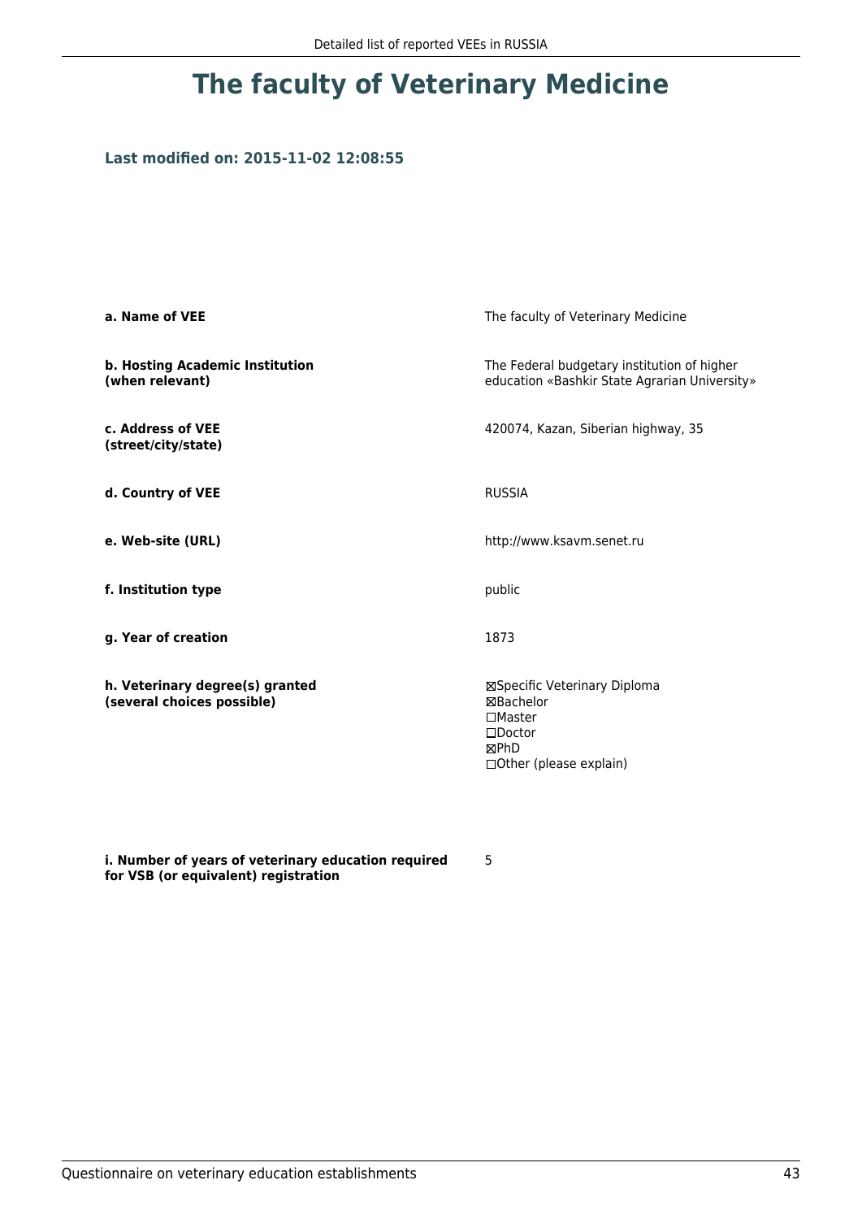# The faculty of Veterinary Medicine

**Last modified on: 2015-11-02 12:08:55**

| | |
|---|---|
| **a. Name of VEE** | The faculty of Veterinary Medicine |
| **b. Hosting Academic Institution (when relevant)** | The Federal budgetary institution of higher education «Bashkir State Agrarian University» |
| **c. Address of VEE (street/city/state)** | 420074, Kazan, Siberian highway, 35 |
| **d. Country of VEE** | RUSSIA |
| **e. Web-site (URL)** | http://www.ksavm.senet.ru |
| **f. Institution type** | public |
| **g. Year of creation** | 1873 |
| **h. Veterinary degree(s) granted (several choices possible)** | ☒Specific Veterinary Diploma<br>☒Bachelor<br>☐Master<br>☐Doctor<br>☒PhD<br>☐Other (please explain) |
| **i. Number of years of veterinary education required for VSB (or equivalent) registration** | 5 |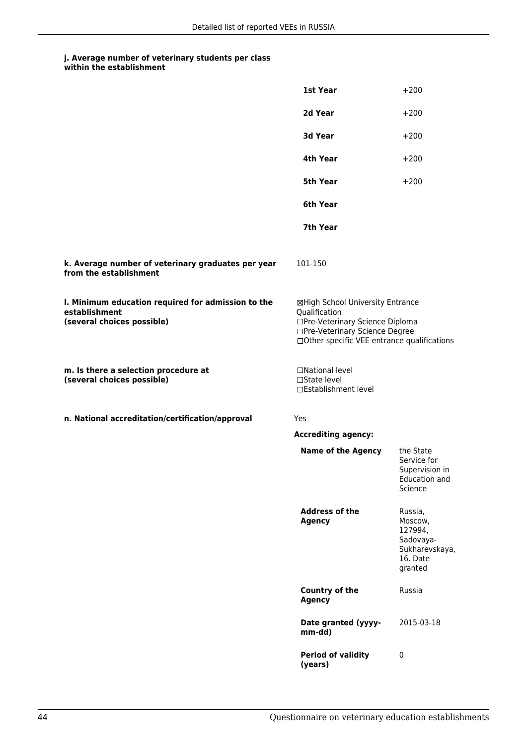**j. Average number of veterinary students per class within the establishment**

| | |
|---|---|
| **1st Year** | +200 |
| **2d Year** | +200 |
| **3d Year** | +200 |
| **4th Year** | +200 |
| **5th Year** | +200 |
| **6th Year** | |
| **7th Year** | |

**k. Average number of veterinary graduates per year from the establishment**

101-150

**l. Minimum education required for admission to the establishment (several choices possible)**

☒High School University Entrance Qualification
☐Pre-Veterinary Science Diploma
☐Pre-Veterinary Science Degree
☐Other specific VEE entrance qualifications

**m. Is there a selection procedure at (several choices possible)**

☐National level
☐State level
☐Establishment level

**n. National accreditation/certification/approval**

Yes

**Accrediting agency:**

| | |
|---|---|
| **Name of the Agency** | the State Service for Supervision in Education and Science |
| **Address of the Agency** | Russia, Moscow, 127994, Sadovaya-Sukharevskaya, 16. Date granted |
| **Country of the Agency** | Russia |
| **Date granted (yyyy-mm-dd)** | 2015-03-18 |
| **Period of validity (years)** | 0 |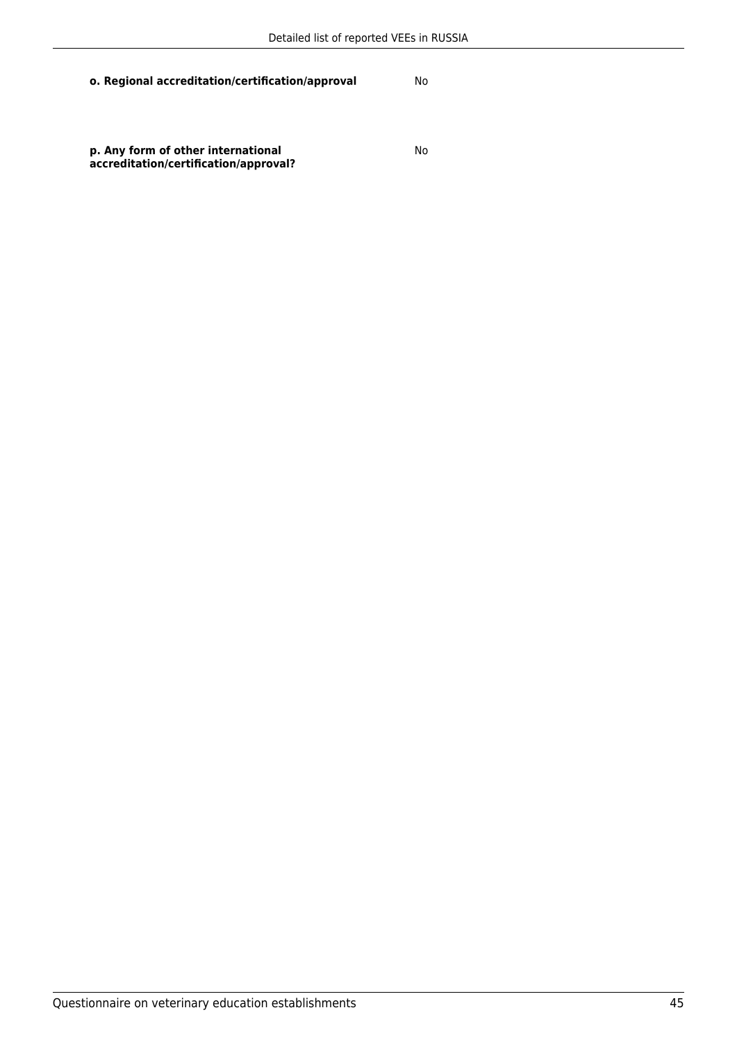**o. Regional accreditation/certification/approval** No

**p. Any form of other international accreditation/certification/approval?** No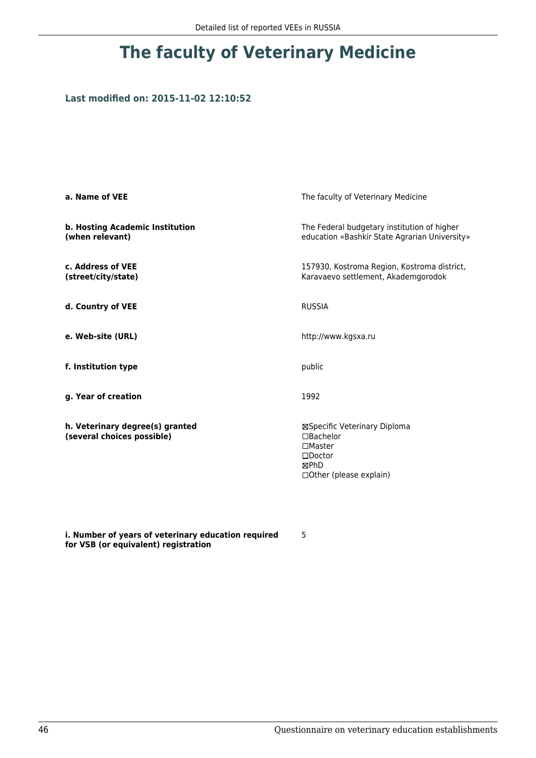# The faculty of Veterinary Medicine

**Last modified on: 2015-11-02 12:10:52**

| | |
|---|---|
| **a. Name of VEE** | The faculty of Veterinary Medicine |
| **b. Hosting Academic Institution (when relevant)** | The Federal budgetary institution of higher education «Bashkir State Agrarian University» |
| **c. Address of VEE (street/city/state)** | 157930, Kostroma Region, Kostroma district, Karavaevo settlement, Akademgorodok |
| **d. Country of VEE** | RUSSIA |
| **e. Web-site (URL)** | http://www.kgsxa.ru |
| **f. Institution type** | public |
| **g. Year of creation** | 1992 |
| **h. Veterinary degree(s) granted (several choices possible)** | ☒Specific Veterinary Diploma<br>☐Bachelor<br>☐Master<br>☐Doctor<br>☒PhD<br>☐Other (please explain) |
| **i. Number of years of veterinary education required for VSB (or equivalent) registration** | 5 |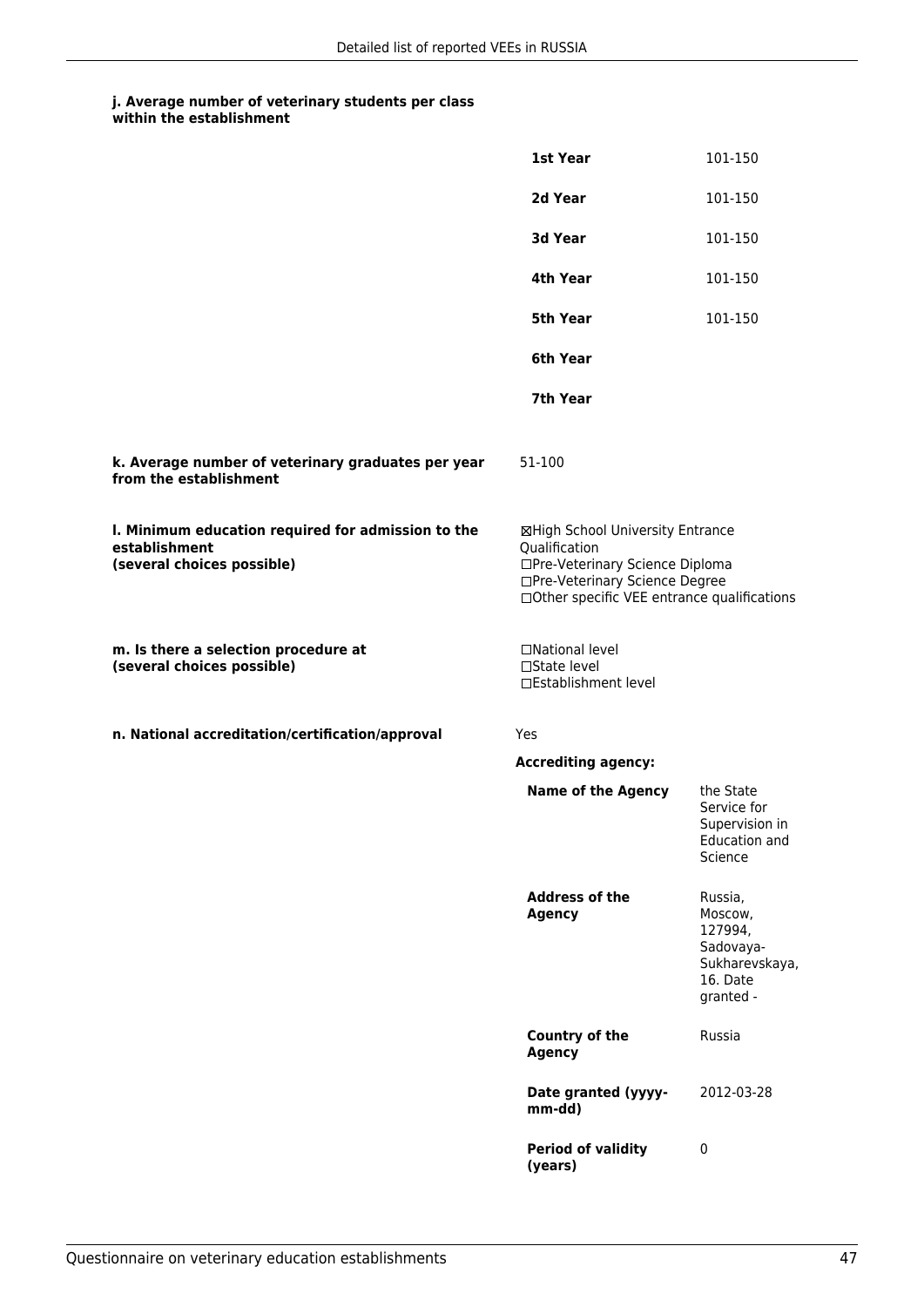**j. Average number of veterinary students per class within the establishment**

| | |
|---|---|
| **1st Year** | 101-150 |
| **2d Year** | 101-150 |
| **3d Year** | 101-150 |
| **4th Year** | 101-150 |
| **5th Year** | 101-150 |
| **6th Year** | |
| **7th Year** | |

**k. Average number of veterinary graduates per year from the establishment**

51-100

**l. Minimum education required for admission to the establishment (several choices possible)**

☒High School University Entrance Qualification
☐Pre-Veterinary Science Diploma
☐Pre-Veterinary Science Degree
☐Other specific VEE entrance qualifications

**m. Is there a selection procedure at (several choices possible)**

☐National level
☐State level
☐Establishment level

**n. National accreditation/certification/approval**

Yes

**Accrediting agency:**

| | |
|---|---|
| **Name of the Agency** | the State Service for Supervision in Education and Science |
| **Address of the Agency** | Russia, Moscow, 127994, Sadovaya-Sukharevskaya, 16. Date granted - |
| **Country of the Agency** | Russia |
| **Date granted (yyyy-mm-dd)** | 2012-03-28 |
| **Period of validity (years)** | 0 |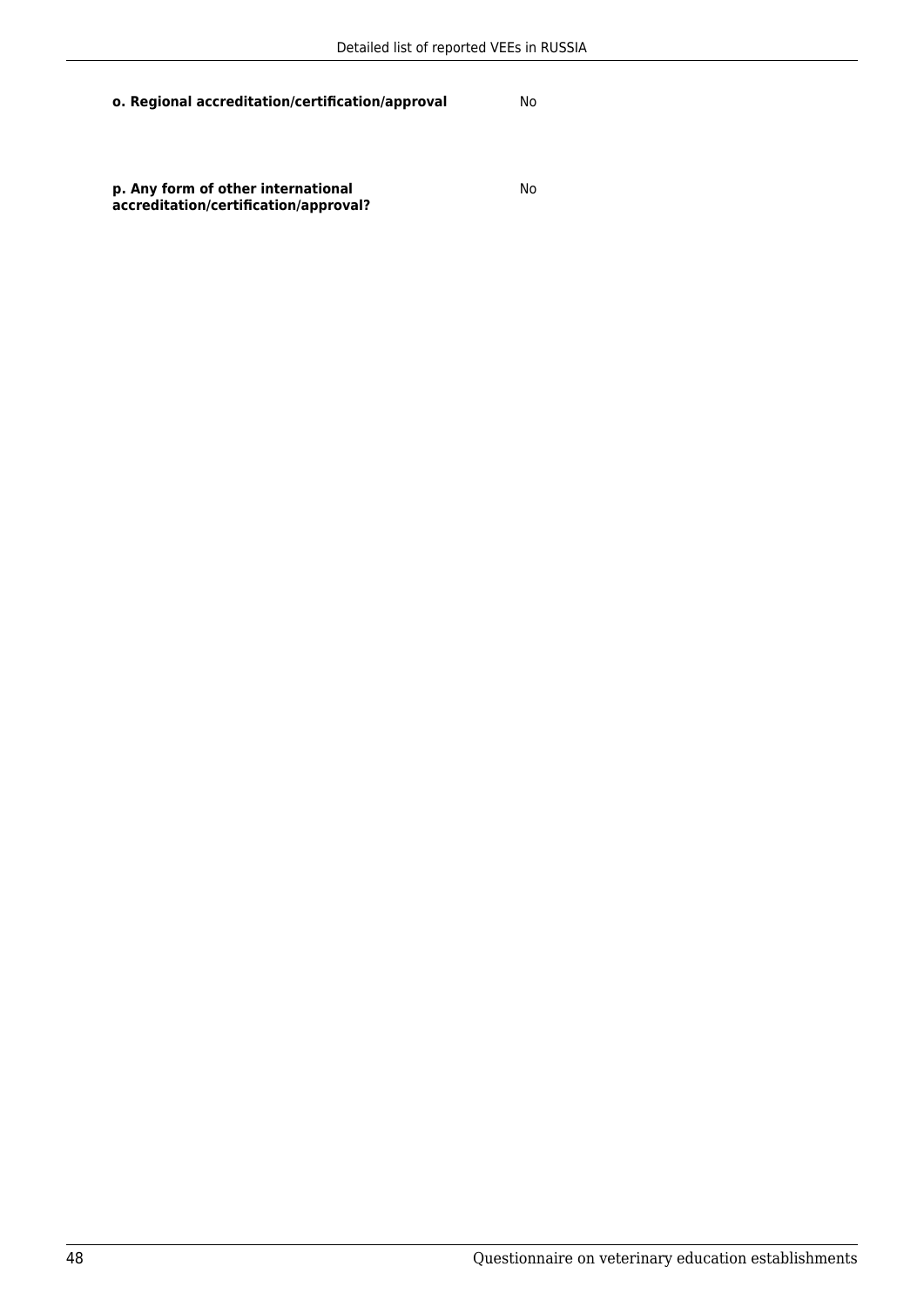**o. Regional accreditation/certification/approval** No

**p. Any form of other international accreditation/certification/approval?** No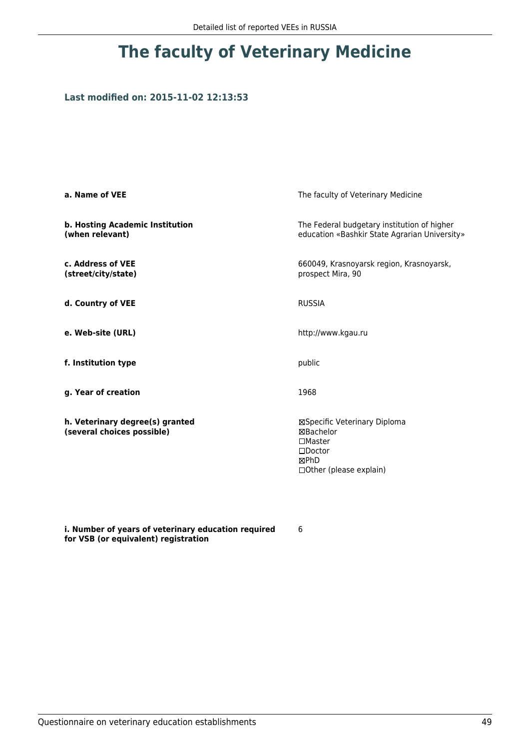# The faculty of Veterinary Medicine

### Last modified on: 2015-11-02 12:13:53

| | |
|---|---|
| **a. Name of VEE** | The faculty of Veterinary Medicine |
| **b. Hosting Academic Institution (when relevant)** | The Federal budgetary institution of higher education «Bashkir State Agrarian University» |
| **c. Address of VEE (street/city/state)** | 660049, Krasnoyarsk region, Krasnoyarsk, prospect Mira, 90 |
| **d. Country of VEE** | RUSSIA |
| **e. Web-site (URL)** | http://www.kgau.ru |
| **f. Institution type** | public |
| **g. Year of creation** | 1968 |
| **h. Veterinary degree(s) granted (several choices possible)** | ☒Specific Veterinary Diploma<br>☒Bachelor<br>☐Master<br>☐Doctor<br>☒PhD<br>☐Other (please explain) |
| **i. Number of years of veterinary education required for VSB (or equivalent) registration** | 6 |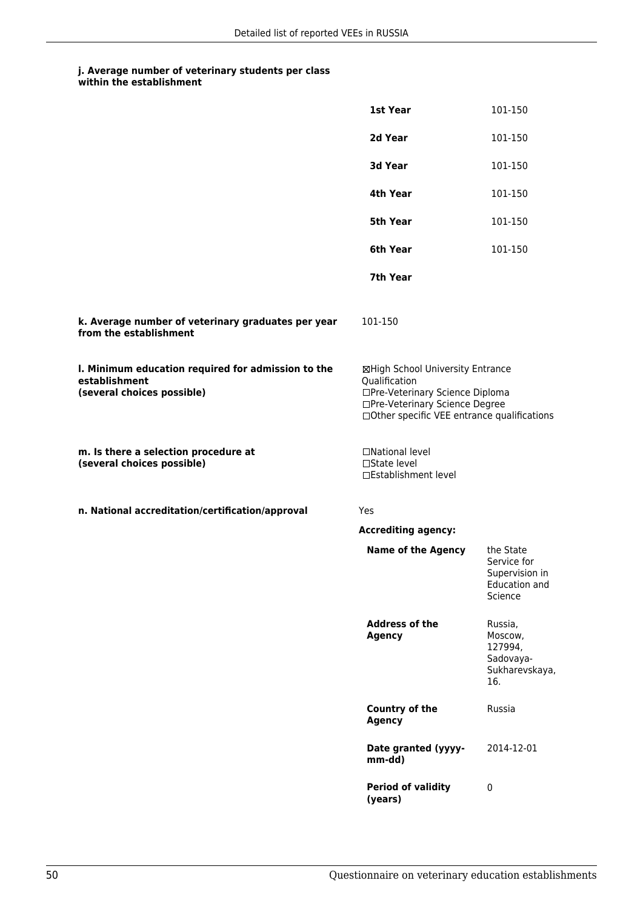**j. Average number of veterinary students per class within the establishment**

| | |
|---|---|
| **1st Year** | 101-150 |
| **2d Year** | 101-150 |
| **3d Year** | 101-150 |
| **4th Year** | 101-150 |
| **5th Year** | 101-150 |
| **6th Year** | 101-150 |
| **7th Year** | |

**k. Average number of veterinary graduates per year from the establishment**

101-150

**l. Minimum education required for admission to the establishment (several choices possible)**

☒High School University Entrance Qualification
☐Pre-Veterinary Science Diploma
☐Pre-Veterinary Science Degree
☐Other specific VEE entrance qualifications

**m. Is there a selection procedure at (several choices possible)**

☐National level
☐State level
☐Establishment level

**n. National accreditation/certification/approval**

Yes

**Accrediting agency:**

| | |
|---|---|
| **Name of the Agency** | the State Service for Supervision in Education and Science |
| **Address of the Agency** | Russia, Moscow, 127994, Sadovaya-Sukharevskaya, 16. |
| **Country of the Agency** | Russia |
| **Date granted (yyyy-mm-dd)** | 2014-12-01 |
| **Period of validity (years)** | 0 |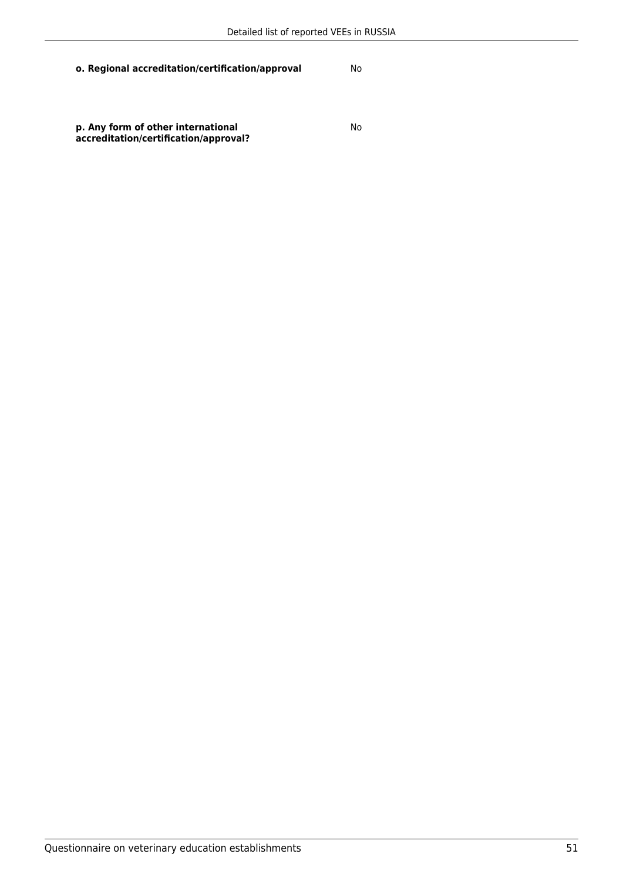| | |
|---|---|
| **o. Regional accreditation/certification/approval** | No |
| **p. Any form of other international accreditation/certification/approval?** | No |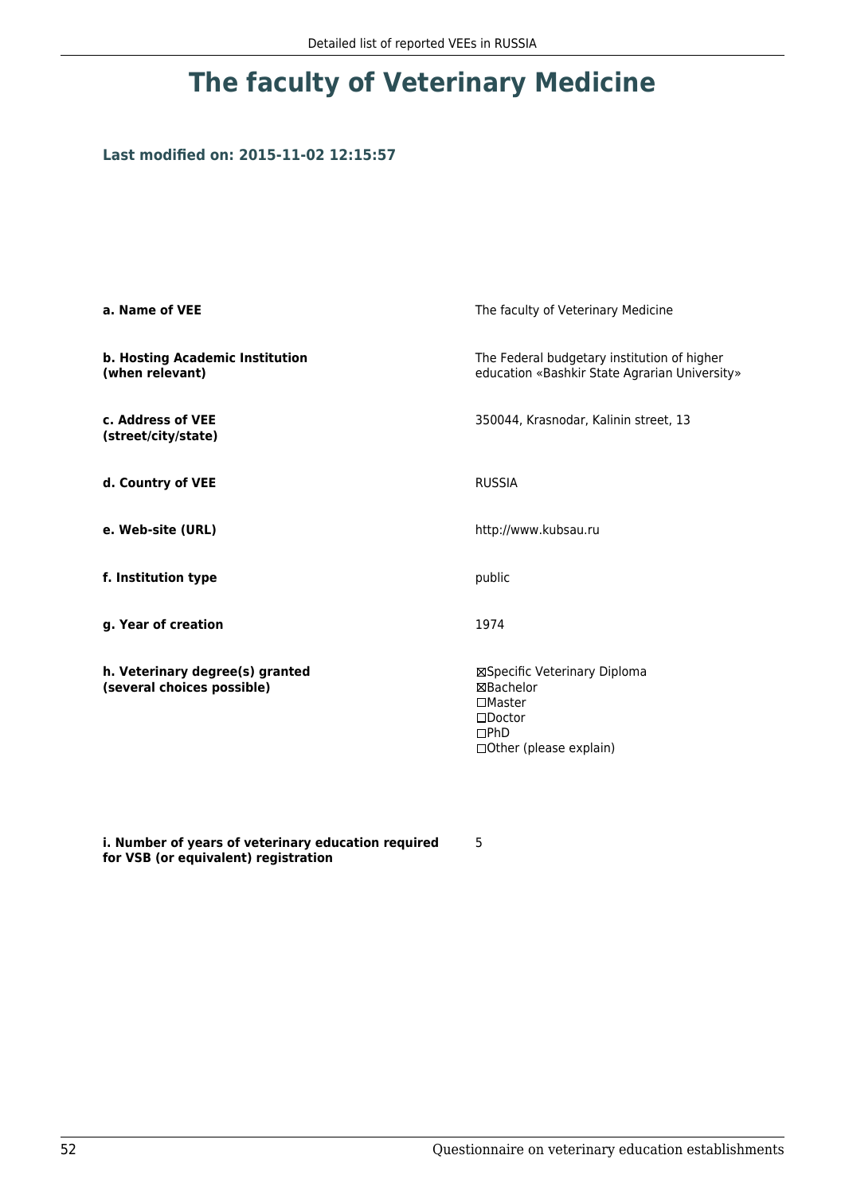# The faculty of Veterinary Medicine

**Last modified on: 2015-11-02 12:15:57**

| | |
|---|---|
| **a. Name of VEE** | The faculty of Veterinary Medicine |
| **b. Hosting Academic Institution (when relevant)** | The Federal budgetary institution of higher education «Bashkir State Agrarian University» |
| **c. Address of VEE (street/city/state)** | 350044, Krasnodar, Kalinin street, 13 |
| **d. Country of VEE** | RUSSIA |
| **e. Web-site (URL)** | http://www.kubsau.ru |
| **f. Institution type** | public |
| **g. Year of creation** | 1974 |
| **h. Veterinary degree(s) granted (several choices possible)** | ☒Specific Veterinary Diploma<br>☒Bachelor<br>☐Master<br>☐Doctor<br>☐PhD<br>☐Other (please explain) |
| **i. Number of years of veterinary education required for VSB (or equivalent) registration** | 5 |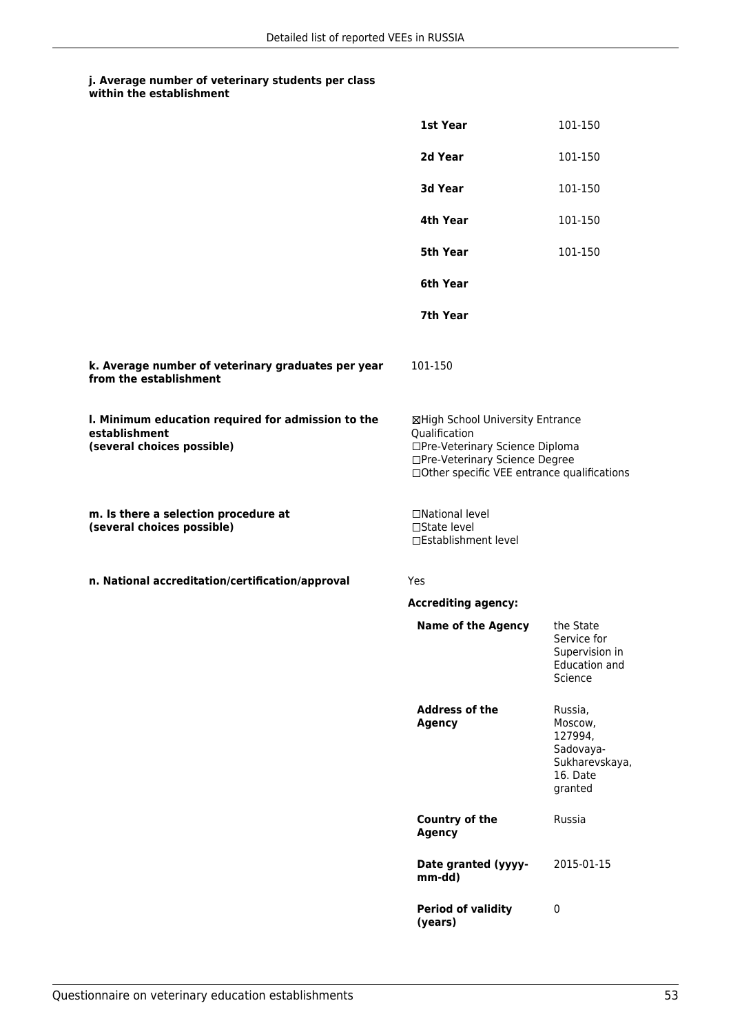**j. Average number of veterinary students per class within the establishment**

| | |
|---|---|
| **1st Year** | 101-150 |
| **2d Year** | 101-150 |
| **3d Year** | 101-150 |
| **4th Year** | 101-150 |
| **5th Year** | 101-150 |
| **6th Year** | |
| **7th Year** | |

**k. Average number of veterinary graduates per year from the establishment**

101-150

**l. Minimum education required for admission to the establishment (several choices possible)**

☒High School University Entrance Qualification
☐Pre-Veterinary Science Diploma
☐Pre-Veterinary Science Degree
☐Other specific VEE entrance qualifications

**m. Is there a selection procedure at (several choices possible)**

☐National level
☐State level
☐Establishment level

**n. National accreditation/certification/approval**

Yes

**Accrediting agency:**

| | |
|---|---|
| **Name of the Agency** | the State Service for Supervision in Education and Science |
| **Address of the Agency** | Russia, Moscow, 127994, Sadovaya-Sukharevskaya, 16. Date granted |
| **Country of the Agency** | Russia |
| **Date granted (yyyy-mm-dd)** | 2015-01-15 |
| **Period of validity (years)** | 0 |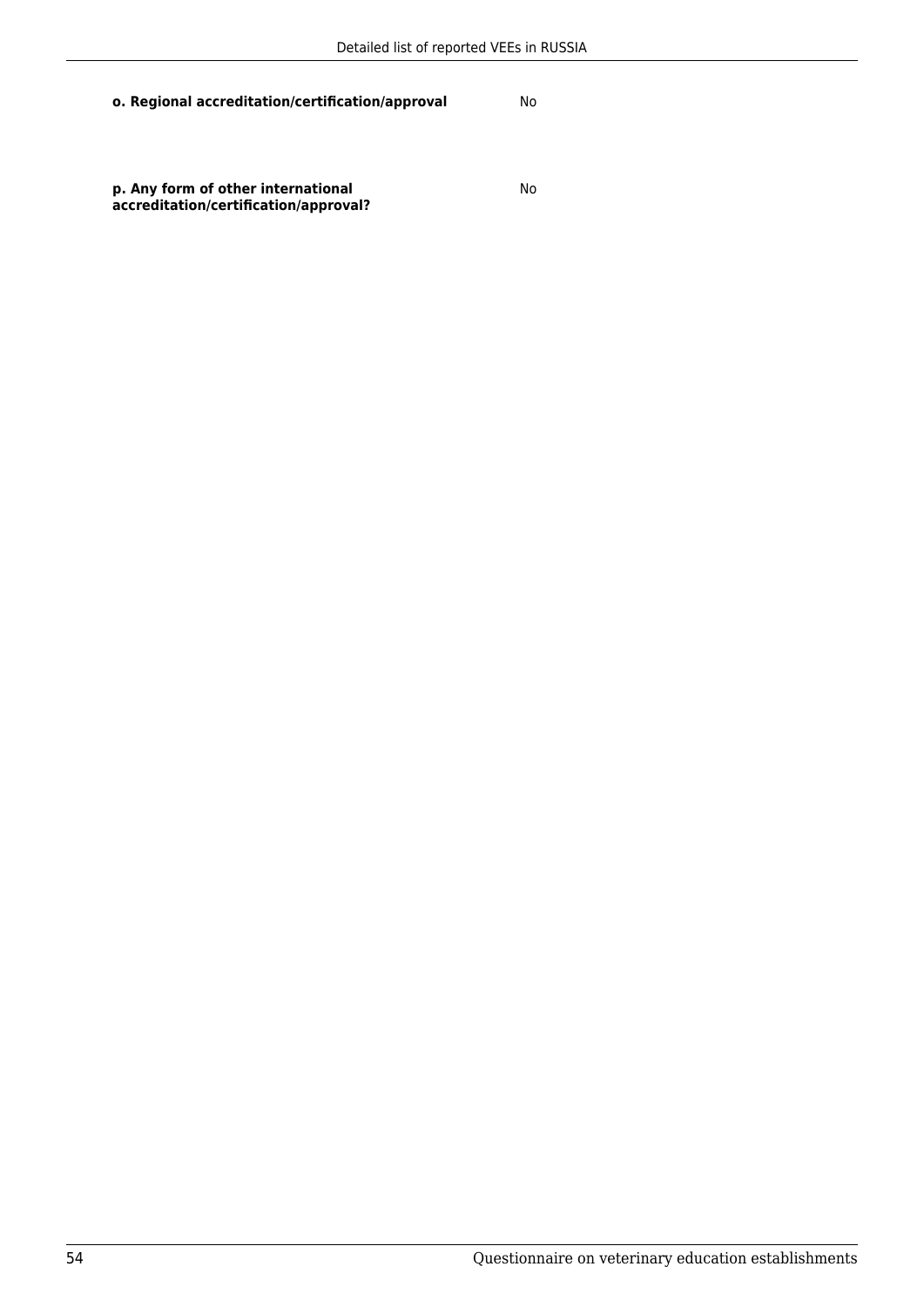**o. Regional accreditation/certification/approval** No

**p. Any form of other international accreditation/certification/approval?** No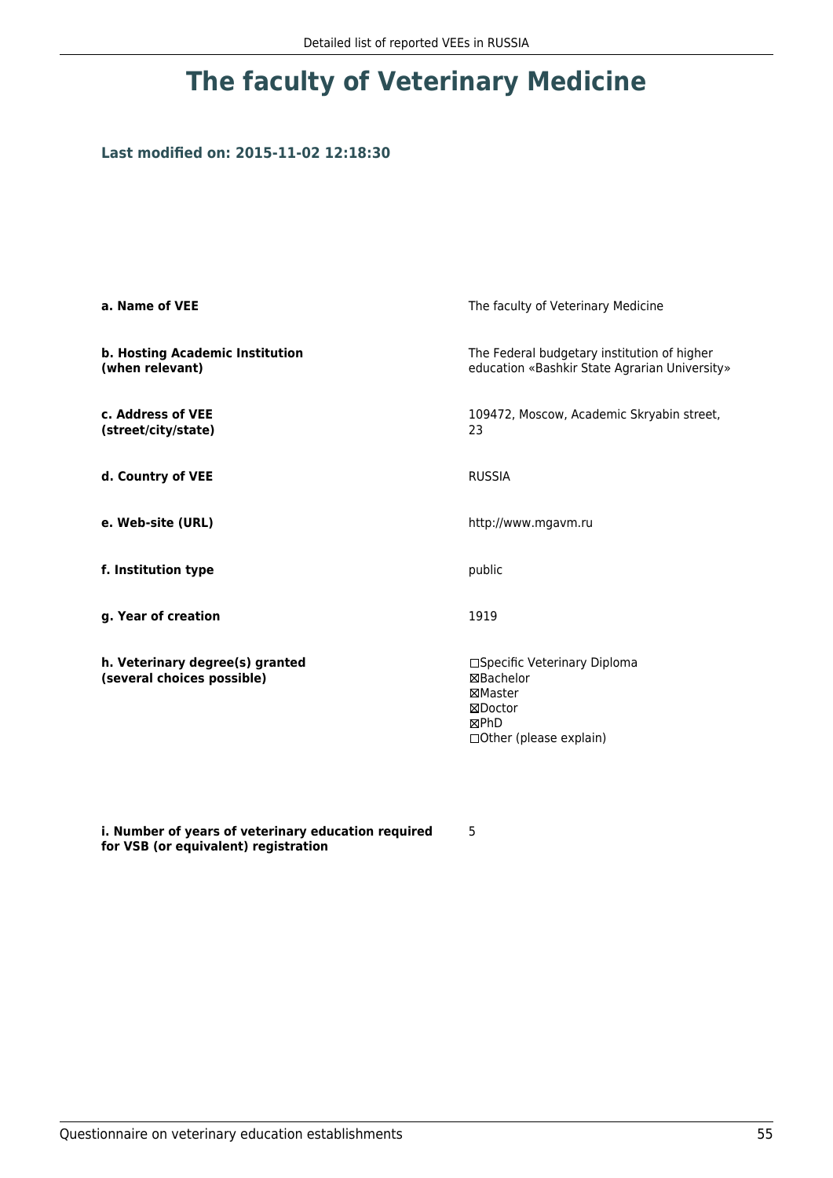# The faculty of Veterinary Medicine

**Last modified on: 2015-11-02 12:18:30**

| | |
|---|---|
| **a. Name of VEE** | The faculty of Veterinary Medicine |
| **b. Hosting Academic Institution (when relevant)** | The Federal budgetary institution of higher education «Bashkir State Agrarian University» |
| **c. Address of VEE (street/city/state)** | 109472, Moscow, Academic Skryabin street, 23 |
| **d. Country of VEE** | RUSSIA |
| **e. Web-site (URL)** | http://www.mgavm.ru |
| **f. Institution type** | public |
| **g. Year of creation** | 1919 |
| **h. Veterinary degree(s) granted (several choices possible)** | ☐Specific Veterinary Diploma<br>☒Bachelor<br>☒Master<br>☒Doctor<br>☒PhD<br>☐Other (please explain) |
| **i. Number of years of veterinary education required for VSB (or equivalent) registration** | 5 |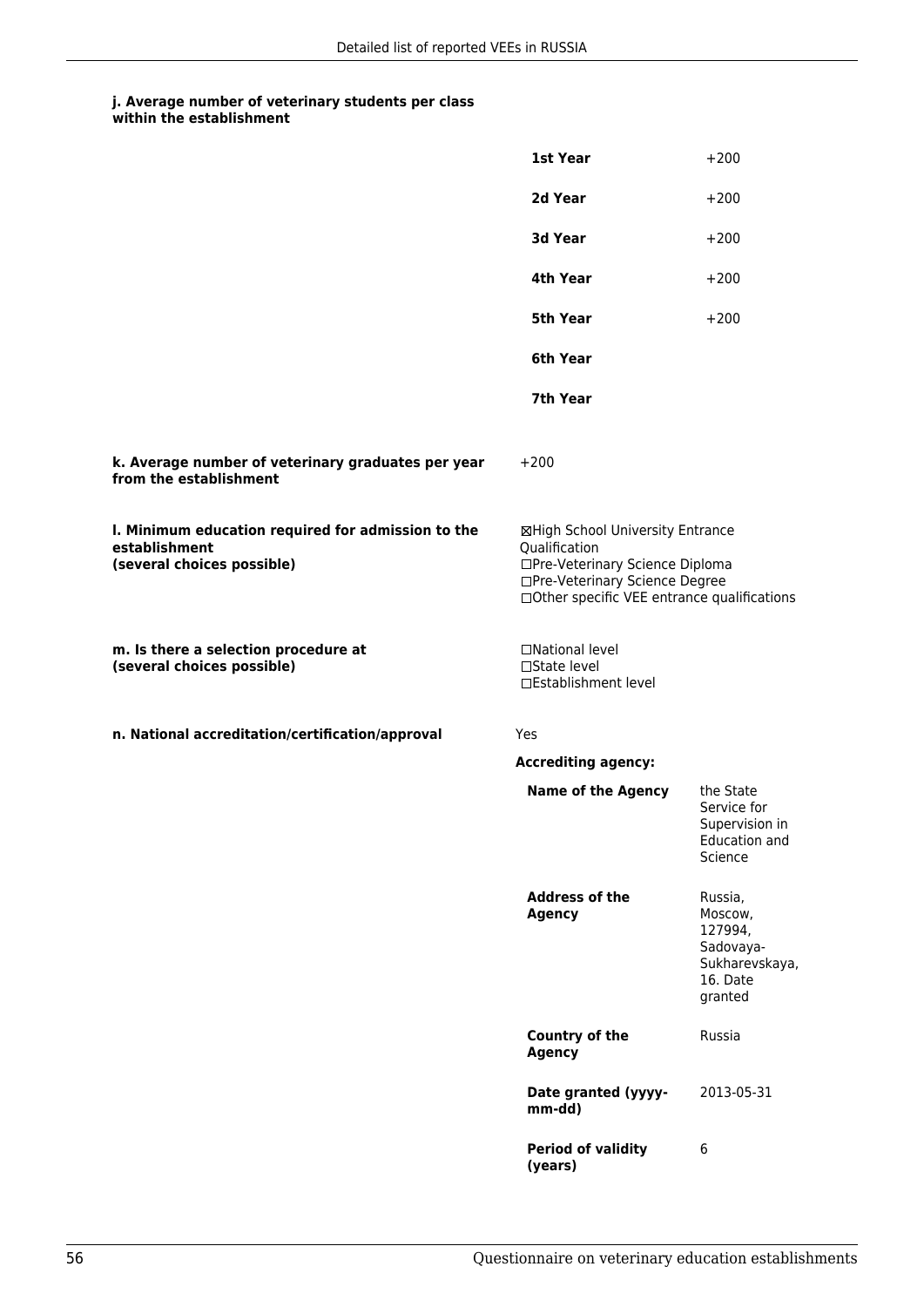**j. Average number of veterinary students per class within the establishment**

| | |
|---|---|
| **1st Year** | +200 |
| **2d Year** | +200 |
| **3d Year** | +200 |
| **4th Year** | +200 |
| **5th Year** | +200 |
| **6th Year** | |
| **7th Year** | |

**k. Average number of veterinary graduates per year from the establishment**

+200

**l. Minimum education required for admission to the establishment (several choices possible)**

☒High School University Entrance Qualification
☐Pre-Veterinary Science Diploma
☐Pre-Veterinary Science Degree
☐Other specific VEE entrance qualifications

**m. Is there a selection procedure at (several choices possible)**

☐National level
☐State level
☐Establishment level

**n. National accreditation/certification/approval**

Yes

**Accrediting agency:**

| | |
|---|---|
| **Name of the Agency** | the State Service for Supervision in Education and Science |
| **Address of the Agency** | Russia, Moscow, 127994, Sadovaya-Sukharevskaya, 16. Date granted |
| **Country of the Agency** | Russia |
| **Date granted (yyyy-mm-dd)** | 2013-05-31 |
| **Period of validity (years)** | 6 |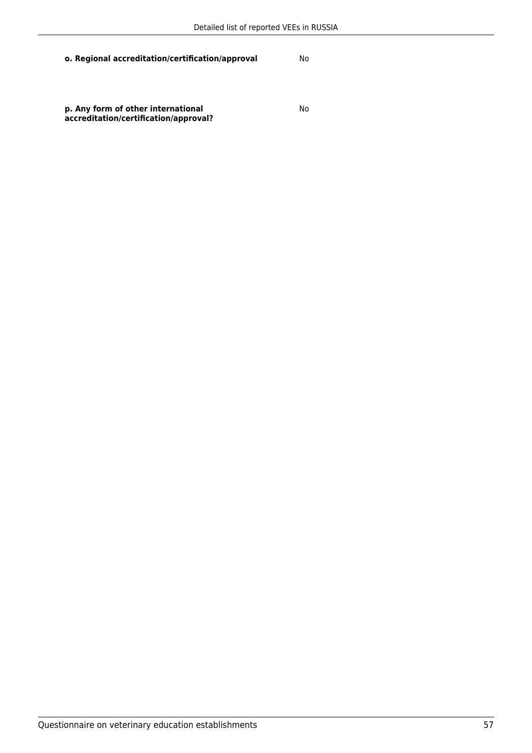**o. Regional accreditation/certification/approval**

No

**p. Any form of other international accreditation/certification/approval?**

No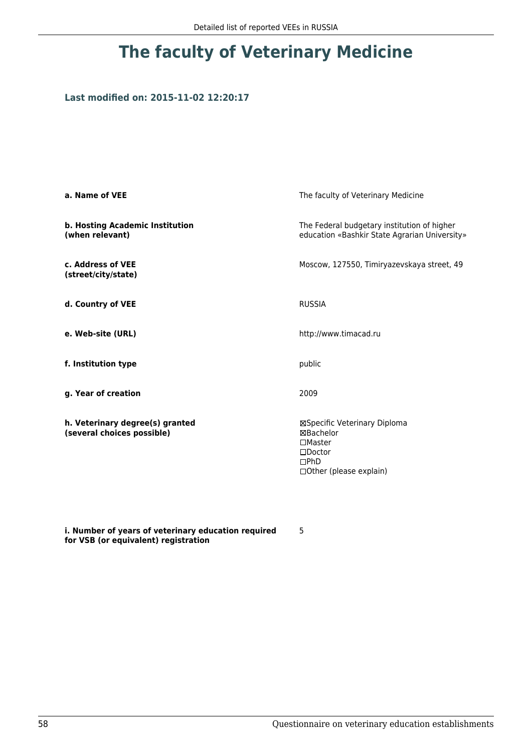# The faculty of Veterinary Medicine

**Last modified on: 2015-11-02 12:20:17**

| | |
|---|---|
| **a. Name of VEE** | The faculty of Veterinary Medicine |
| **b. Hosting Academic Institution (when relevant)** | The Federal budgetary institution of higher education «Bashkir State Agrarian University» |
| **c. Address of VEE (street/city/state)** | Moscow, 127550, Timiryazevskaya street, 49 |
| **d. Country of VEE** | RUSSIA |
| **e. Web-site (URL)** | http://www.timacad.ru |
| **f. Institution type** | public |
| **g. Year of creation** | 2009 |
| **h. Veterinary degree(s) granted (several choices possible)** | ☒Specific Veterinary Diploma<br>☒Bachelor<br>☐Master<br>☐Doctor<br>☐PhD<br>☐Other (please explain) |
| **i. Number of years of veterinary education required for VSB (or equivalent) registration** | 5 |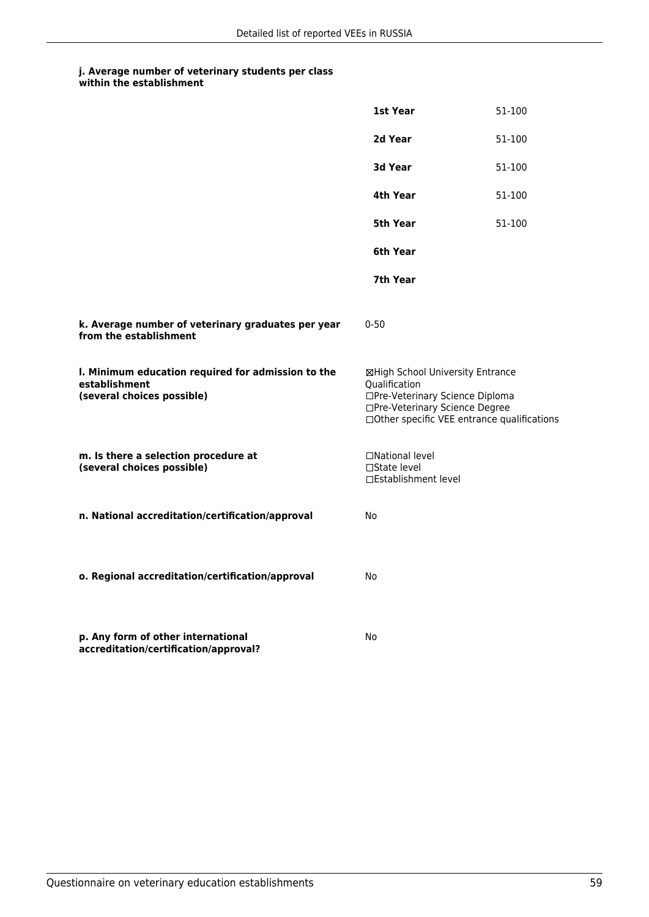**j. Average number of veterinary students per class within the establishment**

| | |
|---|---|
| **1st Year** | 51-100 |
| **2d Year** | 51-100 |
| **3d Year** | 51-100 |
| **4th Year** | 51-100 |
| **5th Year** | 51-100 |
| **6th Year** | |
| **7th Year** | |

**k. Average number of veterinary graduates per year from the establishment**

0-50

**l. Minimum education required for admission to the establishment (several choices possible)**

☒High School University Entrance Qualification
☐Pre-Veterinary Science Diploma
☐Pre-Veterinary Science Degree
☐Other specific VEE entrance qualifications

**m. Is there a selection procedure at (several choices possible)**

☐National level
☐State level
☐Establishment level

**n. National accreditation/certification/approval**

No

**o. Regional accreditation/certification/approval**

No

**p. Any form of other international accreditation/certification/approval?**

No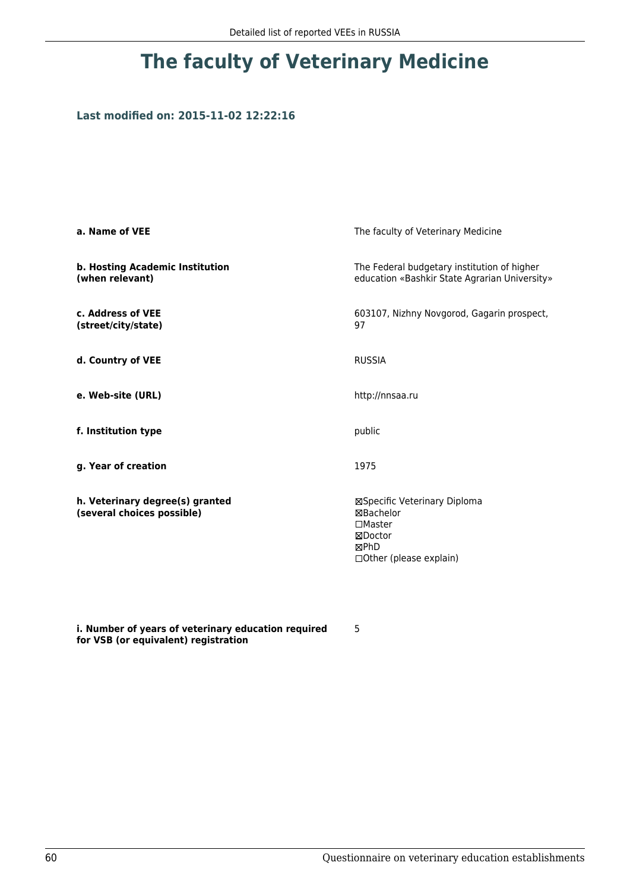# The faculty of Veterinary Medicine

**Last modified on: 2015-11-02 12:22:16**

| | |
|---|---|
| **a. Name of VEE** | The faculty of Veterinary Medicine |
| **b. Hosting Academic Institution (when relevant)** | The Federal budgetary institution of higher education «Bashkir State Agrarian University» |
| **c. Address of VEE (street/city/state)** | 603107, Nizhny Novgorod, Gagarin prospect, 97 |
| **d. Country of VEE** | RUSSIA |
| **e. Web-site (URL)** | http://nnsaa.ru |
| **f. Institution type** | public |
| **g. Year of creation** | 1975 |
| **h. Veterinary degree(s) granted (several choices possible)** | ☒Specific Veterinary Diploma<br>☒Bachelor<br>☐Master<br>☒Doctor<br>☒PhD<br>☐Other (please explain) |
| **i. Number of years of veterinary education required for VSB (or equivalent) registration** | 5 |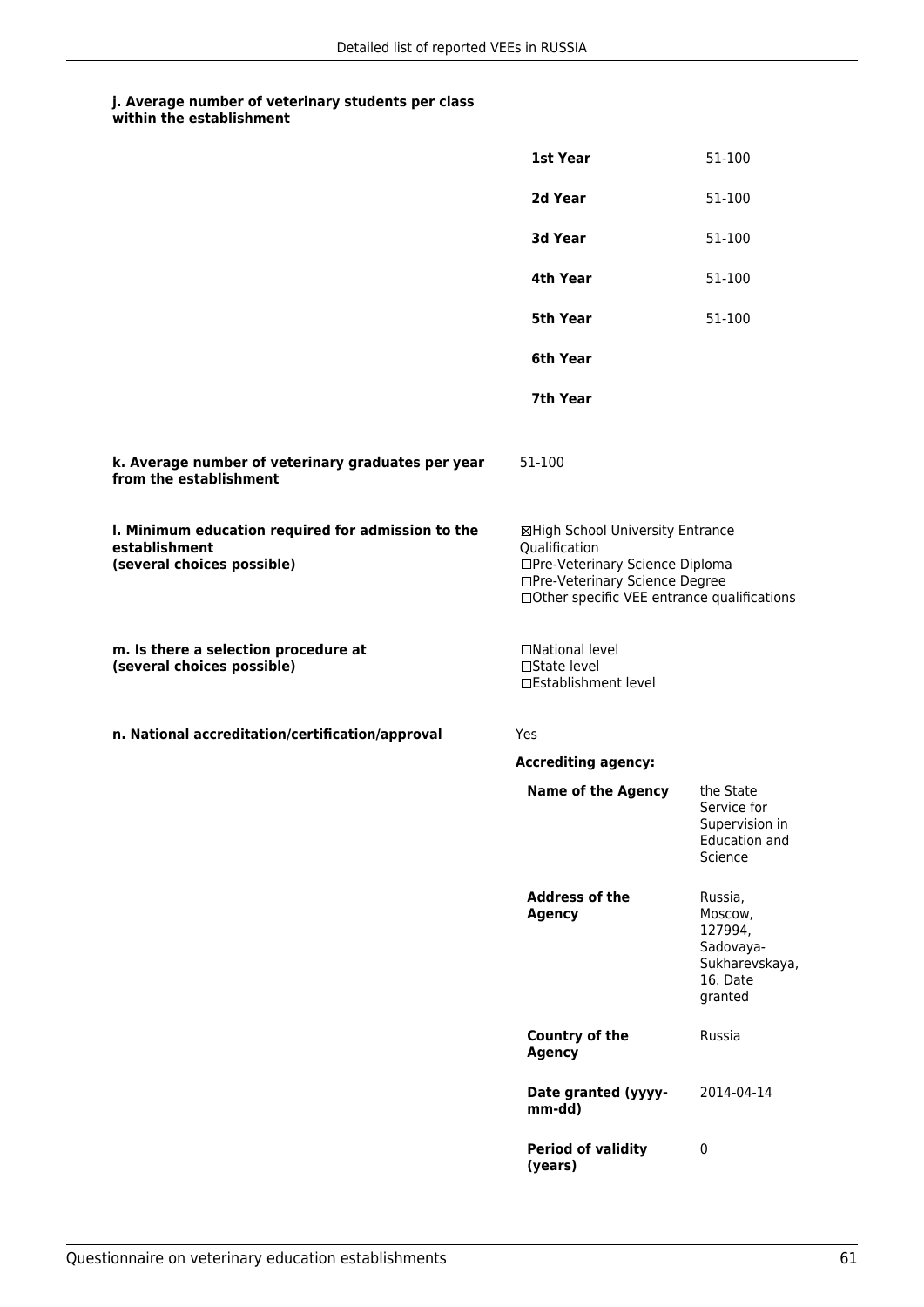**j. Average number of veterinary students per class within the establishment**

| | |
|---|---|
| **1st Year** | 51-100 |
| **2d Year** | 51-100 |
| **3d Year** | 51-100 |
| **4th Year** | 51-100 |
| **5th Year** | 51-100 |
| **6th Year** | |
| **7th Year** | |

**k. Average number of veterinary graduates per year from the establishment**

51-100

**l. Minimum education required for admission to the establishment (several choices possible)**

☒High School University Entrance Qualification
☐Pre-Veterinary Science Diploma
☐Pre-Veterinary Science Degree
☐Other specific VEE entrance qualifications

**m. Is there a selection procedure at (several choices possible)**

☐National level
☐State level
☐Establishment level

**n. National accreditation/certification/approval**

Yes

**Accrediting agency:**

| | |
|---|---|
| **Name of the Agency** | the State Service for Supervision in Education and Science |
| **Address of the Agency** | Russia, Moscow, 127994, Sadovaya-Sukharevskaya, 16. Date granted |
| **Country of the Agency** | Russia |
| **Date granted (yyyy-mm-dd)** | 2014-04-14 |
| **Period of validity (years)** | 0 |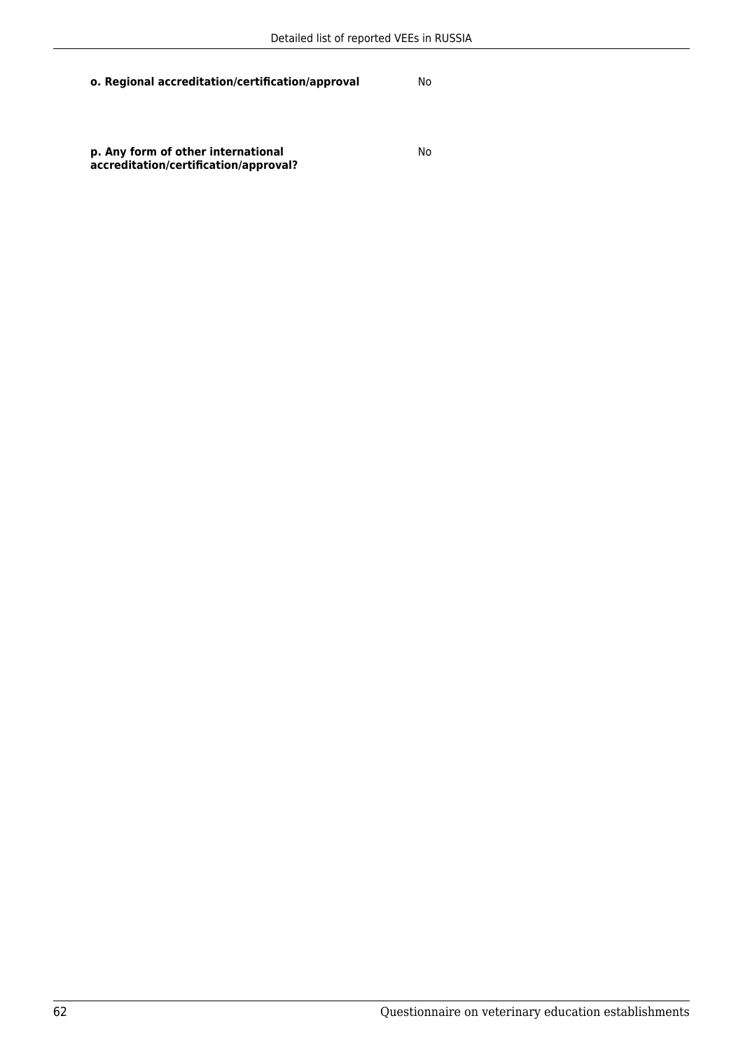**o. Regional accreditation/certification/approval** No

**p. Any form of other international accreditation/certification/approval?** No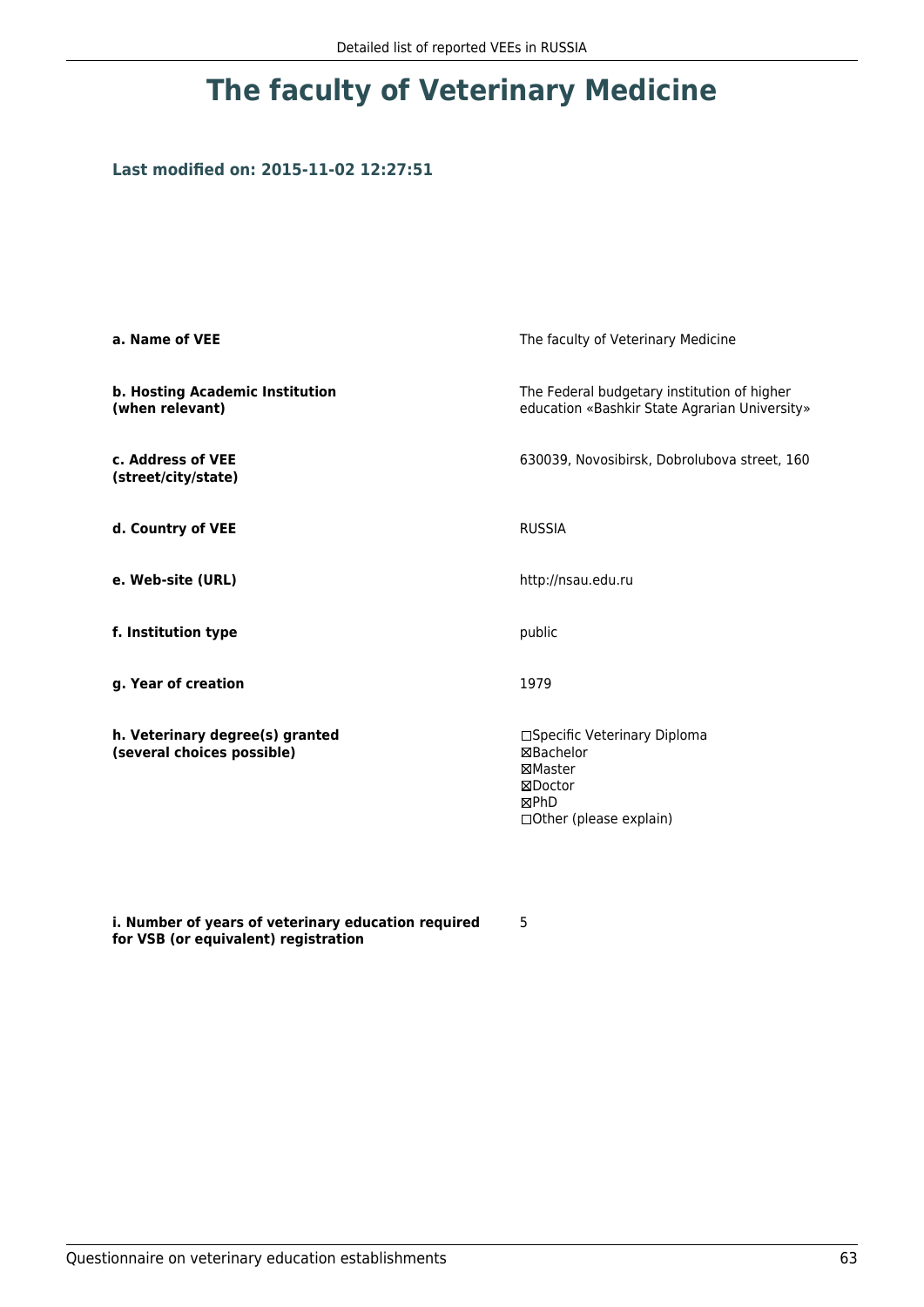# The faculty of Veterinary Medicine

### Last modified on: 2015-11-02 12:27:51

| | |
|---|---|
| **a. Name of VEE** | The faculty of Veterinary Medicine |
| **b. Hosting Academic Institution (when relevant)** | The Federal budgetary institution of higher education «Bashkir State Agrarian University» |
| **c. Address of VEE (street/city/state)** | 630039, Novosibirsk, Dobrolubova street, 160 |
| **d. Country of VEE** | RUSSIA |
| **e. Web-site (URL)** | http://nsau.edu.ru |
| **f. Institution type** | public |
| **g. Year of creation** | 1979 |
| **h. Veterinary degree(s) granted (several choices possible)** | ☐Specific Veterinary Diploma<br>☒Bachelor<br>☒Master<br>☒Doctor<br>☒PhD<br>☐Other (please explain) |
| **i. Number of years of veterinary education required for VSB (or equivalent) registration** | 5 |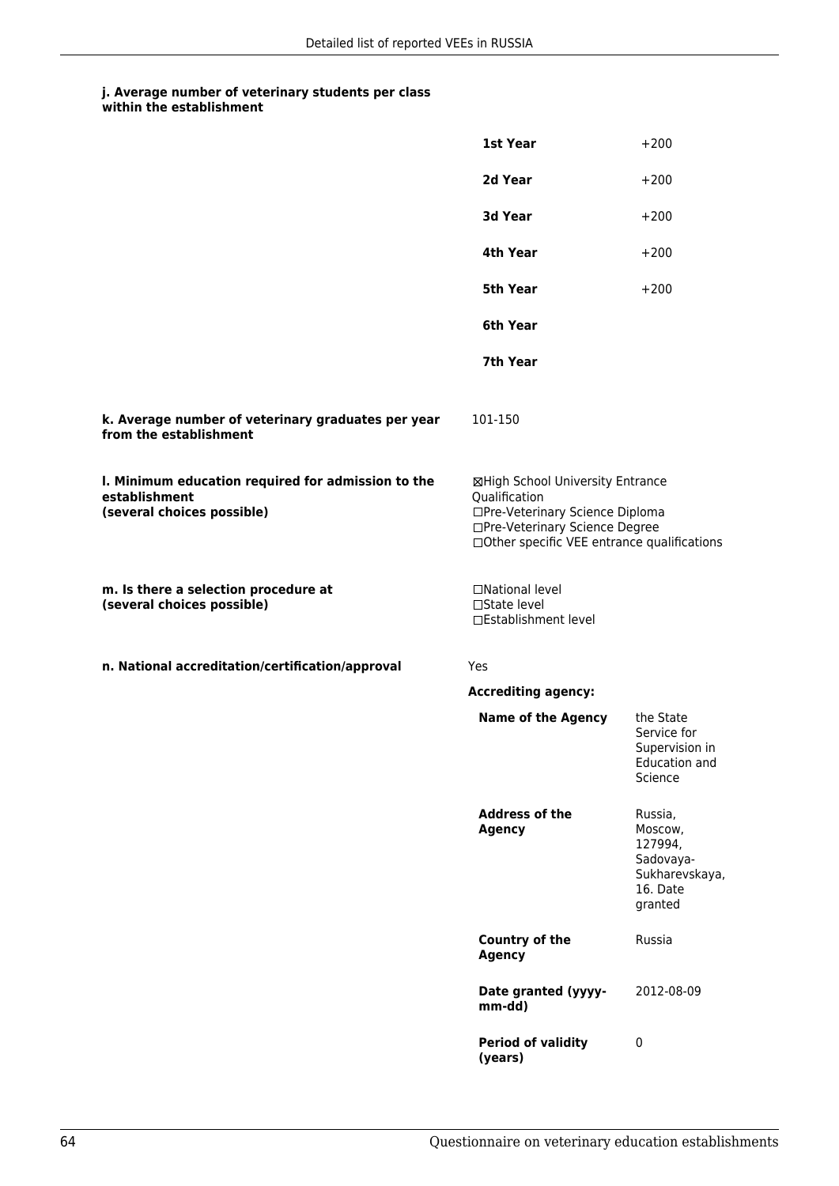**j. Average number of veterinary students per class within the establishment**

| | |
|---|---|
| **1st Year** | +200 |
| **2d Year** | +200 |
| **3d Year** | +200 |
| **4th Year** | +200 |
| **5th Year** | +200 |
| **6th Year** | |
| **7th Year** | |

**k. Average number of veterinary graduates per year from the establishment**

101-150

**l. Minimum education required for admission to the establishment (several choices possible)**

☒High School University Entrance Qualification
☐Pre-Veterinary Science Diploma
☐Pre-Veterinary Science Degree
☐Other specific VEE entrance qualifications

**m. Is there a selection procedure at (several choices possible)**

☐National level
☐State level
☐Establishment level

**n. National accreditation/certification/approval**

Yes

**Accrediting agency:**

| | |
|---|---|
| **Name of the Agency** | the State Service for Supervision in Education and Science |
| **Address of the Agency** | Russia, Moscow, 127994, Sadovaya-Sukharevskaya, 16. Date granted |
| **Country of the Agency** | Russia |
| **Date granted (yyyy-mm-dd)** | 2012-08-09 |
| **Period of validity (years)** | 0 |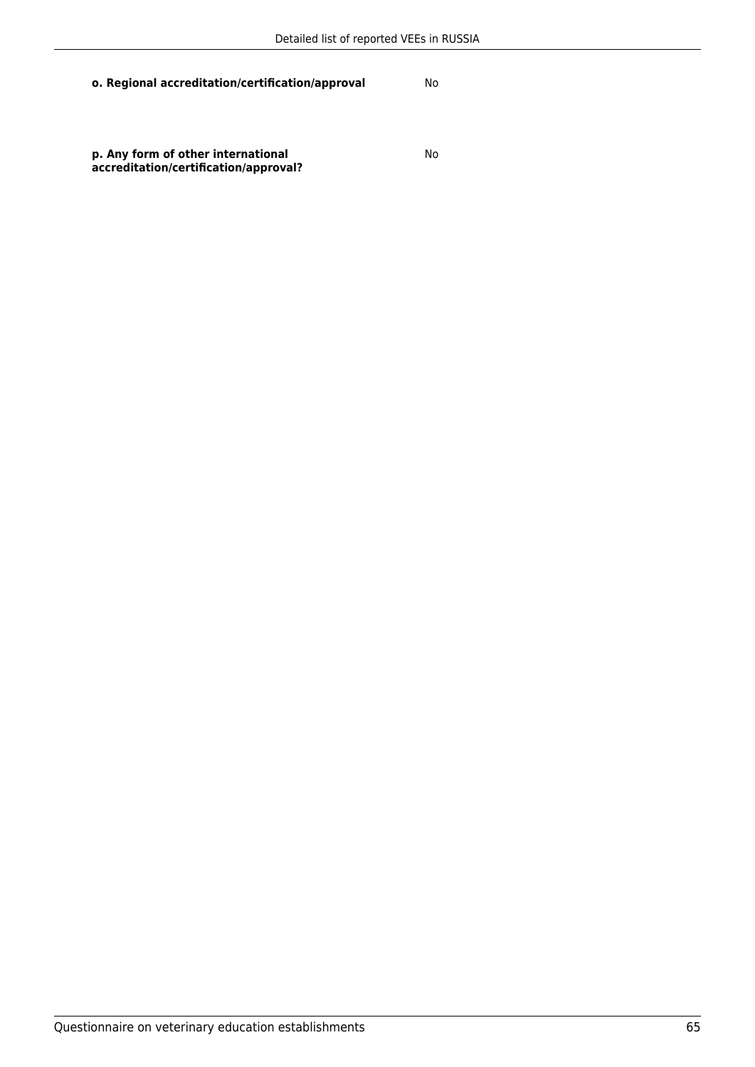| | |
|---|---|
| **o. Regional accreditation/certification/approval** | No |
| **p. Any form of other international accreditation/certification/approval?** | No |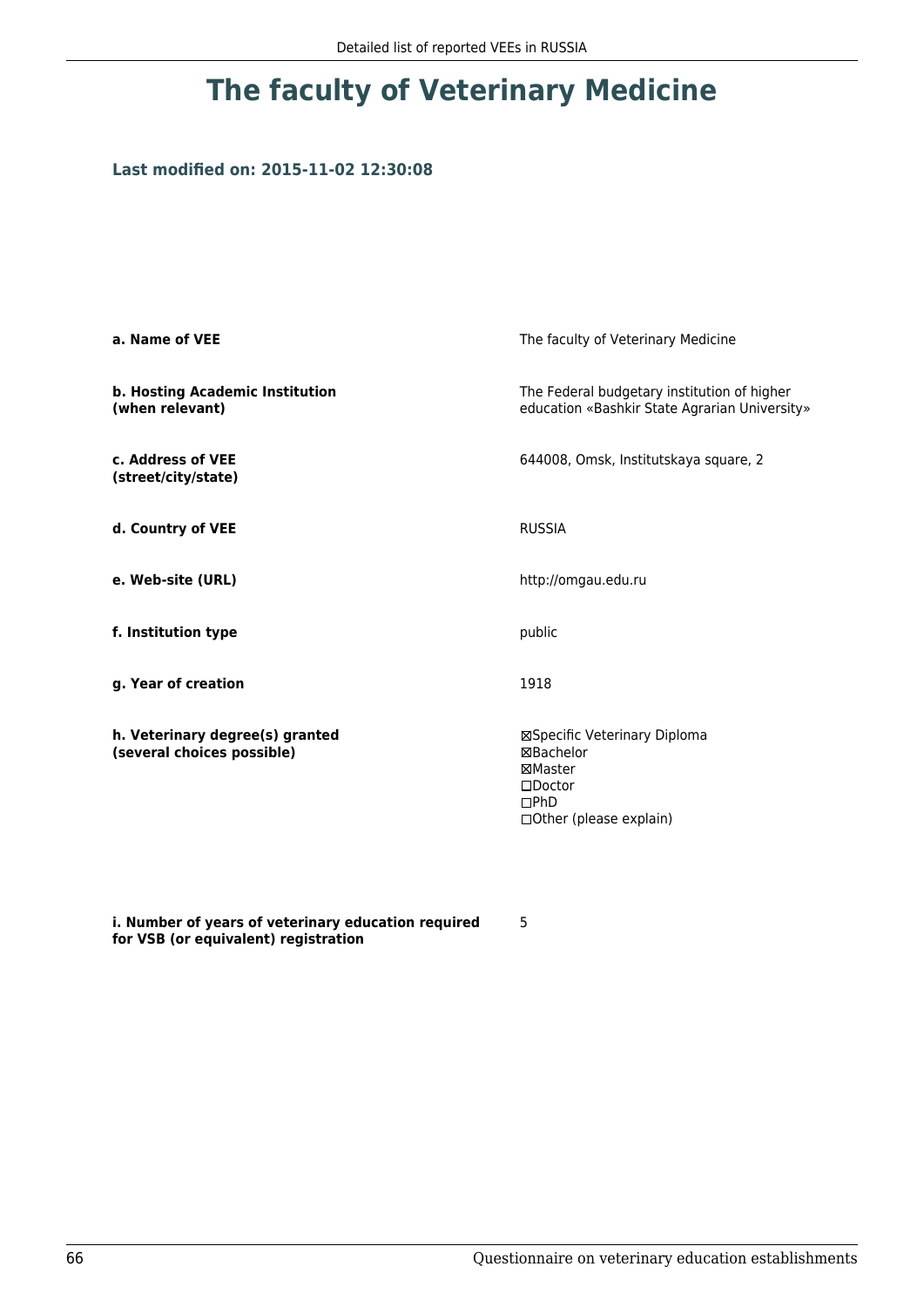# The faculty of Veterinary Medicine

**Last modified on: 2015-11-02 12:30:08**

| | |
|---|---|
| **a. Name of VEE** | The faculty of Veterinary Medicine |
| **b. Hosting Academic Institution (when relevant)** | The Federal budgetary institution of higher education «Bashkir State Agrarian University» |
| **c. Address of VEE (street/city/state)** | 644008, Omsk, Institutskaya square, 2 |
| **d. Country of VEE** | RUSSIA |
| **e. Web-site (URL)** | http://omgau.edu.ru |
| **f. Institution type** | public |
| **g. Year of creation** | 1918 |
| **h. Veterinary degree(s) granted (several choices possible)** | ☒Specific Veterinary Diploma<br>☒Bachelor<br>☒Master<br>☐Doctor<br>☐PhD<br>☐Other (please explain) |
| **i. Number of years of veterinary education required for VSB (or equivalent) registration** | 5 |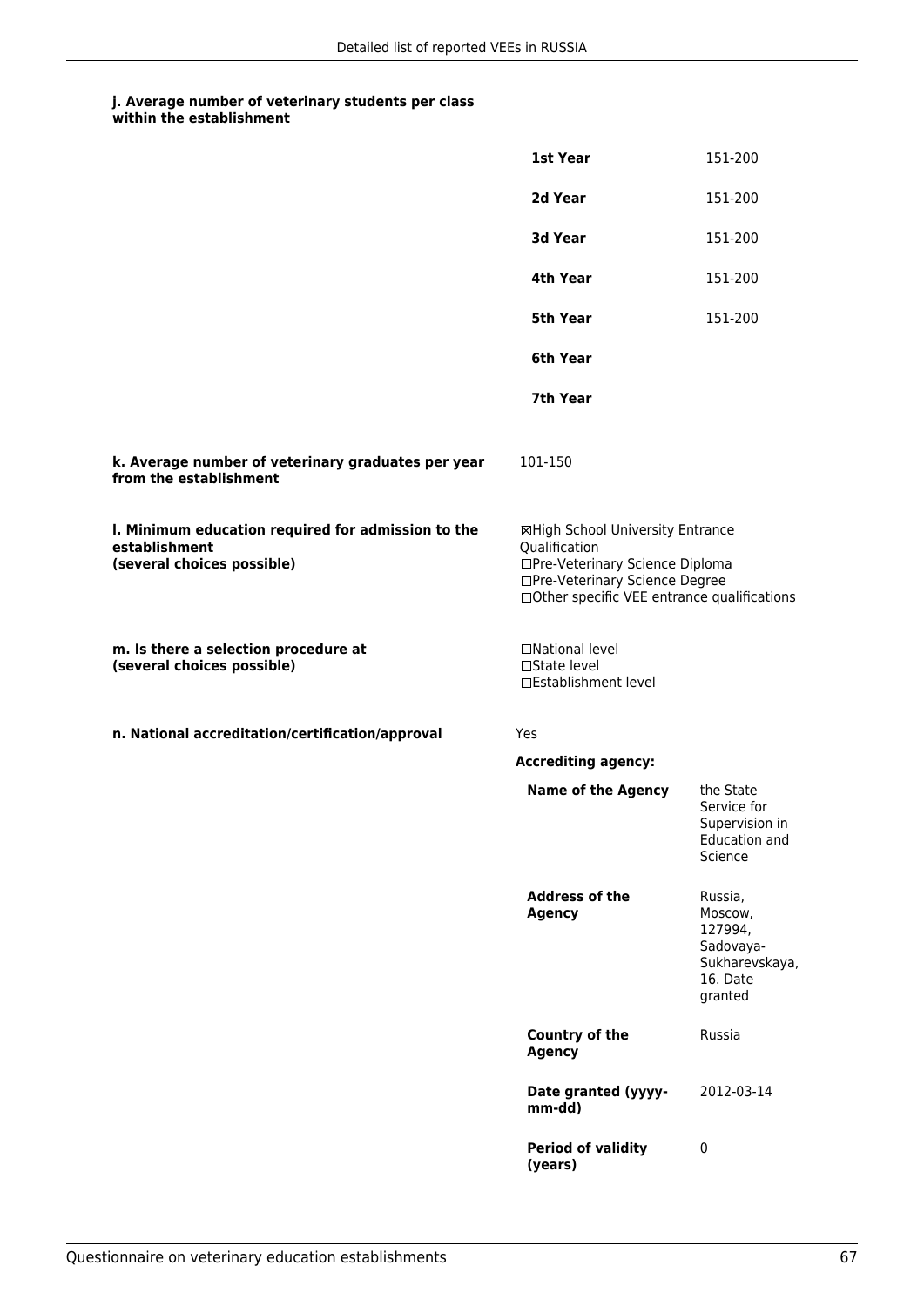**j. Average number of veterinary students per class within the establishment**

| | |
|---|---|
| **1st Year** | 151-200 |
| **2d Year** | 151-200 |
| **3d Year** | 151-200 |
| **4th Year** | 151-200 |
| **5th Year** | 151-200 |
| **6th Year** | |
| **7th Year** | |

**k. Average number of veterinary graduates per year from the establishment**

101-150

**l. Minimum education required for admission to the establishment (several choices possible)**

☒High School University Entrance Qualification
☐Pre-Veterinary Science Diploma
☐Pre-Veterinary Science Degree
☐Other specific VEE entrance qualifications

**m. Is there a selection procedure at (several choices possible)**

☐National level
☐State level
☐Establishment level

**n. National accreditation/certification/approval**

Yes

**Accrediting agency:**

| | |
|---|---|
| **Name of the Agency** | the State Service for Supervision in Education and Science |
| **Address of the Agency** | Russia, Moscow, 127994, Sadovaya-Sukharevskaya, 16. Date granted |
| **Country of the Agency** | Russia |
| **Date granted (yyyy-mm-dd)** | 2012-03-14 |
| **Period of validity (years)** | 0 |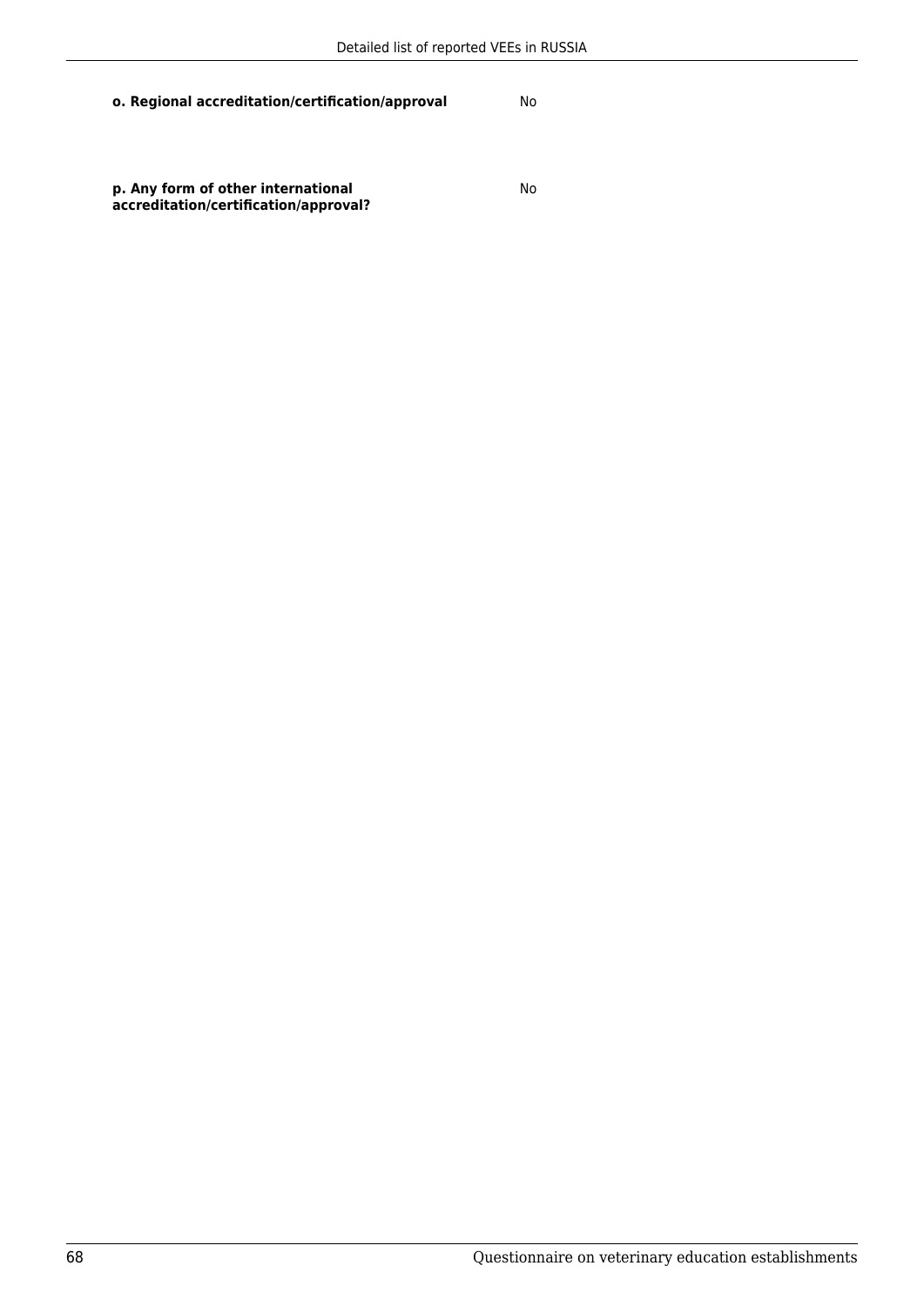**o. Regional accreditation/certification/approval** No

**p. Any form of other international accreditation/certification/approval?** No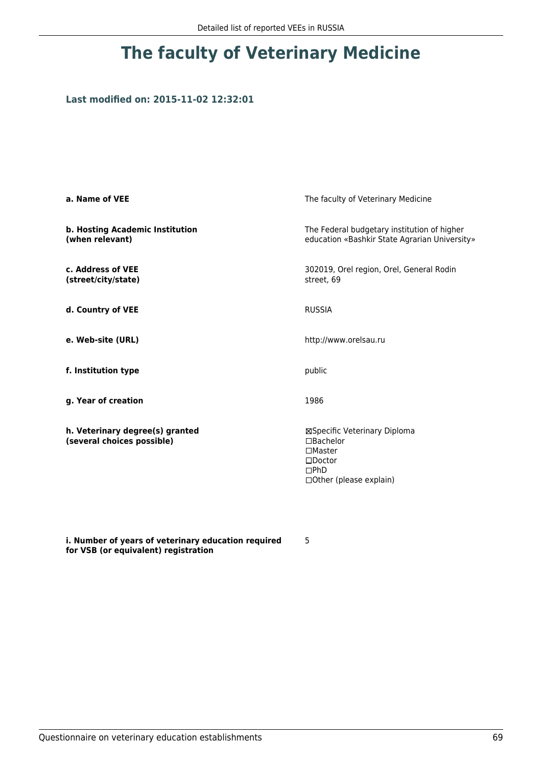# The faculty of Veterinary Medicine

**Last modified on: 2015-11-02 12:32:01**

| | |
|---|---|
| **a. Name of VEE** | The faculty of Veterinary Medicine |
| **b. Hosting Academic Institution (when relevant)** | The Federal budgetary institution of higher education «Bashkir State Agrarian University» |
| **c. Address of VEE (street/city/state)** | 302019, Orel region, Orel, General Rodin street, 69 |
| **d. Country of VEE** | RUSSIA |
| **e. Web-site (URL)** | http://www.orelsau.ru |
| **f. Institution type** | public |
| **g. Year of creation** | 1986 |
| **h. Veterinary degree(s) granted (several choices possible)** | ☒Specific Veterinary Diploma<br>☐Bachelor<br>☐Master<br>☐Doctor<br>☐PhD<br>☐Other (please explain) |
| **i. Number of years of veterinary education required for VSB (or equivalent) registration** | 5 |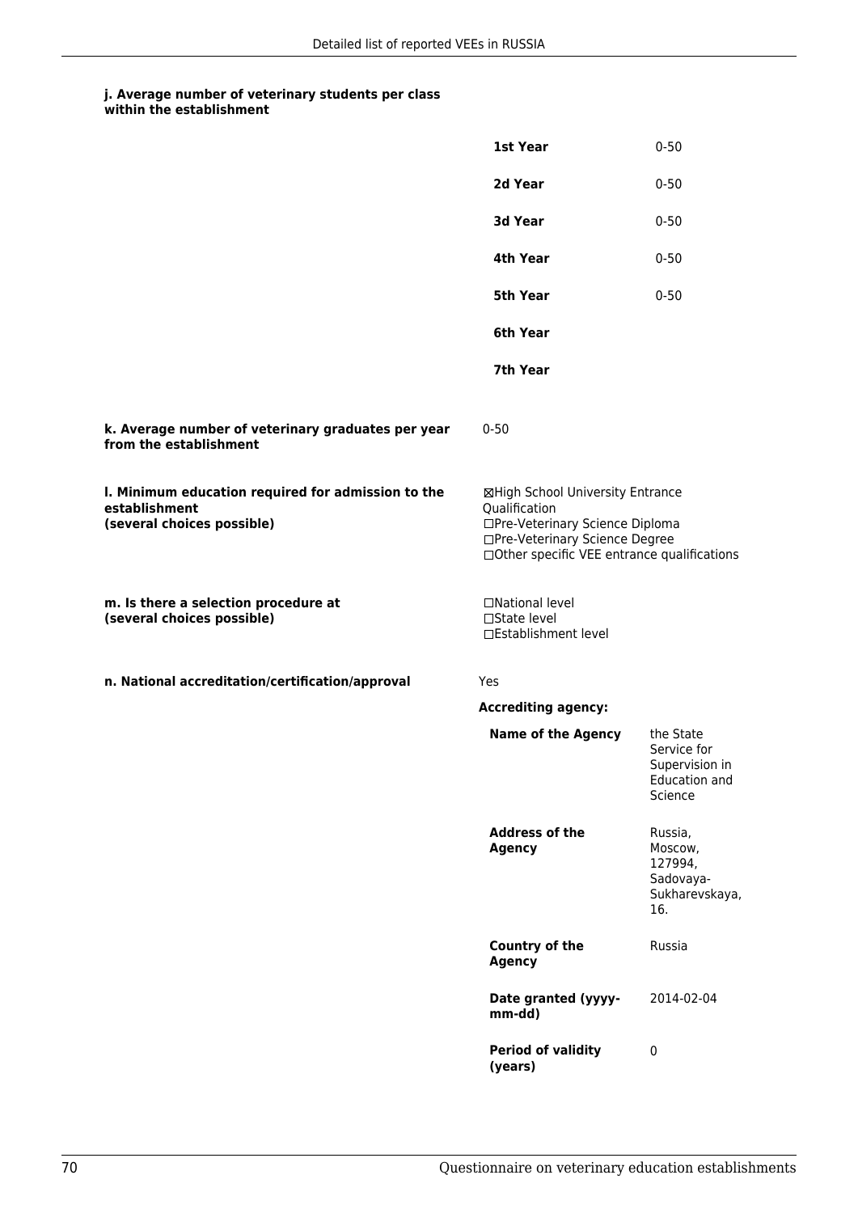#### j. Average number of veterinary students per class within the establishment

| | |
|---|---|
| **1st Year** | 0-50 |
| **2d Year** | 0-50 |
| **3d Year** | 0-50 |
| **4th Year** | 0-50 |
| **5th Year** | 0-50 |
| **6th Year** | |
| **7th Year** | |

**k. Average number of veterinary graduates per year from the establishment**

0-50

**l. Minimum education required for admission to the establishment (several choices possible)**

☒High School University Entrance Qualification
☐Pre-Veterinary Science Diploma
☐Pre-Veterinary Science Degree
☐Other specific VEE entrance qualifications

**m. Is there a selection procedure at (several choices possible)**

☐National level
☐State level
☐Establishment level

**n. National accreditation/certification/approval**

Yes

**Accrediting agency:**

| | |
|---|---|
| **Name of the Agency** | the State Service for Supervision in Education and Science |
| **Address of the Agency** | Russia, Moscow, 127994, Sadovaya-Sukharevskaya, 16. |
| **Country of the Agency** | Russia |
| **Date granted (yyyy-mm-dd)** | 2014-02-04 |
| **Period of validity (years)** | 0 |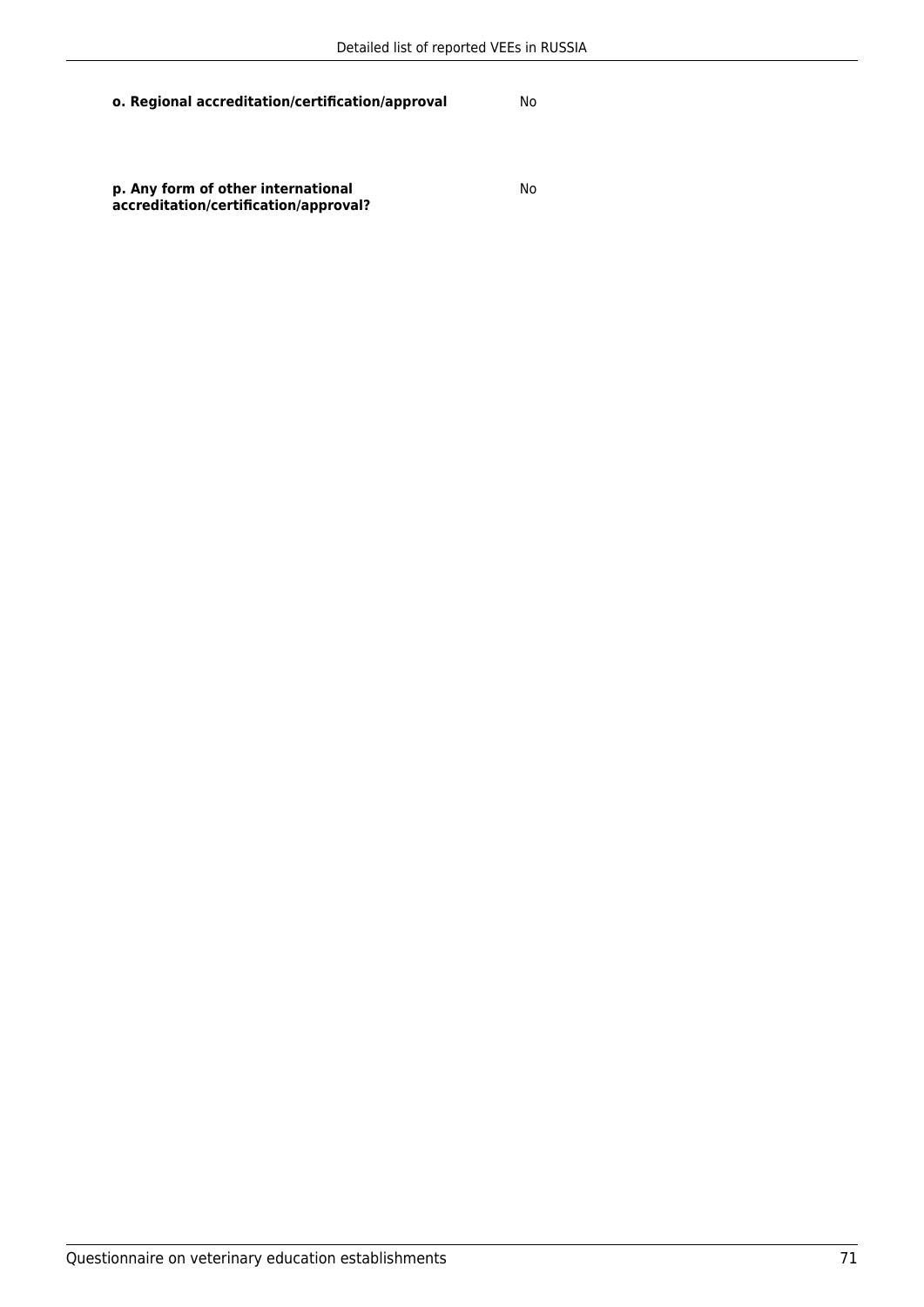**o. Regional accreditation/certification/approval** No

**p. Any form of other international accreditation/certification/approval?** No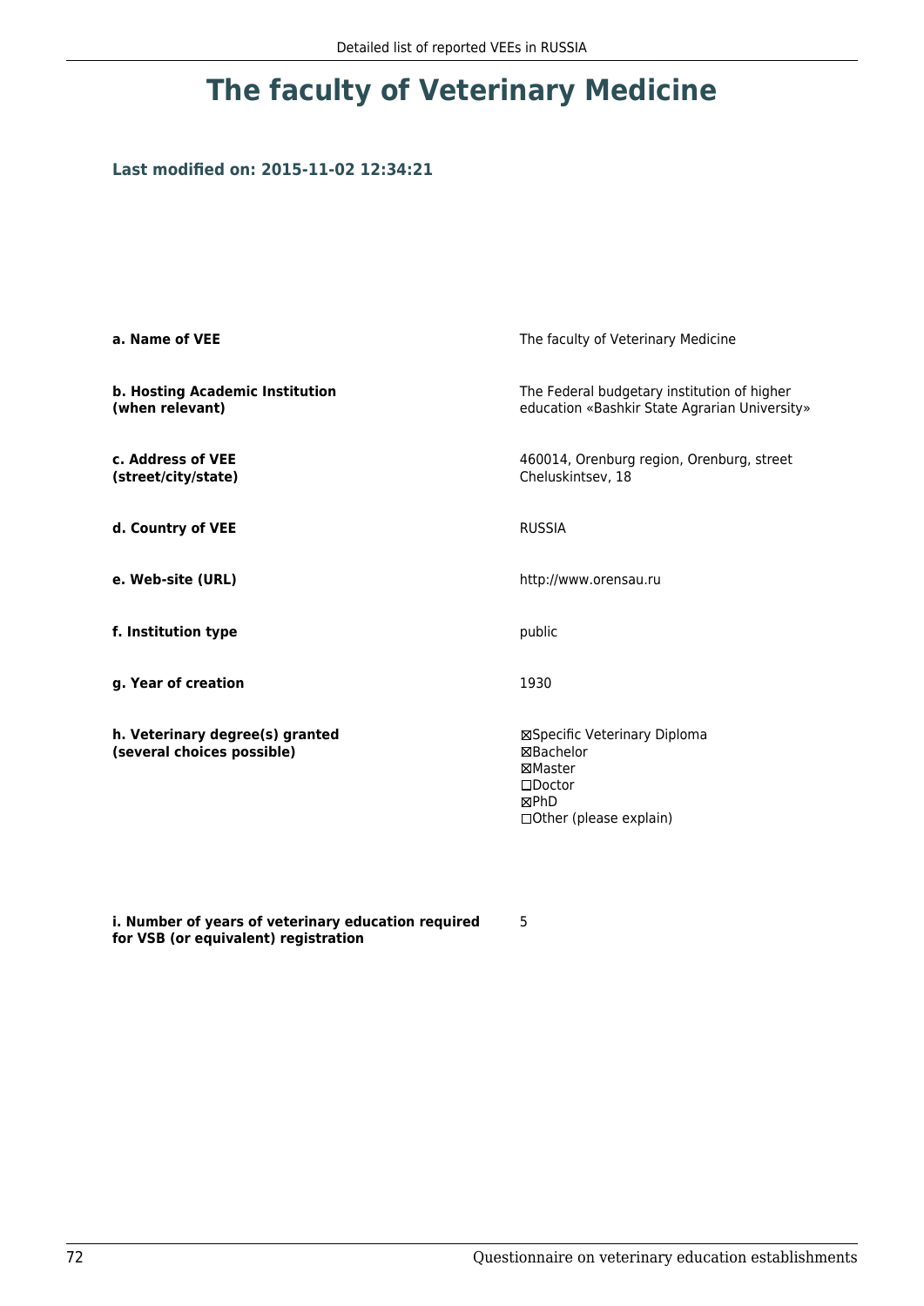# The faculty of Veterinary Medicine

**Last modified on: 2015-11-02 12:34:21**

| | |
|---|---|
| **a. Name of VEE** | The faculty of Veterinary Medicine |
| **b. Hosting Academic Institution (when relevant)** | The Federal budgetary institution of higher education «Bashkir State Agrarian University» |
| **c. Address of VEE (street/city/state)** | 460014, Orenburg region, Orenburg, street Cheluskintsev, 18 |
| **d. Country of VEE** | RUSSIA |
| **e. Web-site (URL)** | http://www.orensau.ru |
| **f. Institution type** | public |
| **g. Year of creation** | 1930 |
| **h. Veterinary degree(s) granted (several choices possible)** | ☒Specific Veterinary Diploma<br>☒Bachelor<br>☒Master<br>☐Doctor<br>☒PhD<br>☐Other (please explain) |
| **i. Number of years of veterinary education required for VSB (or equivalent) registration** | 5 |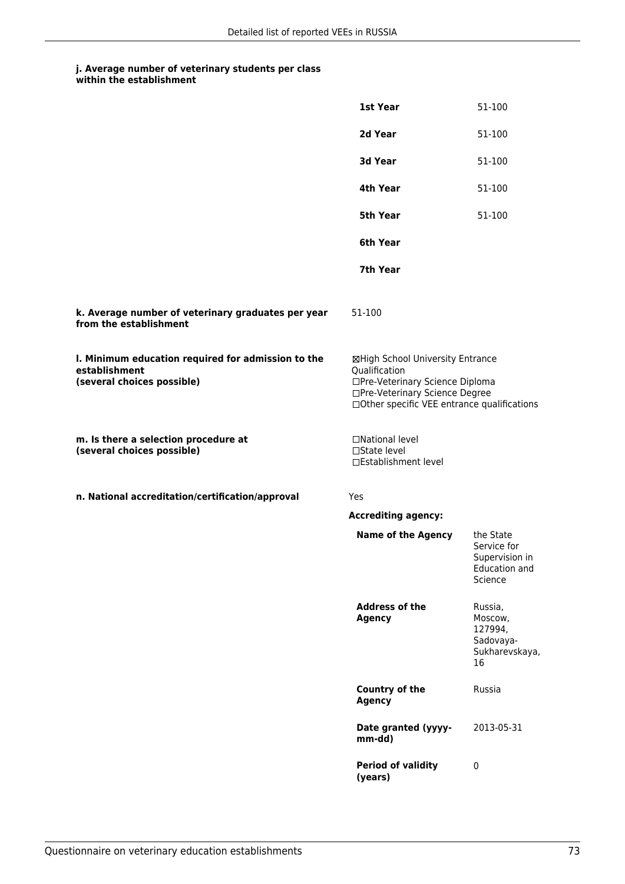**j. Average number of veterinary students per class within the establishment**

| | |
|---|---|
| **1st Year** | 51-100 |
| **2d Year** | 51-100 |
| **3d Year** | 51-100 |
| **4th Year** | 51-100 |
| **5th Year** | 51-100 |
| **6th Year** | |
| **7th Year** | |

**k. Average number of veterinary graduates per year from the establishment**

51-100

**l. Minimum education required for admission to the establishment (several choices possible)**

☒High School University Entrance Qualification
☐Pre-Veterinary Science Diploma
☐Pre-Veterinary Science Degree
☐Other specific VEE entrance qualifications

**m. Is there a selection procedure at (several choices possible)**

☐National level
☐State level
☐Establishment level

**n. National accreditation/certification/approval**

Yes

**Accrediting agency:**

| | |
|---|---|
| **Name of the Agency** | the State Service for Supervision in Education and Science |
| **Address of the Agency** | Russia, Moscow, 127994, Sadovaya-Sukharevskaya, 16 |
| **Country of the Agency** | Russia |
| **Date granted (yyyy-mm-dd)** | 2013-05-31 |
| **Period of validity (years)** | 0 |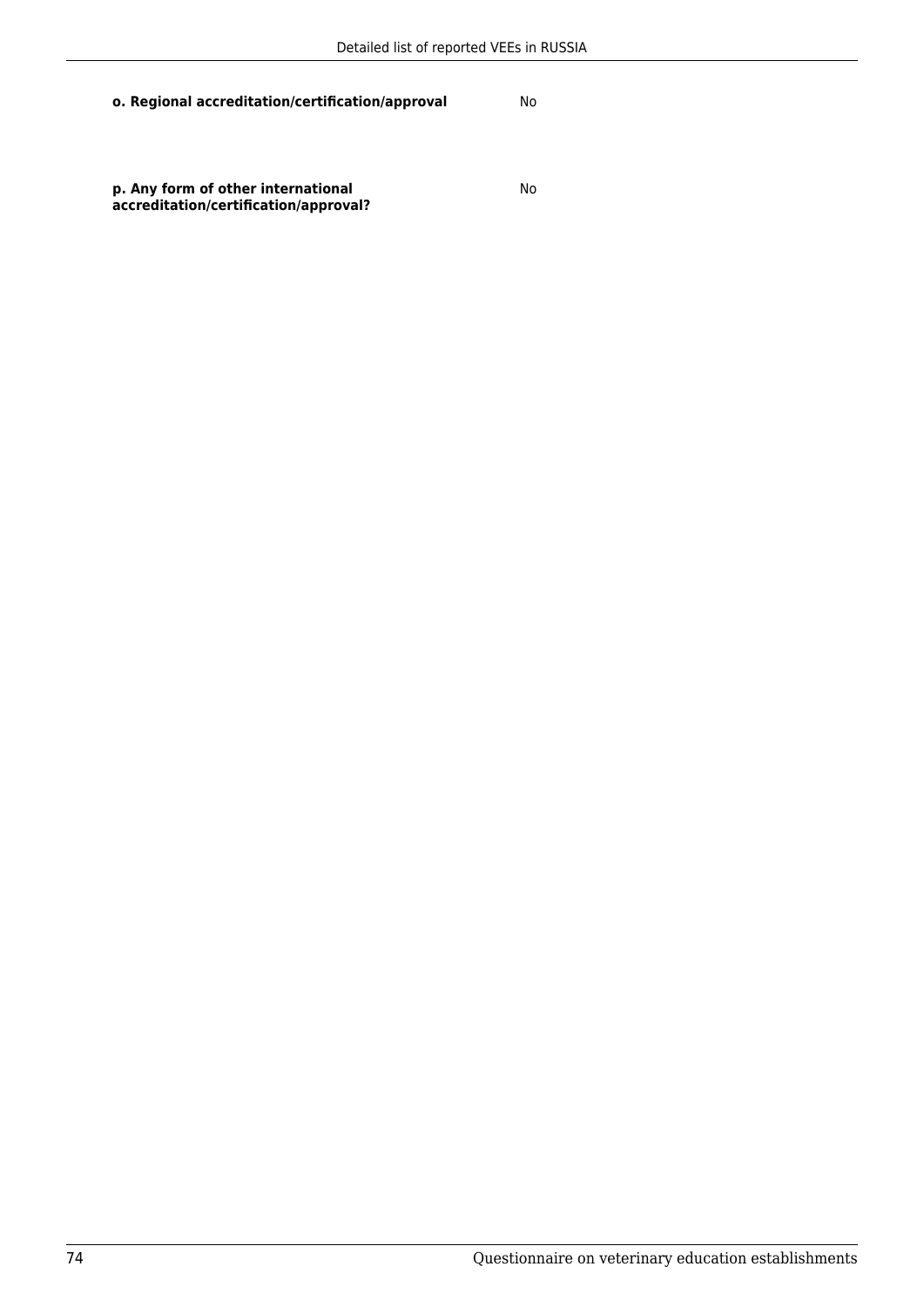**o. Regional accreditation/certification/approval** No

**p. Any form of other international accreditation/certification/approval?** No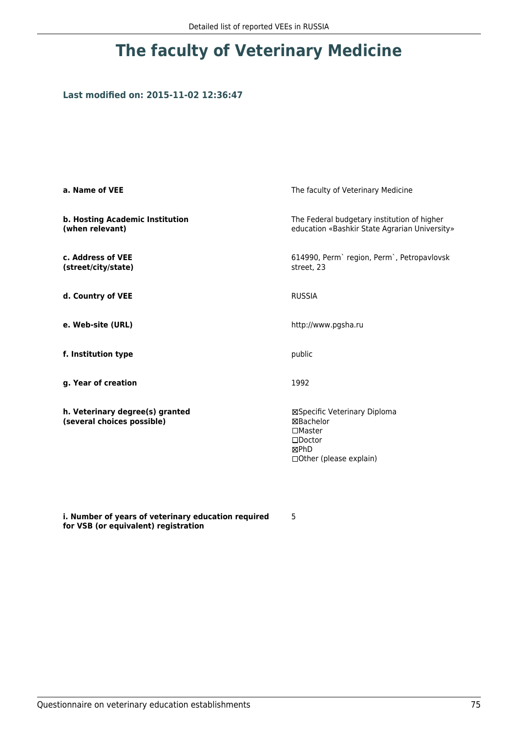# The faculty of Veterinary Medicine

### Last modified on: 2015-11-02 12:36:47

| | |
|---|---|
| **a. Name of VEE** | The faculty of Veterinary Medicine |
| **b. Hosting Academic Institution (when relevant)** | The Federal budgetary institution of higher education «Bashkir State Agrarian University» |
| **c. Address of VEE (street/city/state)** | 614990, Perm` region, Perm`, Petropavlovsk street, 23 |
| **d. Country of VEE** | RUSSIA |
| **e. Web-site (URL)** | http://www.pgsha.ru |
| **f. Institution type** | public |
| **g. Year of creation** | 1992 |
| **h. Veterinary degree(s) granted (several choices possible)** | ☒Specific Veterinary Diploma<br>☒Bachelor<br>☐Master<br>☐Doctor<br>☒PhD<br>☐Other (please explain) |
| **i. Number of years of veterinary education required for VSB (or equivalent) registration** | 5 |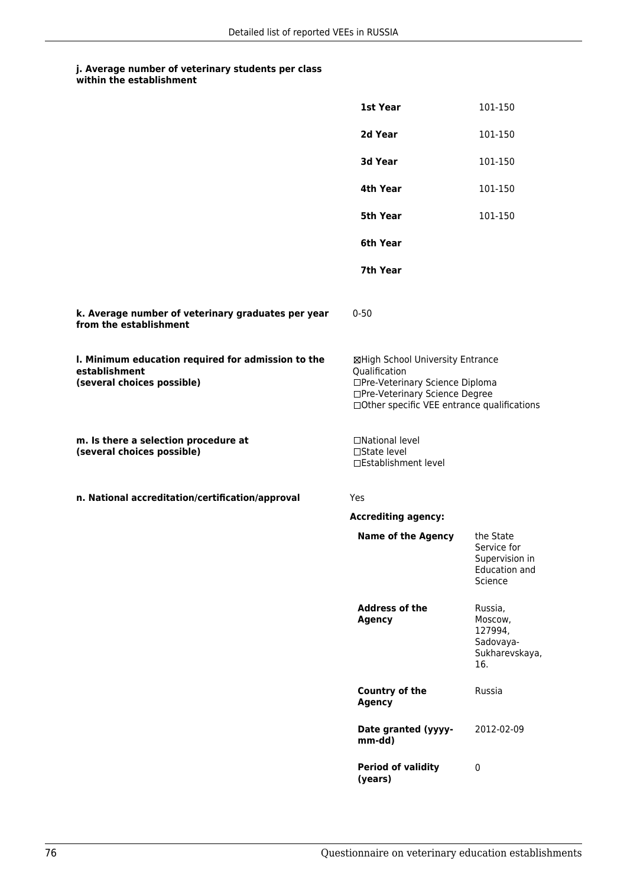**j. Average number of veterinary students per class within the establishment**

| | |
|---|---|
| **1st Year** | 101-150 |
| **2d Year** | 101-150 |
| **3d Year** | 101-150 |
| **4th Year** | 101-150 |
| **5th Year** | 101-150 |
| **6th Year** | |
| **7th Year** | |

**k. Average number of veterinary graduates per year from the establishment**

0-50

**l. Minimum education required for admission to the establishment (several choices possible)**

☒High School University Entrance Qualification
☐Pre-Veterinary Science Diploma
☐Pre-Veterinary Science Degree
☐Other specific VEE entrance qualifications

**m. Is there a selection procedure at (several choices possible)**

☐National level
☐State level
☐Establishment level

**n. National accreditation/certification/approval**

Yes

**Accrediting agency:**

| | |
|---|---|
| **Name of the Agency** | the State Service for Supervision in Education and Science |
| **Address of the Agency** | Russia, Moscow, 127994, Sadovaya-Sukharevskaya, 16. |
| **Country of the Agency** | Russia |
| **Date granted (yyyy-mm-dd)** | 2012-02-09 |
| **Period of validity (years)** | 0 |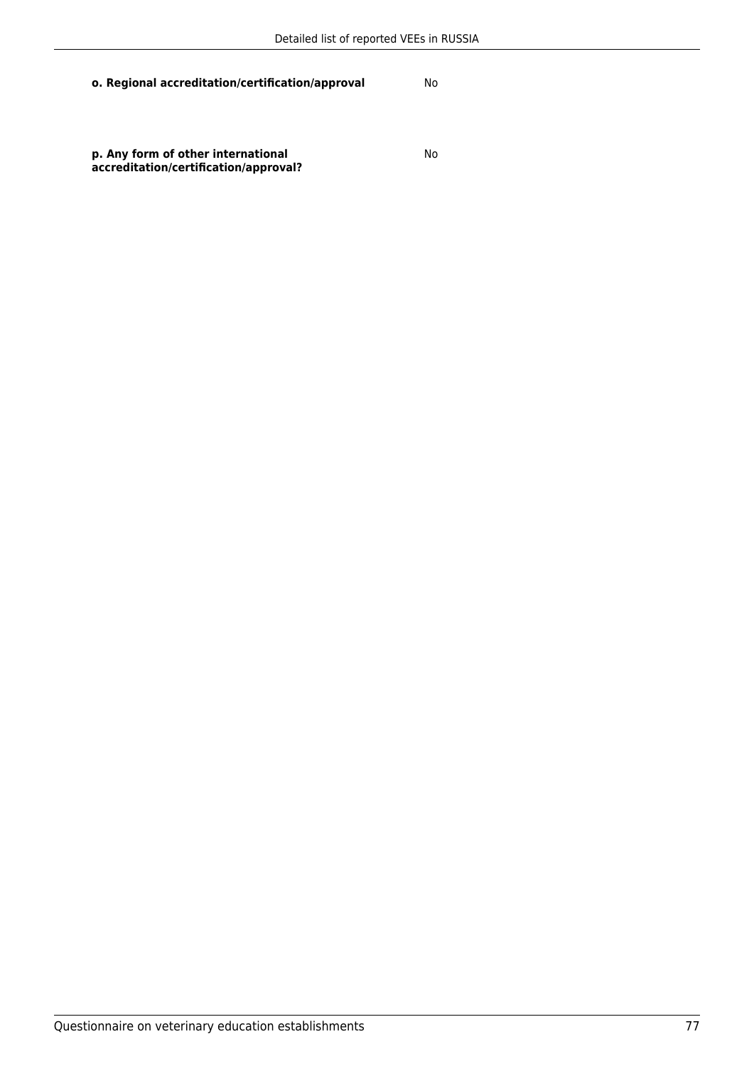**o. Regional accreditation/certification/approval** No

**p. Any form of other international accreditation/certification/approval?** No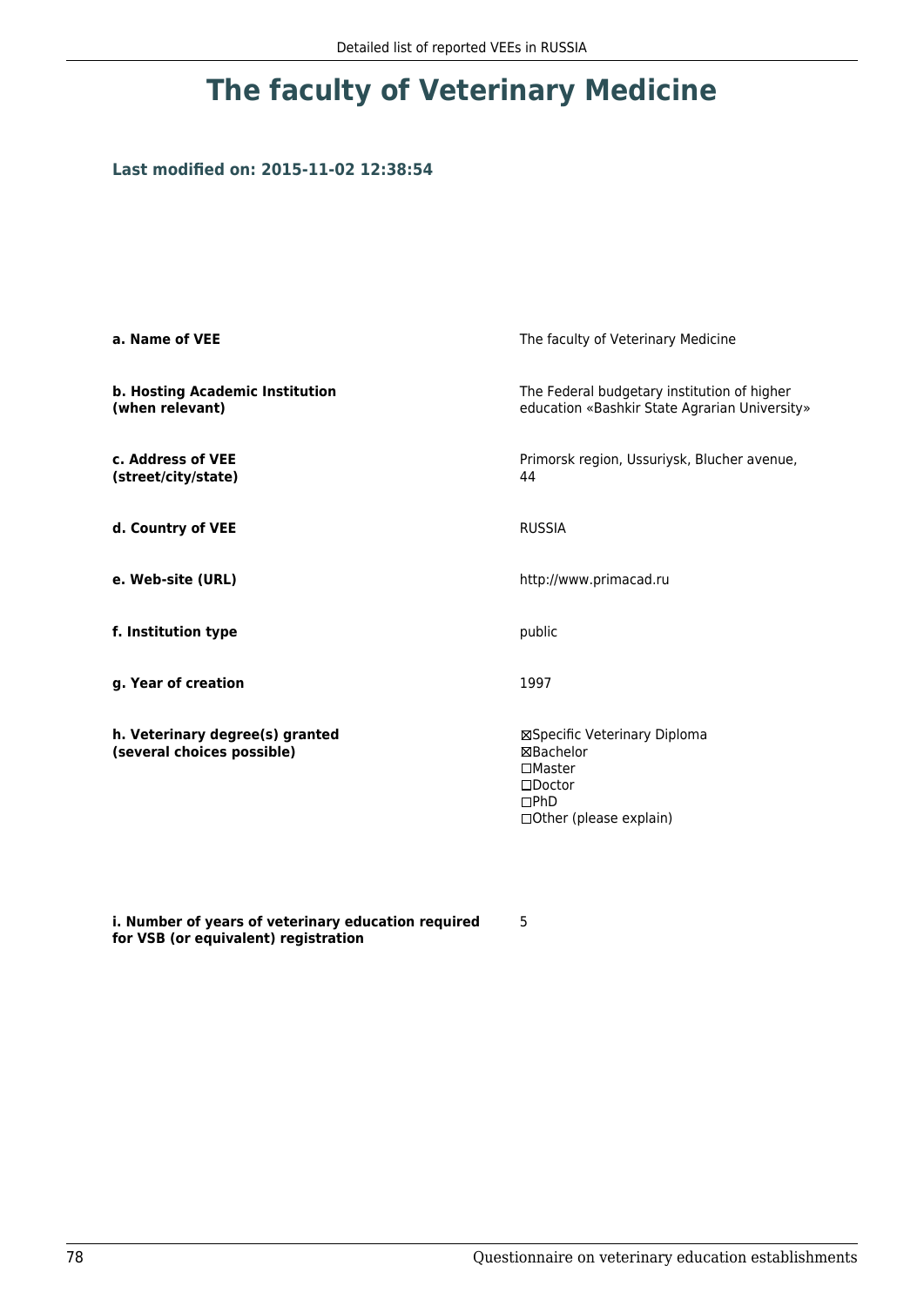# The faculty of Veterinary Medicine

### Last modified on: 2015-11-02 12:38:54

| | |
|---|---|
| **a. Name of VEE** | The faculty of Veterinary Medicine |
| **b. Hosting Academic Institution (when relevant)** | The Federal budgetary institution of higher education «Bashkir State Agrarian University» |
| **c. Address of VEE (street/city/state)** | Primorsk region, Ussuriysk, Blucher avenue, 44 |
| **d. Country of VEE** | RUSSIA |
| **e. Web-site (URL)** | http://www.primacad.ru |
| **f. Institution type** | public |
| **g. Year of creation** | 1997 |
| **h. Veterinary degree(s) granted (several choices possible)** | ☒Specific Veterinary Diploma<br>☒Bachelor<br>☐Master<br>☐Doctor<br>☐PhD<br>☐Other (please explain) |
| **i. Number of years of veterinary education required for VSB (or equivalent) registration** | 5 |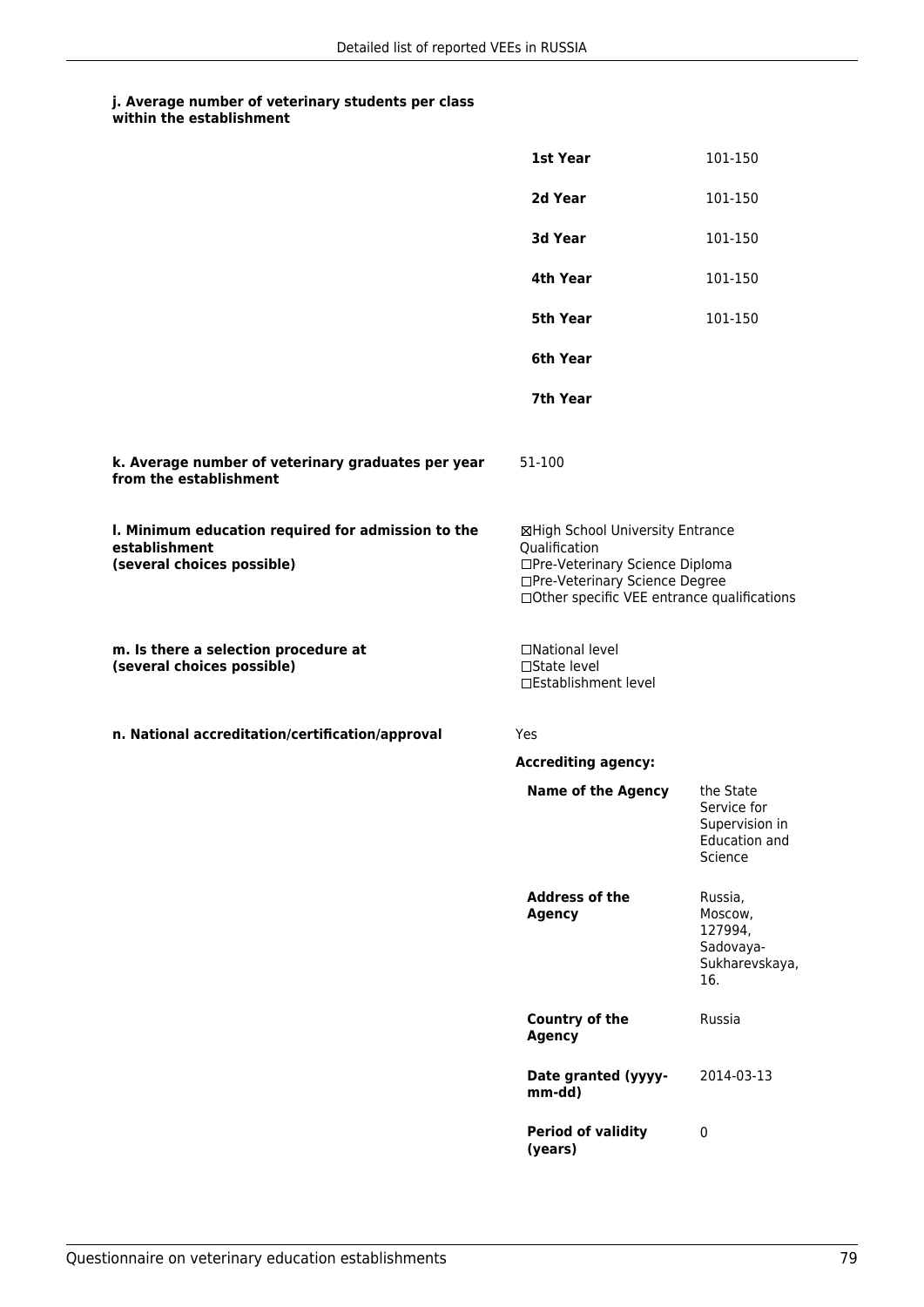**j. Average number of veterinary students per class within the establishment**

| | |
|---|---|
| **1st Year** | 101-150 |
| **2d Year** | 101-150 |
| **3d Year** | 101-150 |
| **4th Year** | 101-150 |
| **5th Year** | 101-150 |
| **6th Year** | |
| **7th Year** | |

**k. Average number of veterinary graduates per year from the establishment**

51-100

**l. Minimum education required for admission to the establishment (several choices possible)**

☒High School University Entrance Qualification
☐Pre-Veterinary Science Diploma
☐Pre-Veterinary Science Degree
☐Other specific VEE entrance qualifications

**m. Is there a selection procedure at (several choices possible)**

☐National level
☐State level
☐Establishment level

**n. National accreditation/certification/approval**

Yes

**Accrediting agency:**

| | |
|---|---|
| **Name of the Agency** | the State Service for Supervision in Education and Science |
| **Address of the Agency** | Russia, Moscow, 127994, Sadovaya-Sukharevskaya, 16. |
| **Country of the Agency** | Russia |
| **Date granted (yyyy-mm-dd)** | 2014-03-13 |
| **Period of validity (years)** | 0 |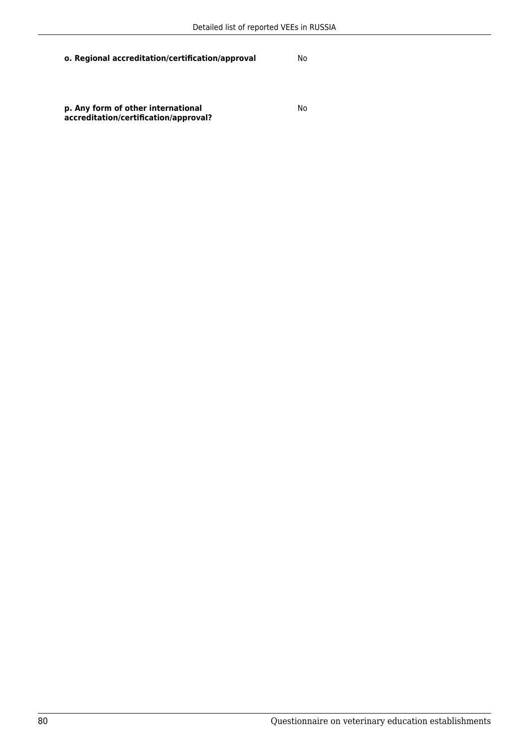**o. Regional accreditation/certification/approval** No

**p. Any form of other international accreditation/certification/approval?** No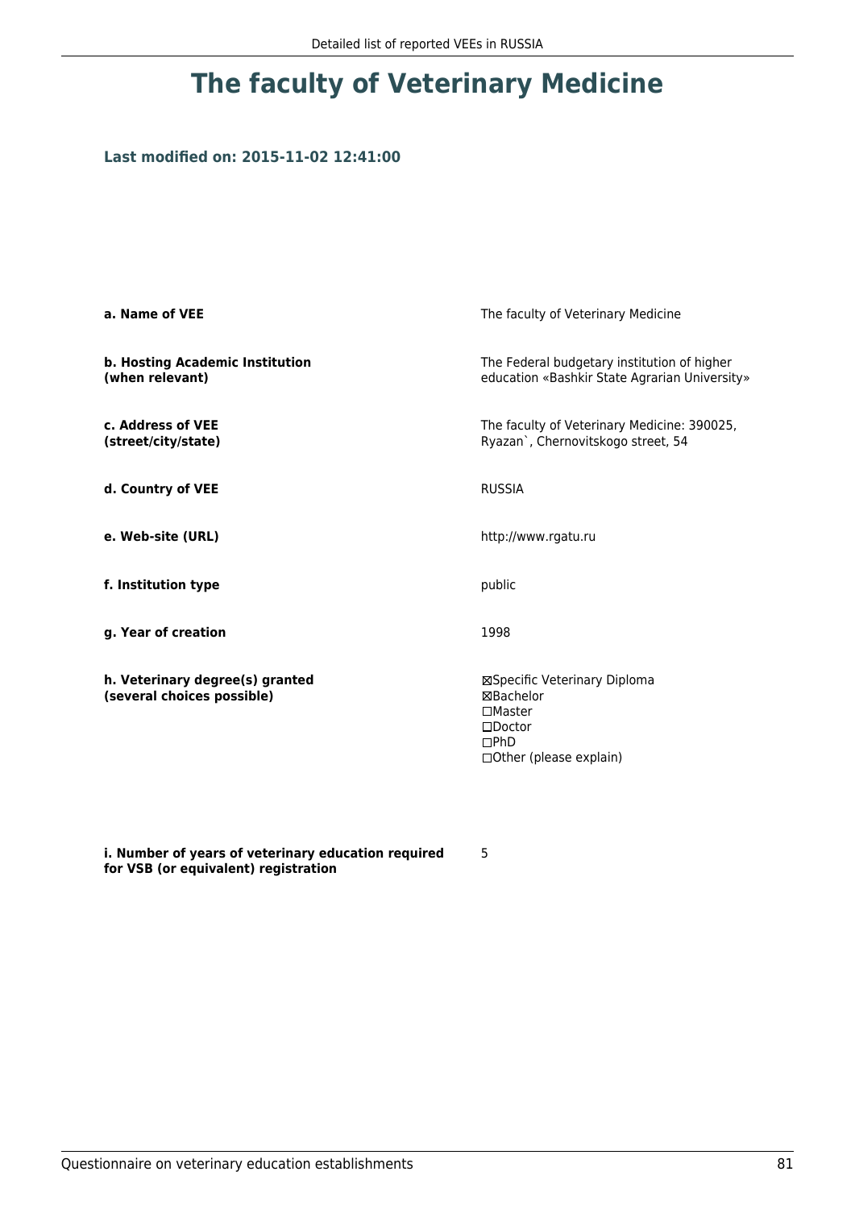# The faculty of Veterinary Medicine

**Last modified on: 2015-11-02 12:41:00**

| | |
|---|---|
| **a. Name of VEE** | The faculty of Veterinary Medicine |
| **b. Hosting Academic Institution (when relevant)** | The Federal budgetary institution of higher education «Bashkir State Agrarian University» |
| **c. Address of VEE (street/city/state)** | The faculty of Veterinary Medicine: 390025, Ryazan`, Chernovitskogo street, 54 |
| **d. Country of VEE** | RUSSIA |
| **e. Web-site (URL)** | http://www.rgatu.ru |
| **f. Institution type** | public |
| **g. Year of creation** | 1998 |
| **h. Veterinary degree(s) granted (several choices possible)** | ☒Specific Veterinary Diploma<br>☒Bachelor<br>☐Master<br>☐Doctor<br>☐PhD<br>☐Other (please explain) |
| **i. Number of years of veterinary education required for VSB (or equivalent) registration** | 5 |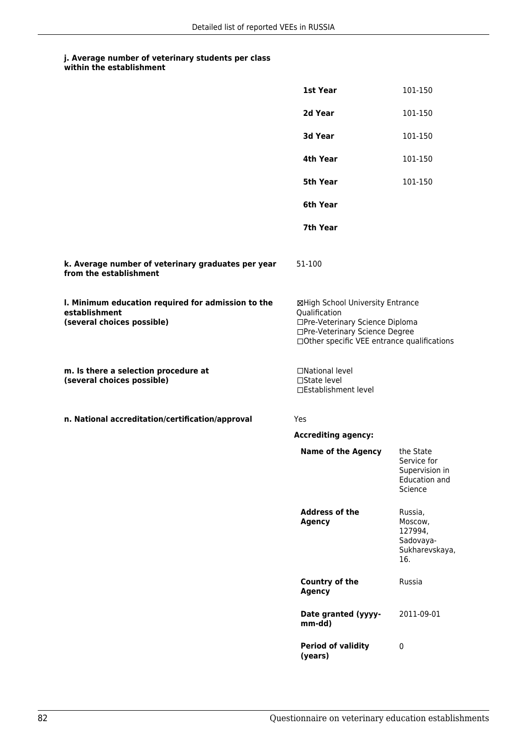#### j. Average number of veterinary students per class within the establishment

| | |
|---|---|
| **1st Year** | 101-150 |
| **2d Year** | 101-150 |
| **3d Year** | 101-150 |
| **4th Year** | 101-150 |
| **5th Year** | 101-150 |
| **6th Year** | |
| **7th Year** | |

**k. Average number of veterinary graduates per year from the establishment**

51-100

**l. Minimum education required for admission to the establishment (several choices possible)**

☒High School University Entrance Qualification
☐Pre-Veterinary Science Diploma
☐Pre-Veterinary Science Degree
☐Other specific VEE entrance qualifications

**m. Is there a selection procedure at (several choices possible)**

☐National level
☐State level
☐Establishment level

**n. National accreditation/certification/approval**

Yes

**Accrediting agency:**

| | |
|---|---|
| **Name of the Agency** | the State Service for Supervision in Education and Science |
| **Address of the Agency** | Russia, Moscow, 127994, Sadovaya-Sukharevskaya, 16. |
| **Country of the Agency** | Russia |
| **Date granted (yyyy-mm-dd)** | 2011-09-01 |
| **Period of validity (years)** | 0 |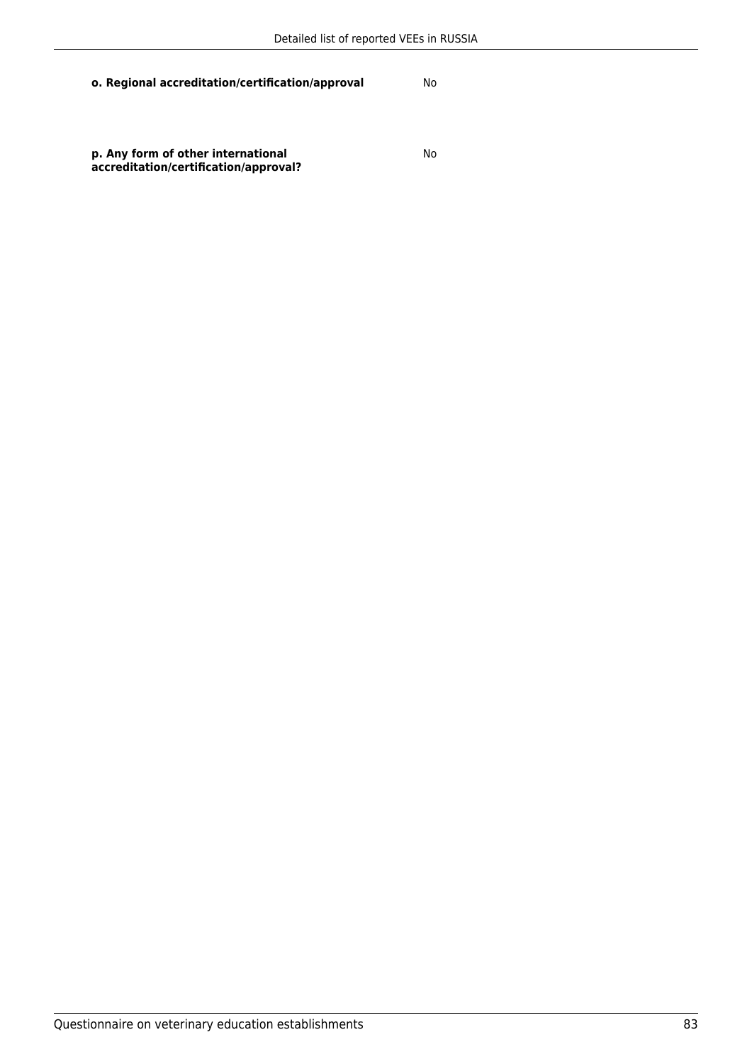**o. Regional accreditation/certification/approval** No

**p. Any form of other international accreditation/certification/approval?** No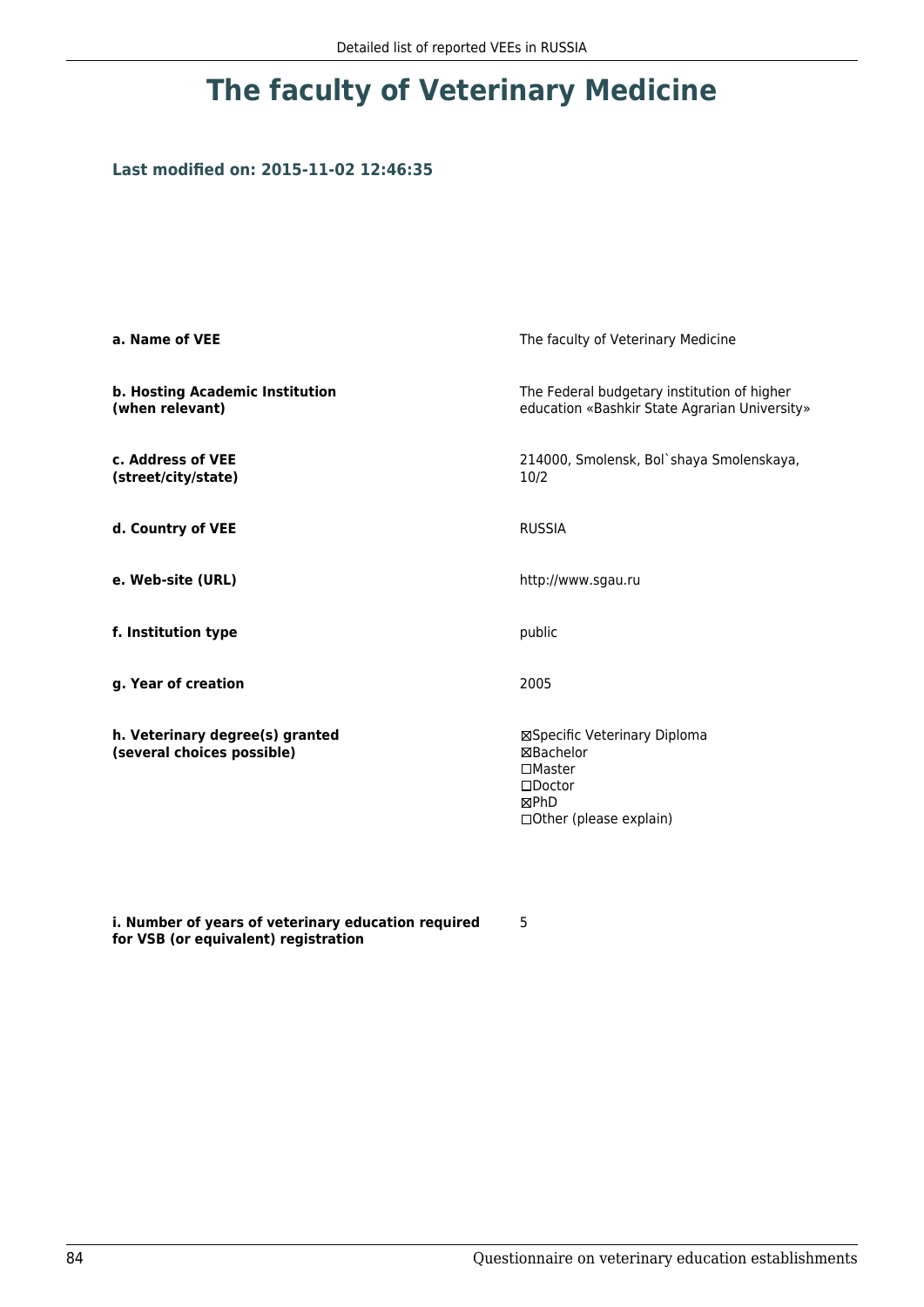# The faculty of Veterinary Medicine

**Last modified on: 2015-11-02 12:46:35**

| | |
|---|---|
| **a. Name of VEE** | The faculty of Veterinary Medicine |
| **b. Hosting Academic Institution (when relevant)** | The Federal budgetary institution of higher education «Bashkir State Agrarian University» |
| **c. Address of VEE (street/city/state)** | 214000, Smolensk, Bol`shaya Smolenskaya, 10/2 |
| **d. Country of VEE** | RUSSIA |
| **e. Web-site (URL)** | http://www.sgau.ru |
| **f. Institution type** | public |
| **g. Year of creation** | 2005 |
| **h. Veterinary degree(s) granted (several choices possible)** | ☒Specific Veterinary Diploma<br>☒Bachelor<br>☐Master<br>☐Doctor<br>☒PhD<br>☐Other (please explain) |
| **i. Number of years of veterinary education required for VSB (or equivalent) registration** | 5 |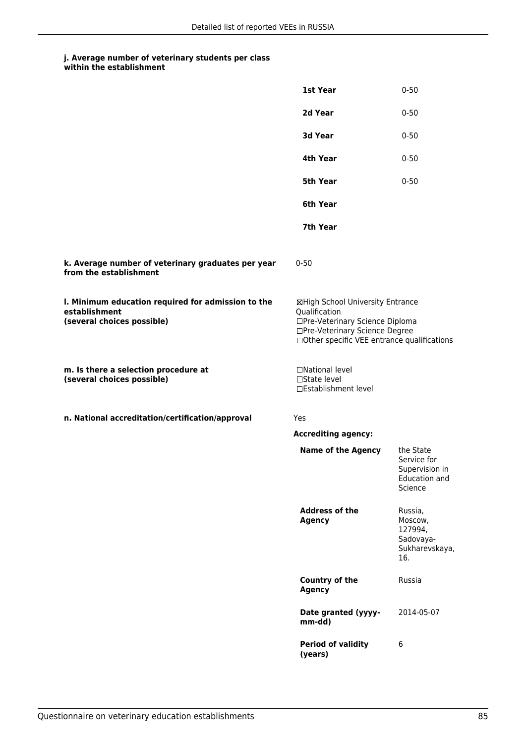**j. Average number of veterinary students per class within the establishment**

| | |
|---|---|
| **1st Year** | 0-50 |
| **2d Year** | 0-50 |
| **3d Year** | 0-50 |
| **4th Year** | 0-50 |
| **5th Year** | 0-50 |
| **6th Year** | |
| **7th Year** | |

**k. Average number of veterinary graduates per year from the establishment**

0-50

**l. Minimum education required for admission to the establishment (several choices possible)**

☒High School University Entrance Qualification
☐Pre-Veterinary Science Diploma
☐Pre-Veterinary Science Degree
☐Other specific VEE entrance qualifications

**m. Is there a selection procedure at (several choices possible)**

☐National level
☐State level
☐Establishment level

**n. National accreditation/certification/approval**

Yes

**Accrediting agency:**

| | |
|---|---|
| **Name of the Agency** | the State Service for Supervision in Education and Science |
| **Address of the Agency** | Russia, Moscow, 127994, Sadovaya-Sukharevskaya, 16. |
| **Country of the Agency** | Russia |
| **Date granted (yyyy-mm-dd)** | 2014-05-07 |
| **Period of validity (years)** | 6 |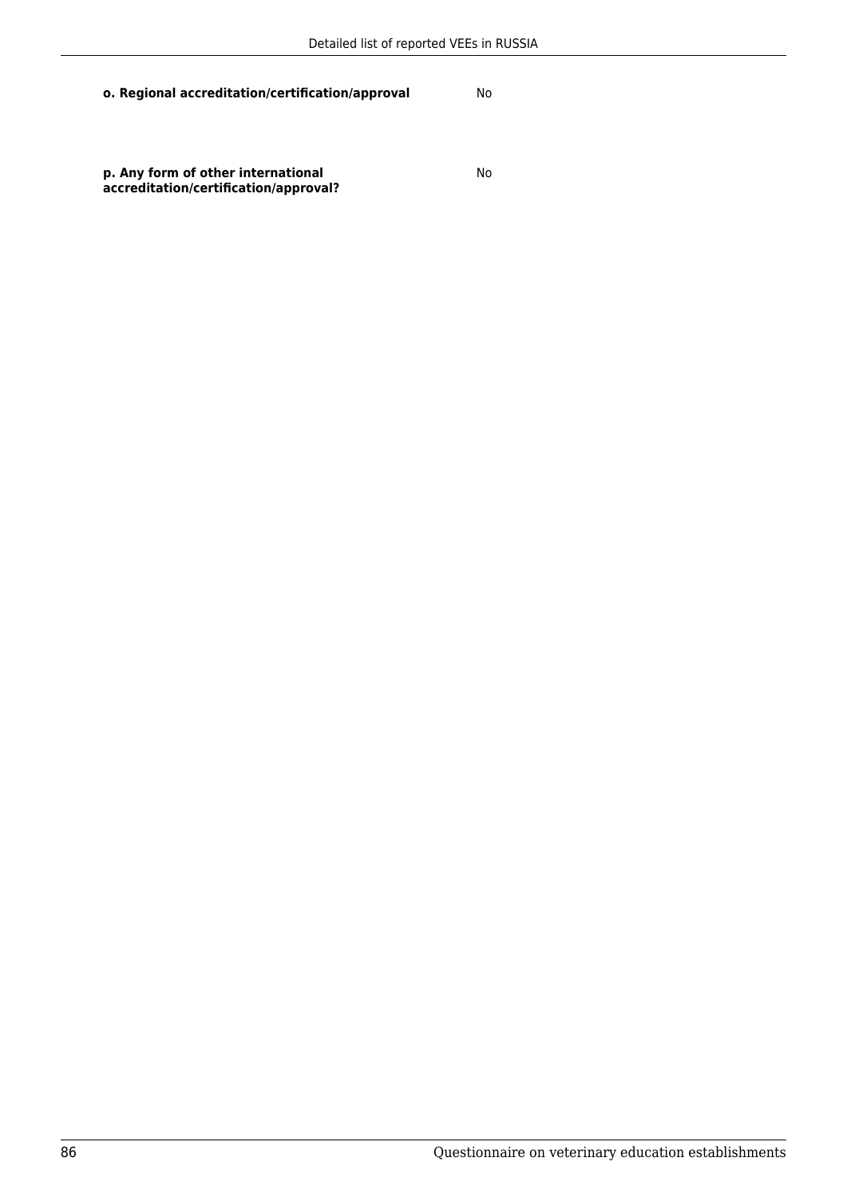**o. Regional accreditation/certification/approval** No

**p. Any form of other international accreditation/certification/approval?** No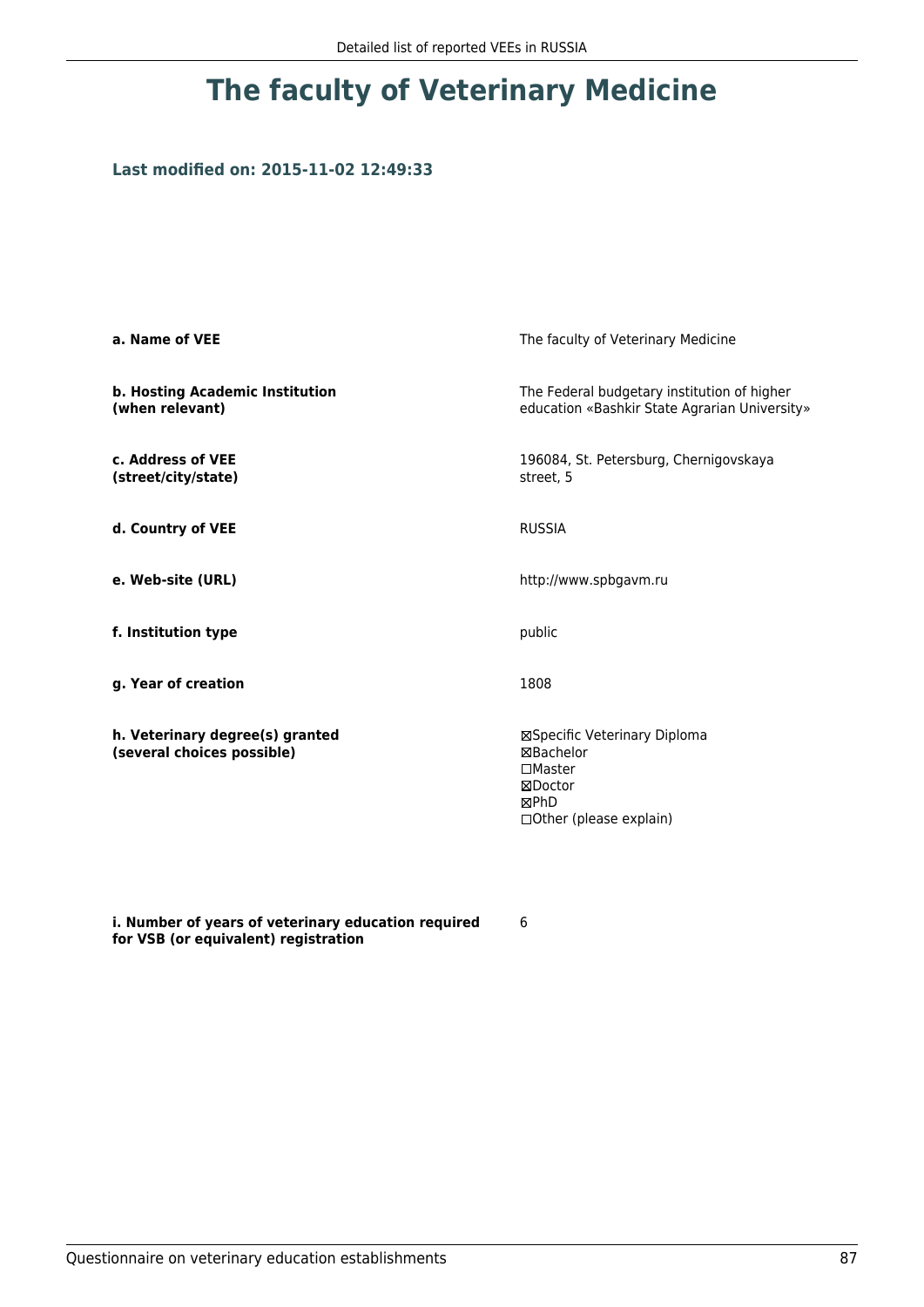# The faculty of Veterinary Medicine

**Last modified on: 2015-11-02 12:49:33**

| | |
|---|---|
| **a. Name of VEE** | The faculty of Veterinary Medicine |
| **b. Hosting Academic Institution (when relevant)** | The Federal budgetary institution of higher education «Bashkir State Agrarian University» |
| **c. Address of VEE (street/city/state)** | 196084, St. Petersburg, Chernigovskaya street, 5 |
| **d. Country of VEE** | RUSSIA |
| **e. Web-site (URL)** | http://www.spbgavm.ru |
| **f. Institution type** | public |
| **g. Year of creation** | 1808 |
| **h. Veterinary degree(s) granted (several choices possible)** | ☒Specific Veterinary Diploma<br>☒Bachelor<br>☐Master<br>☒Doctor<br>☒PhD<br>☐Other (please explain) |
| **i. Number of years of veterinary education required for VSB (or equivalent) registration** | 6 |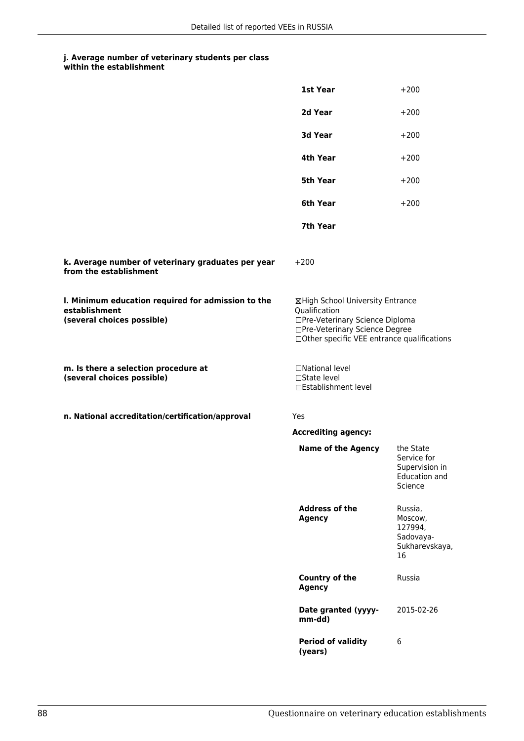**j. Average number of veterinary students per class within the establishment**

| | |
|---|---|
| **1st Year** | +200 |
| **2d Year** | +200 |
| **3d Year** | +200 |
| **4th Year** | +200 |
| **5th Year** | +200 |
| **6th Year** | +200 |
| **7th Year** | |

**k. Average number of veterinary graduates per year from the establishment**

+200

**l. Minimum education required for admission to the establishment (several choices possible)**

☒High School University Entrance Qualification
☐Pre-Veterinary Science Diploma
☐Pre-Veterinary Science Degree
☐Other specific VEE entrance qualifications

**m. Is there a selection procedure at (several choices possible)**

☐National level
☐State level
☐Establishment level

**n. National accreditation/certification/approval**

Yes

**Accrediting agency:**

| | |
|---|---|
| **Name of the Agency** | the State Service for Supervision in Education and Science |
| **Address of the Agency** | Russia, Moscow, 127994, Sadovaya-Sukharevskaya, 16 |
| **Country of the Agency** | Russia |
| **Date granted (yyyy-mm-dd)** | 2015-02-26 |
| **Period of validity (years)** | 6 |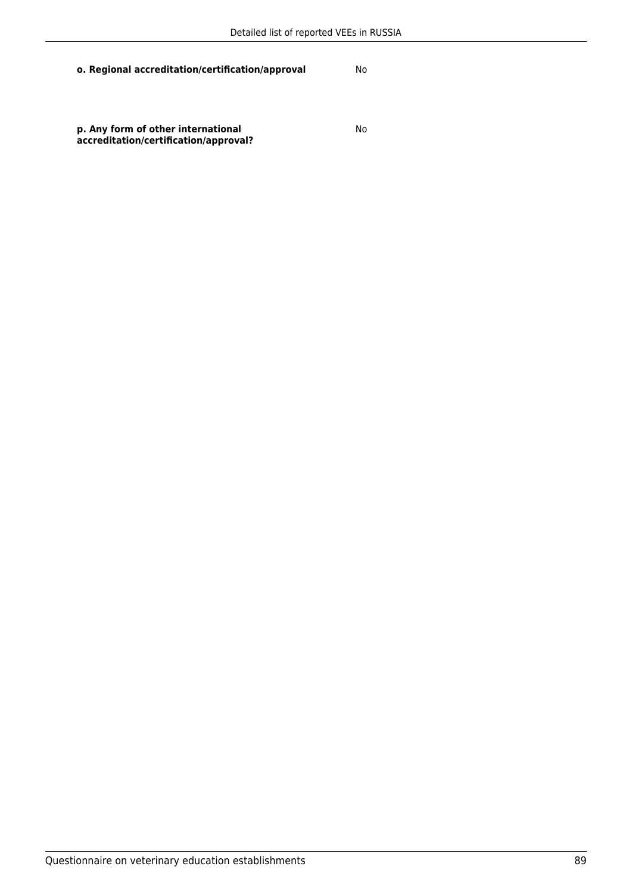| | |
|---|---|
| **o. Regional accreditation/certification/approval** | No |
| **p. Any form of other international accreditation/certification/approval?** | No |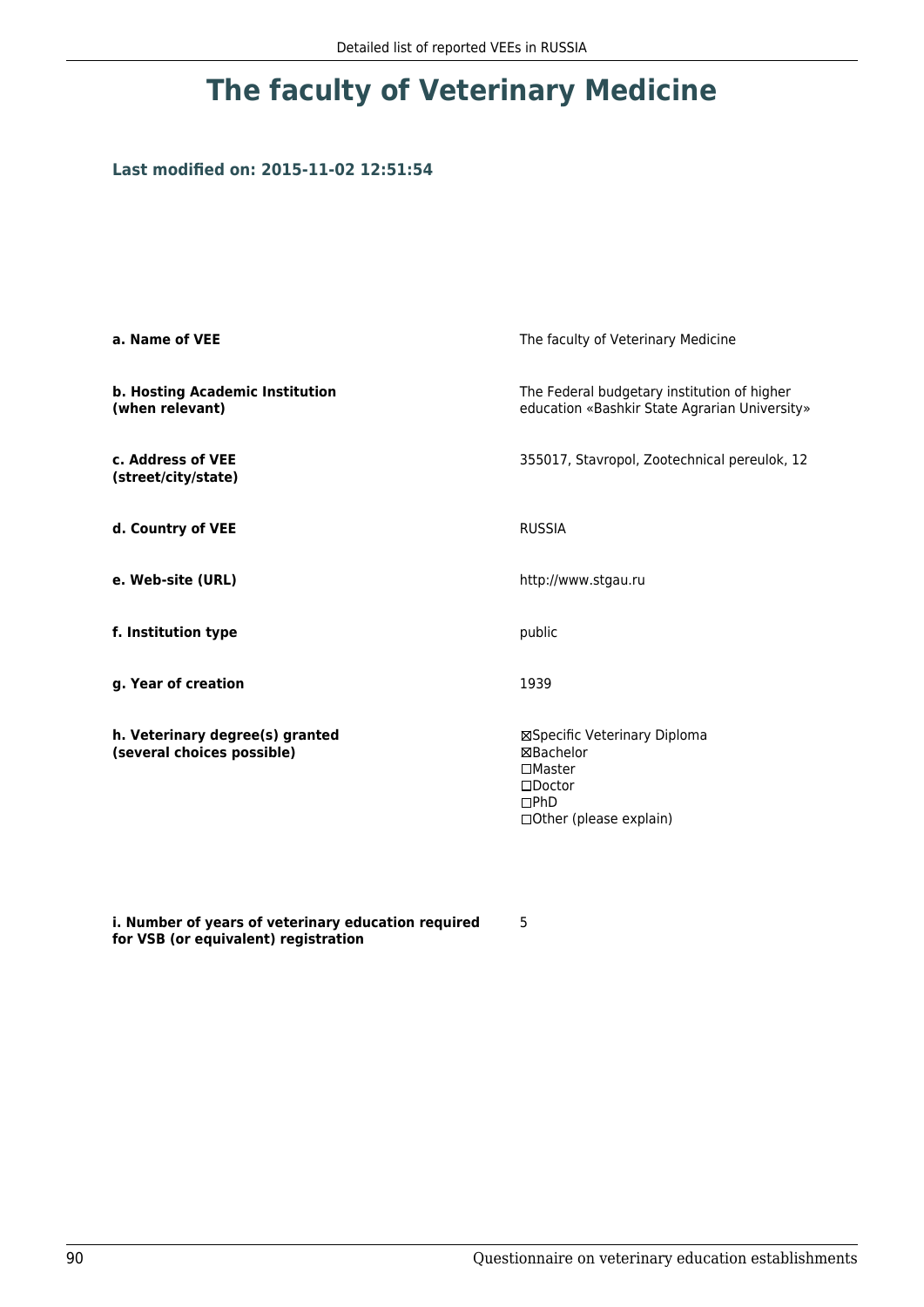# The faculty of Veterinary Medicine

**Last modified on: 2015-11-02 12:51:54**

| | |
|---|---|
| **a. Name of VEE** | The faculty of Veterinary Medicine |
| **b. Hosting Academic Institution (when relevant)** | The Federal budgetary institution of higher education «Bashkir State Agrarian University» |
| **c. Address of VEE (street/city/state)** | 355017, Stavropol, Zootechnical pereulok, 12 |
| **d. Country of VEE** | RUSSIA |
| **e. Web-site (URL)** | http://www.stgau.ru |
| **f. Institution type** | public |
| **g. Year of creation** | 1939 |
| **h. Veterinary degree(s) granted (several choices possible)** | ☒Specific Veterinary Diploma<br>☒Bachelor<br>☐Master<br>☐Doctor<br>☐PhD<br>☐Other (please explain) |
| **i. Number of years of veterinary education required for VSB (or equivalent) registration** | 5 |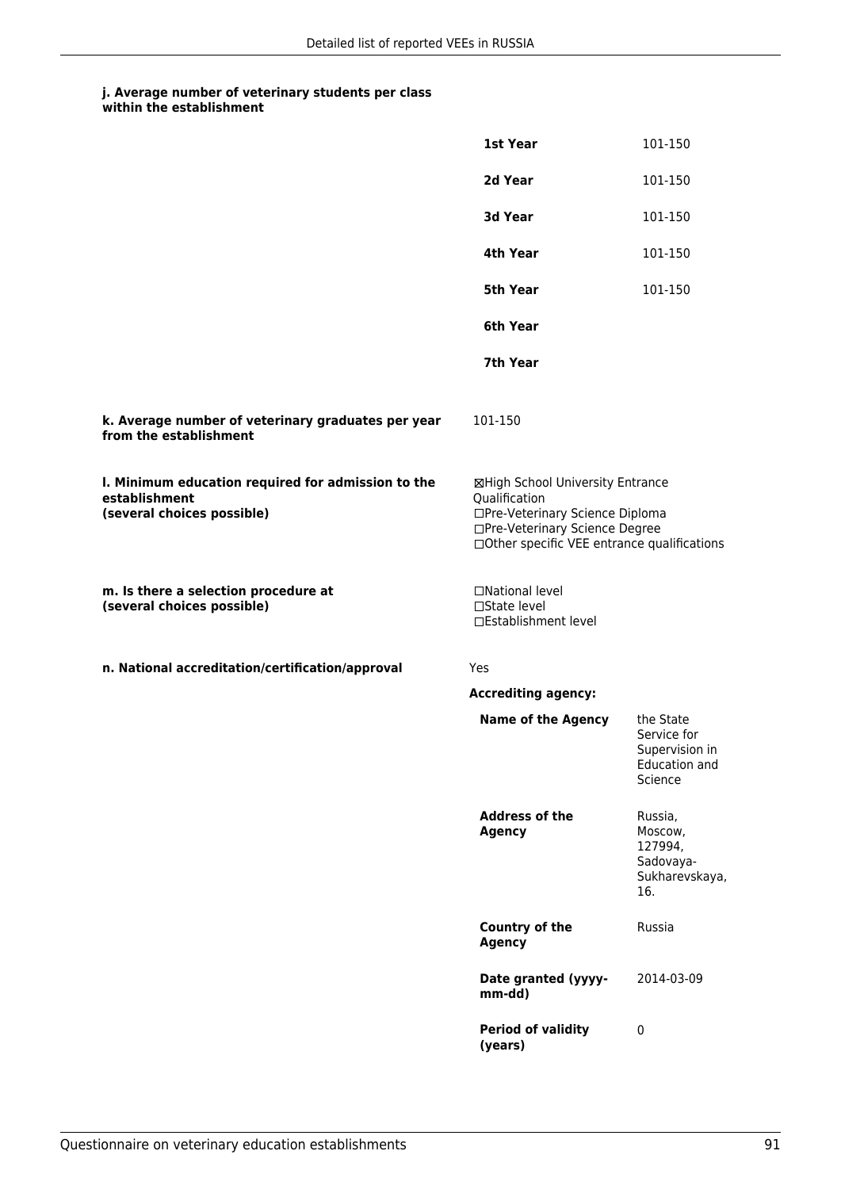**j. Average number of veterinary students per class within the establishment**

| | |
|---|---|
| **1st Year** | 101-150 |
| **2d Year** | 101-150 |
| **3d Year** | 101-150 |
| **4th Year** | 101-150 |
| **5th Year** | 101-150 |
| **6th Year** | |
| **7th Year** | |

**k. Average number of veterinary graduates per year from the establishment**

101-150

**l. Minimum education required for admission to the establishment (several choices possible)**

☒High School University Entrance Qualification
☐Pre-Veterinary Science Diploma
☐Pre-Veterinary Science Degree
☐Other specific VEE entrance qualifications

**m. Is there a selection procedure at (several choices possible)**

☐National level
☐State level
☐Establishment level

**n. National accreditation/certification/approval**

Yes

**Accrediting agency:**

| | |
|---|---|
| **Name of the Agency** | the State Service for Supervision in Education and Science |
| **Address of the Agency** | Russia, Moscow, 127994, Sadovaya-Sukharevskaya, 16. |
| **Country of the Agency** | Russia |
| **Date granted (yyyy-mm-dd)** | 2014-03-09 |
| **Period of validity (years)** | 0 |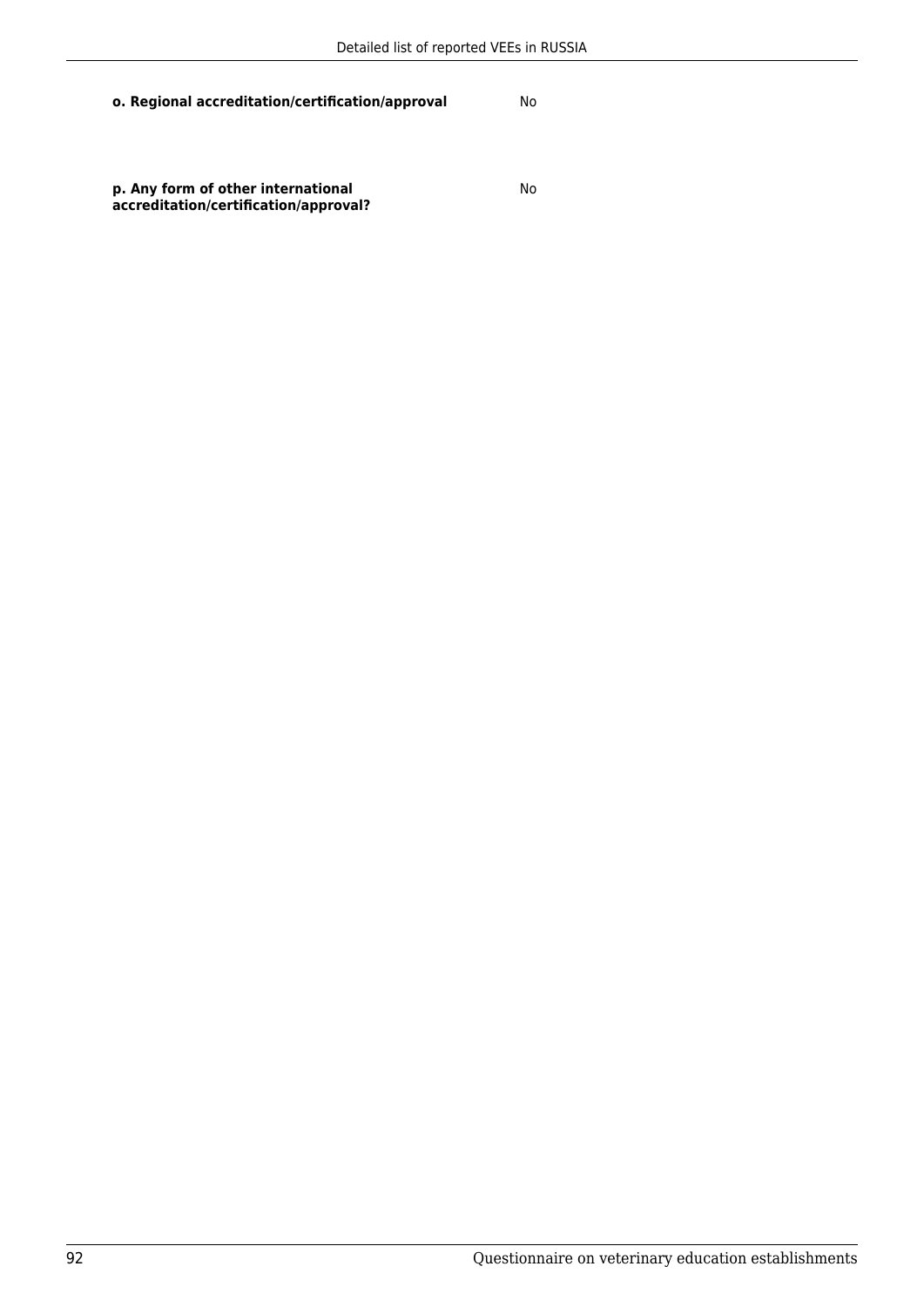**o. Regional accreditation/certification/approval** No

**p. Any form of other international accreditation/certification/approval?** No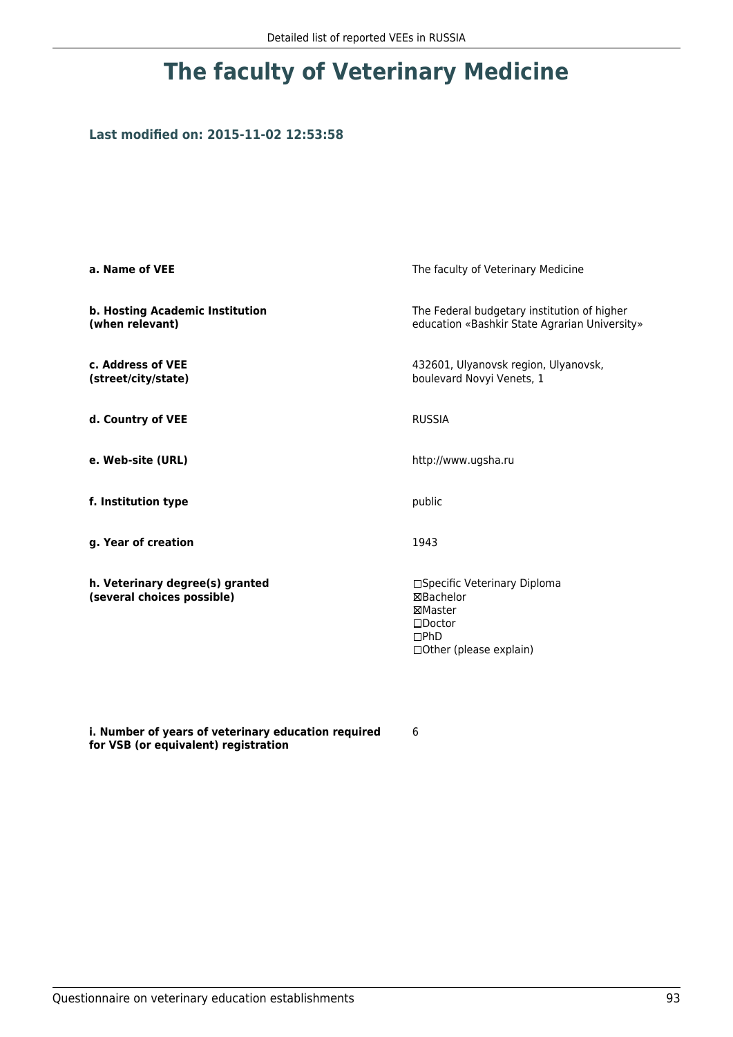# The faculty of Veterinary Medicine

### Last modified on: 2015-11-02 12:53:58

| | |
|---|---|
| **a. Name of VEE** | The faculty of Veterinary Medicine |
| **b. Hosting Academic Institution (when relevant)** | The Federal budgetary institution of higher education «Bashkir State Agrarian University» |
| **c. Address of VEE (street/city/state)** | 432601, Ulyanovsk region, Ulyanovsk, boulevard Novyi Venets, 1 |
| **d. Country of VEE** | RUSSIA |
| **e. Web-site (URL)** | http://www.ugsha.ru |
| **f. Institution type** | public |
| **g. Year of creation** | 1943 |
| **h. Veterinary degree(s) granted (several choices possible)** | ☐Specific Veterinary Diploma<br>☒Bachelor<br>☒Master<br>☐Doctor<br>☐PhD<br>☐Other (please explain) |
| **i. Number of years of veterinary education required for VSB (or equivalent) registration** | 6 |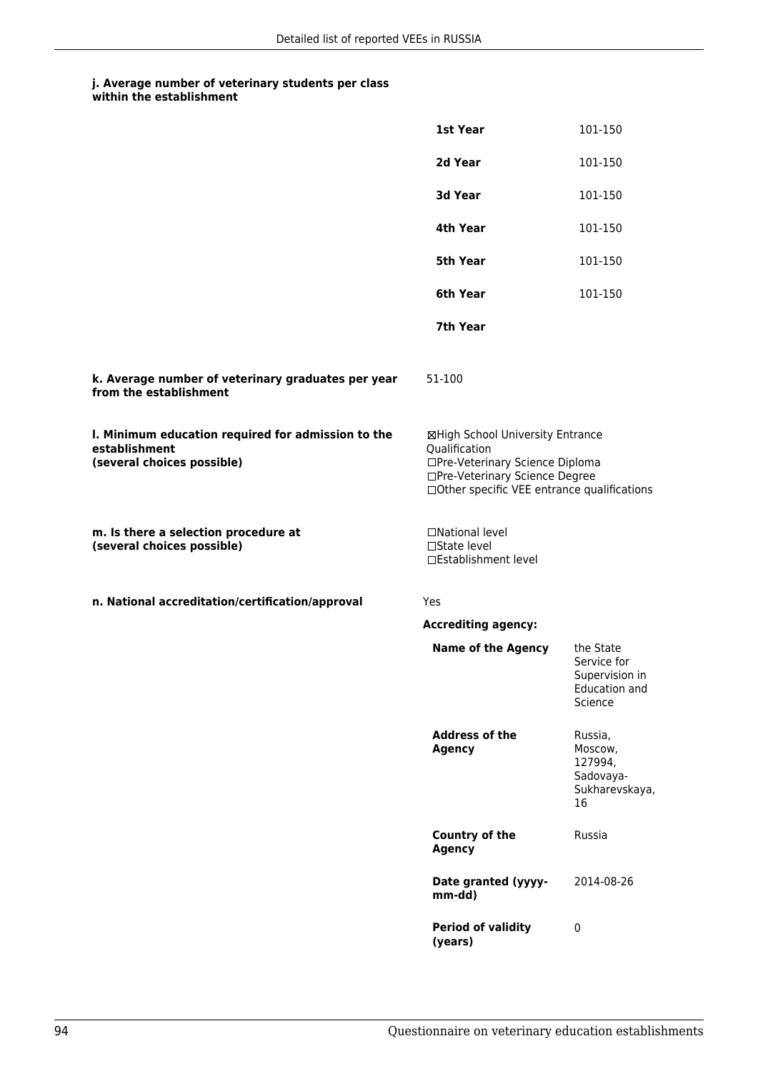**j. Average number of veterinary students per class within the establishment**

| | |
|---|---|
| **1st Year** | 101-150 |
| **2d Year** | 101-150 |
| **3d Year** | 101-150 |
| **4th Year** | 101-150 |
| **5th Year** | 101-150 |
| **6th Year** | 101-150 |
| **7th Year** | |

**k. Average number of veterinary graduates per year from the establishment**

51-100

**l. Minimum education required for admission to the establishment (several choices possible)**

☒High School University Entrance Qualification
☐Pre-Veterinary Science Diploma
☐Pre-Veterinary Science Degree
☐Other specific VEE entrance qualifications

**m. Is there a selection procedure at (several choices possible)**

☐National level
☐State level
☐Establishment level

**n. National accreditation/certification/approval**

Yes

**Accrediting agency:**

| | |
|---|---|
| **Name of the Agency** | the State Service for Supervision in Education and Science |
| **Address of the Agency** | Russia, Moscow, 127994, Sadovaya-Sukharevskaya, 16 |
| **Country of the Agency** | Russia |
| **Date granted (yyyy-mm-dd)** | 2014-08-26 |
| **Period of validity (years)** | 0 |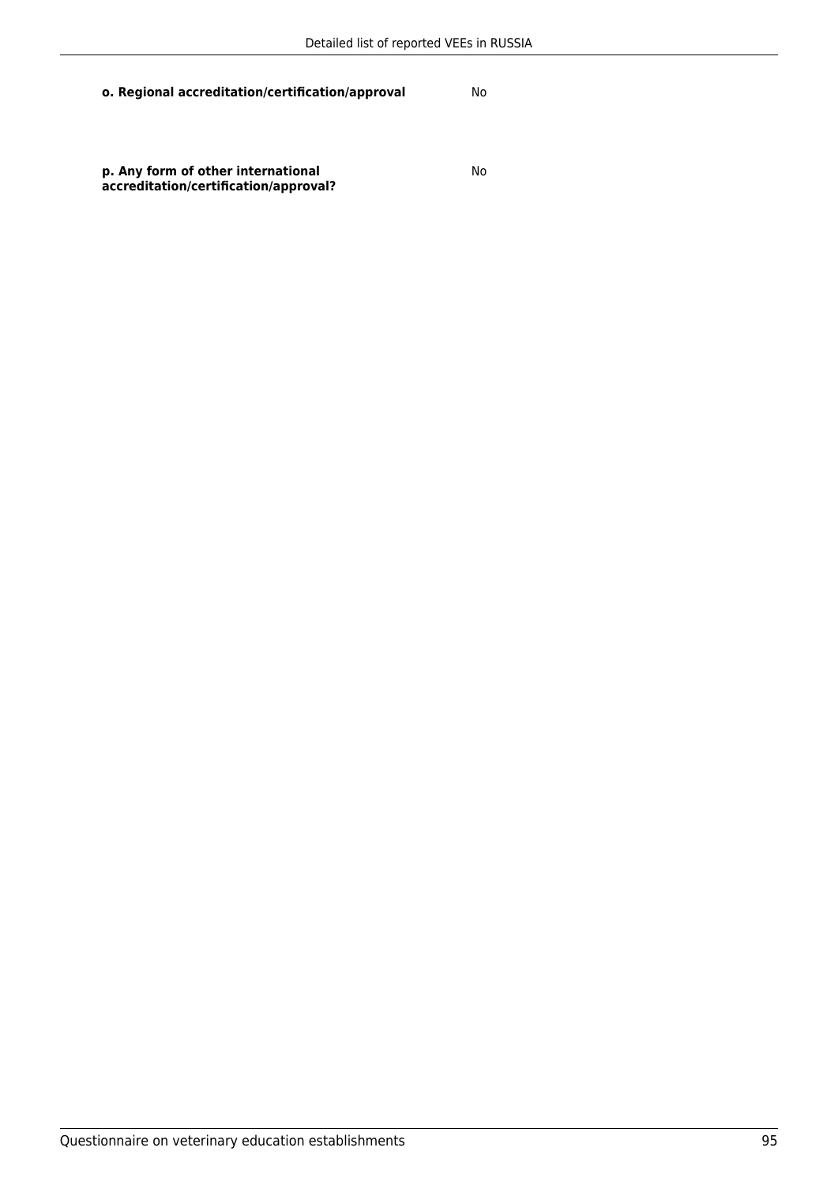| | |
|---|---|
| **o. Regional accreditation/certification/approval** | No |
| **p. Any form of other international accreditation/certification/approval?** | No |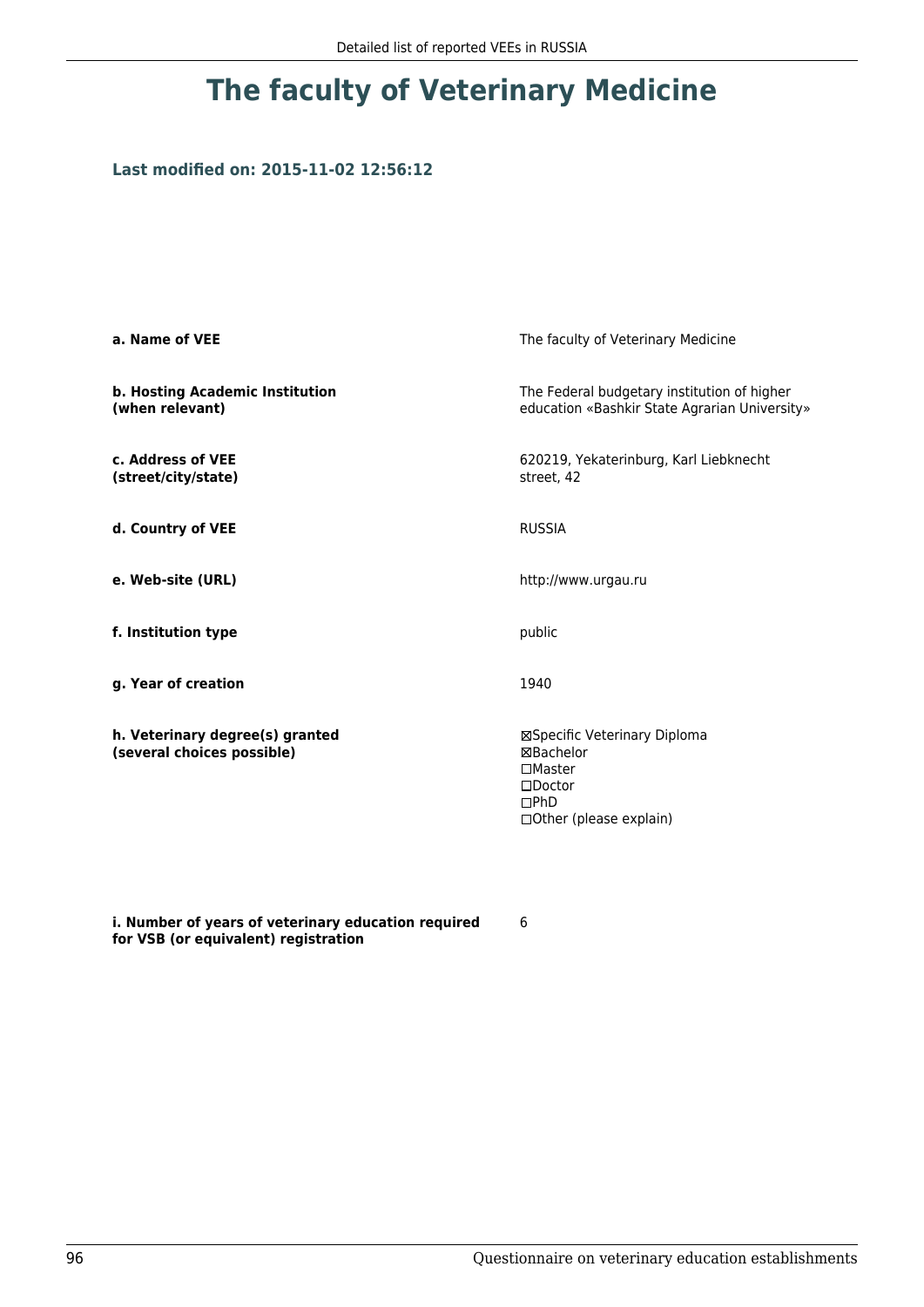# The faculty of Veterinary Medicine

**Last modified on: 2015-11-02 12:56:12**

| | |
|---|---|
| **a. Name of VEE** | The faculty of Veterinary Medicine |
| **b. Hosting Academic Institution (when relevant)** | The Federal budgetary institution of higher education «Bashkir State Agrarian University» |
| **c. Address of VEE (street/city/state)** | 620219, Yekaterinburg, Karl Liebknecht street, 42 |
| **d. Country of VEE** | RUSSIA |
| **e. Web-site (URL)** | http://www.urgau.ru |
| **f. Institution type** | public |
| **g. Year of creation** | 1940 |
| **h. Veterinary degree(s) granted (several choices possible)** | ☒Specific Veterinary Diploma<br>☒Bachelor<br>☐Master<br>☐Doctor<br>☐PhD<br>☐Other (please explain) |
| **i. Number of years of veterinary education required for VSB (or equivalent) registration** | 6 |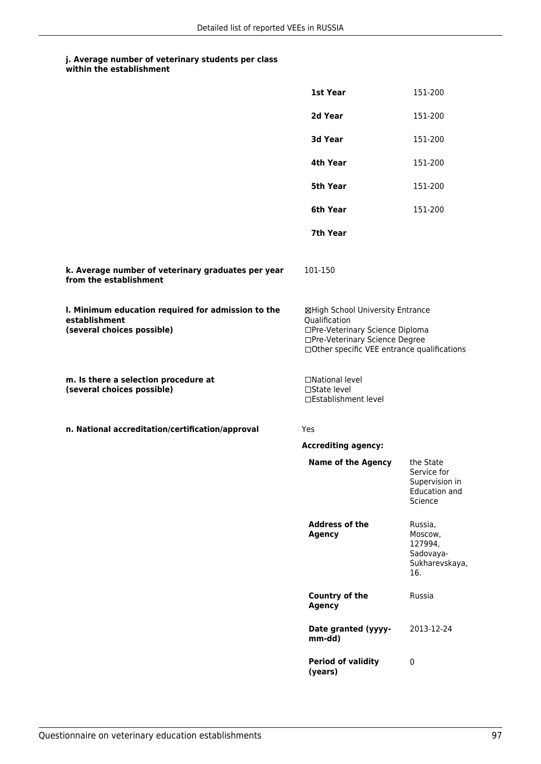**j. Average number of veterinary students per class within the establishment**

| | |
|---|---|
| **1st Year** | 151-200 |
| **2d Year** | 151-200 |
| **3d Year** | 151-200 |
| **4th Year** | 151-200 |
| **5th Year** | 151-200 |
| **6th Year** | 151-200 |
| **7th Year** | |

**k. Average number of veterinary graduates per year from the establishment**

101-150

**l. Minimum education required for admission to the establishment (several choices possible)**

☒High School University Entrance Qualification
☐Pre-Veterinary Science Diploma
☐Pre-Veterinary Science Degree
☐Other specific VEE entrance qualifications

**m. Is there a selection procedure at (several choices possible)**

☐National level
☐State level
☐Establishment level

**n. National accreditation/certification/approval**

Yes

**Accrediting agency:**

| | |
|---|---|
| **Name of the Agency** | the State Service for Supervision in Education and Science |
| **Address of the Agency** | Russia, Moscow, 127994, Sadovaya-Sukharevskaya, 16. |
| **Country of the Agency** | Russia |
| **Date granted (yyyy-mm-dd)** | 2013-12-24 |
| **Period of validity (years)** | 0 |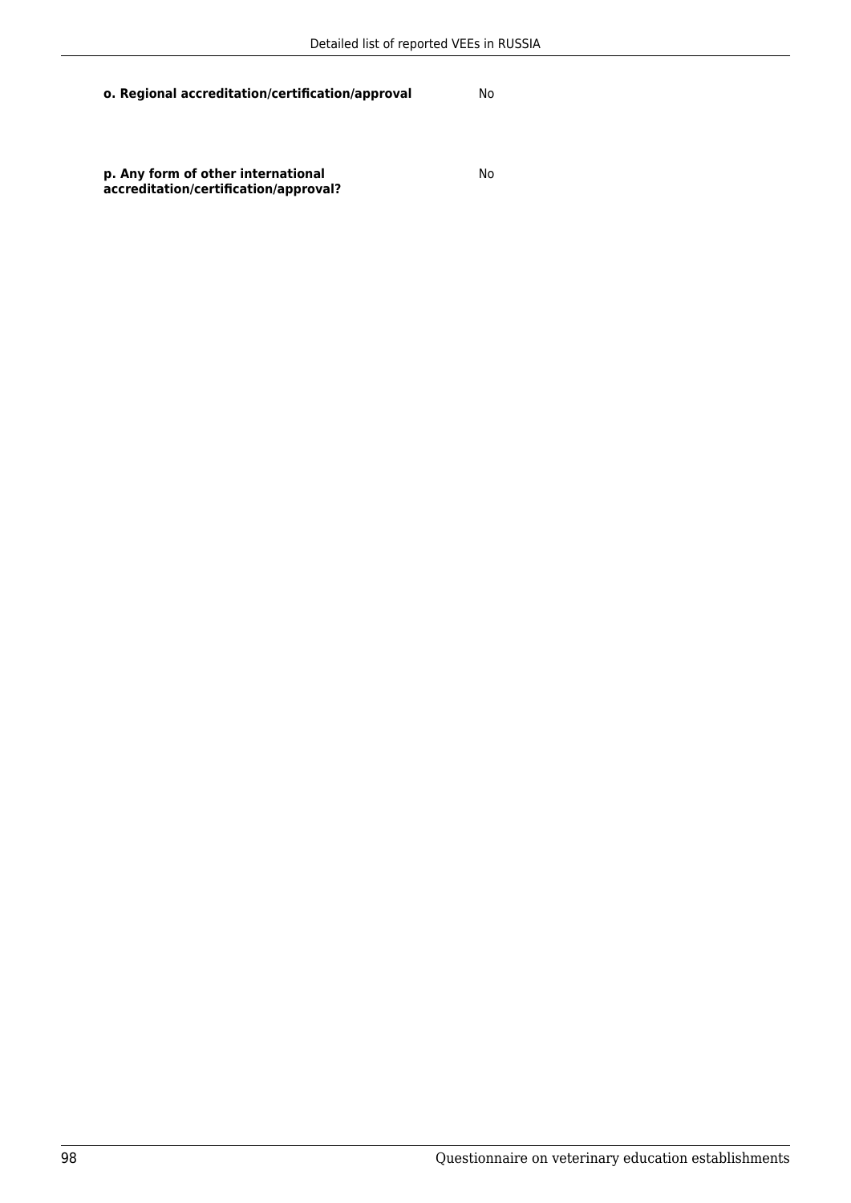**o. Regional accreditation/certification/approval** No

**p. Any form of other international accreditation/certification/approval?** No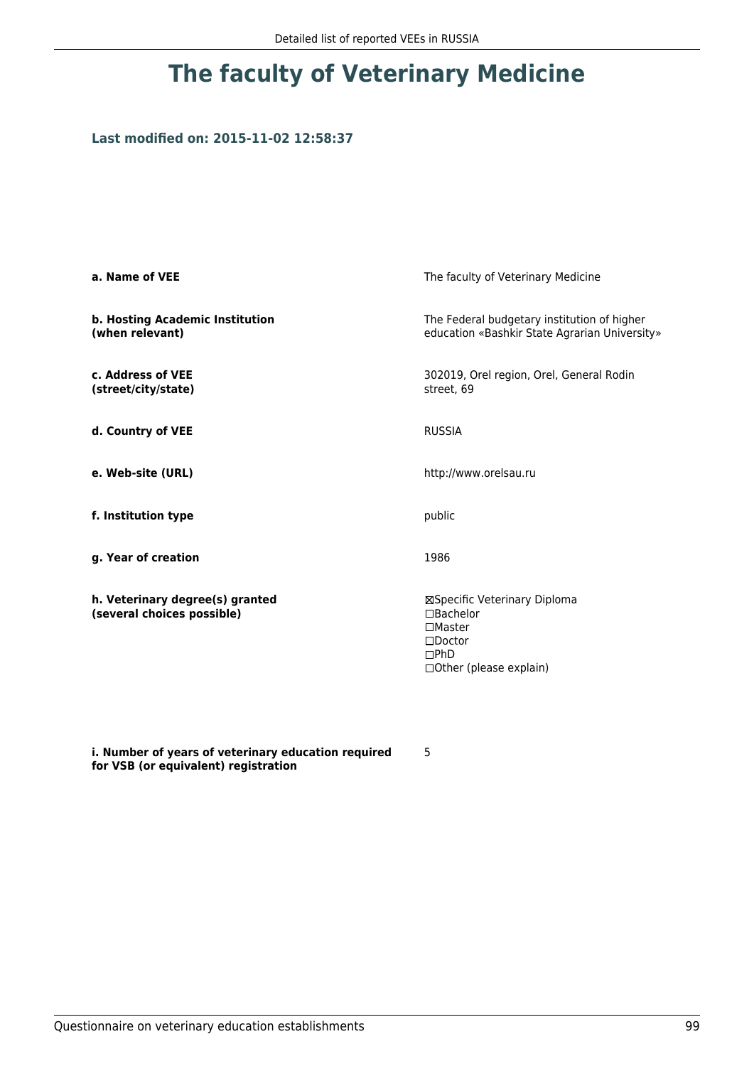# The faculty of Veterinary Medicine

### Last modified on: 2015-11-02 12:58:37

| | |
|---|---|
| **a. Name of VEE** | The faculty of Veterinary Medicine |
| **b. Hosting Academic Institution (when relevant)** | The Federal budgetary institution of higher education «Bashkir State Agrarian University» |
| **c. Address of VEE (street/city/state)** | 302019, Orel region, Orel, General Rodin street, 69 |
| **d. Country of VEE** | RUSSIA |
| **e. Web-site (URL)** | http://www.orelsau.ru |
| **f. Institution type** | public |
| **g. Year of creation** | 1986 |
| **h. Veterinary degree(s) granted (several choices possible)** | ☒Specific Veterinary Diploma<br>☐Bachelor<br>☐Master<br>☐Doctor<br>☐PhD<br>☐Other (please explain) |
| **i. Number of years of veterinary education required for VSB (or equivalent) registration** | 5 |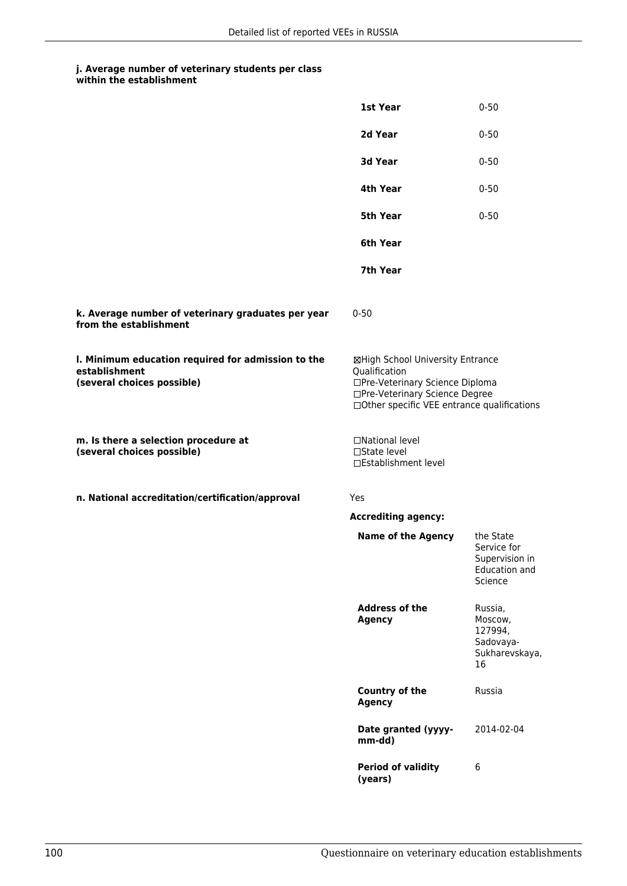**j. Average number of veterinary students per class within the establishment**

| | |
|---|---|
| **1st Year** | 0-50 |
| **2d Year** | 0-50 |
| **3d Year** | 0-50 |
| **4th Year** | 0-50 |
| **5th Year** | 0-50 |
| **6th Year** | |
| **7th Year** | |

**k. Average number of veterinary graduates per year from the establishment**

0-50

**l. Minimum education required for admission to the establishment (several choices possible)**

☒High School University Entrance Qualification
☐Pre-Veterinary Science Diploma
☐Pre-Veterinary Science Degree
☐Other specific VEE entrance qualifications

**m. Is there a selection procedure at (several choices possible)**

☐National level
☐State level
☐Establishment level

**n. National accreditation/certification/approval**

Yes

**Accrediting agency:**

| | |
|---|---|
| **Name of the Agency** | the State Service for Supervision in Education and Science |
| **Address of the Agency** | Russia, Moscow, 127994, Sadovaya-Sukharevskaya, 16 |
| **Country of the Agency** | Russia |
| **Date granted (yyyy-mm-dd)** | 2014-02-04 |
| **Period of validity (years)** | 6 |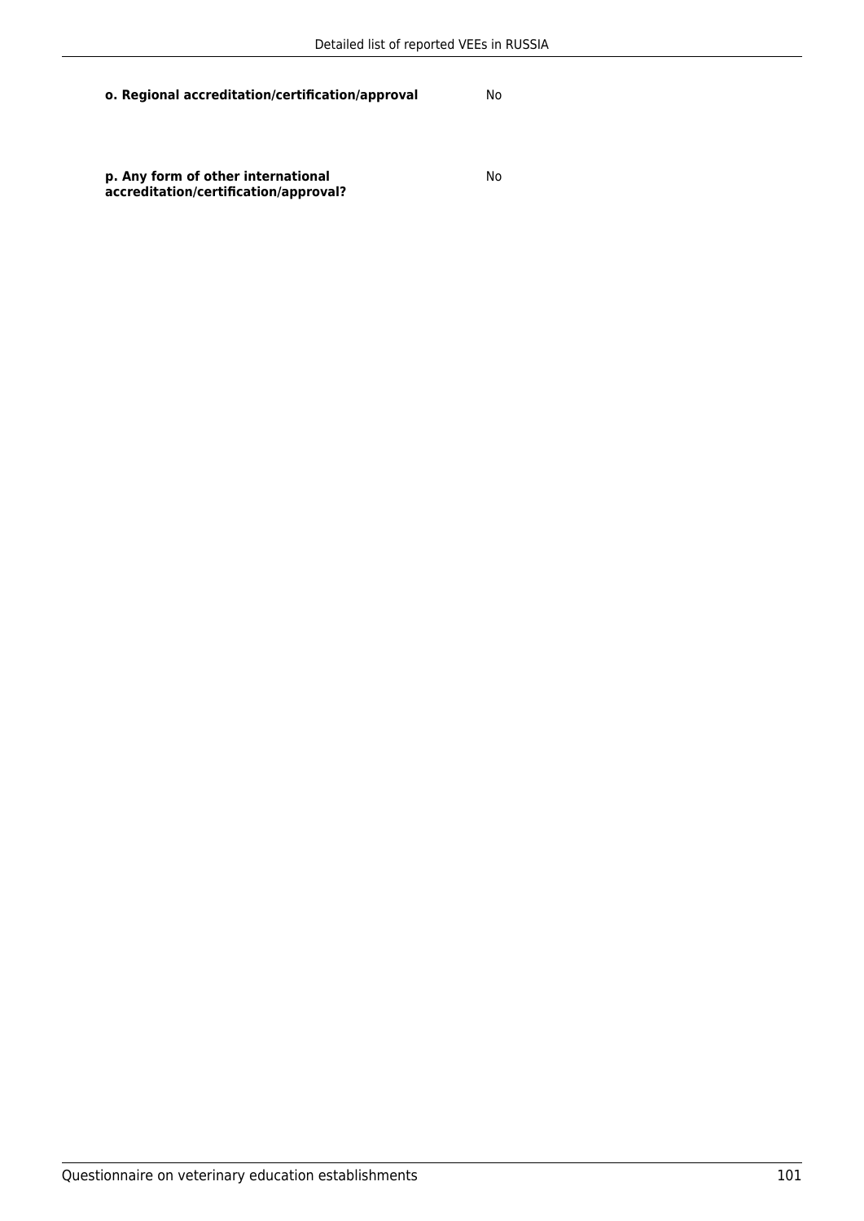| | |
|---|---|
| **o. Regional accreditation/certification/approval** | No |
| **p. Any form of other international accreditation/certification/approval?** | No |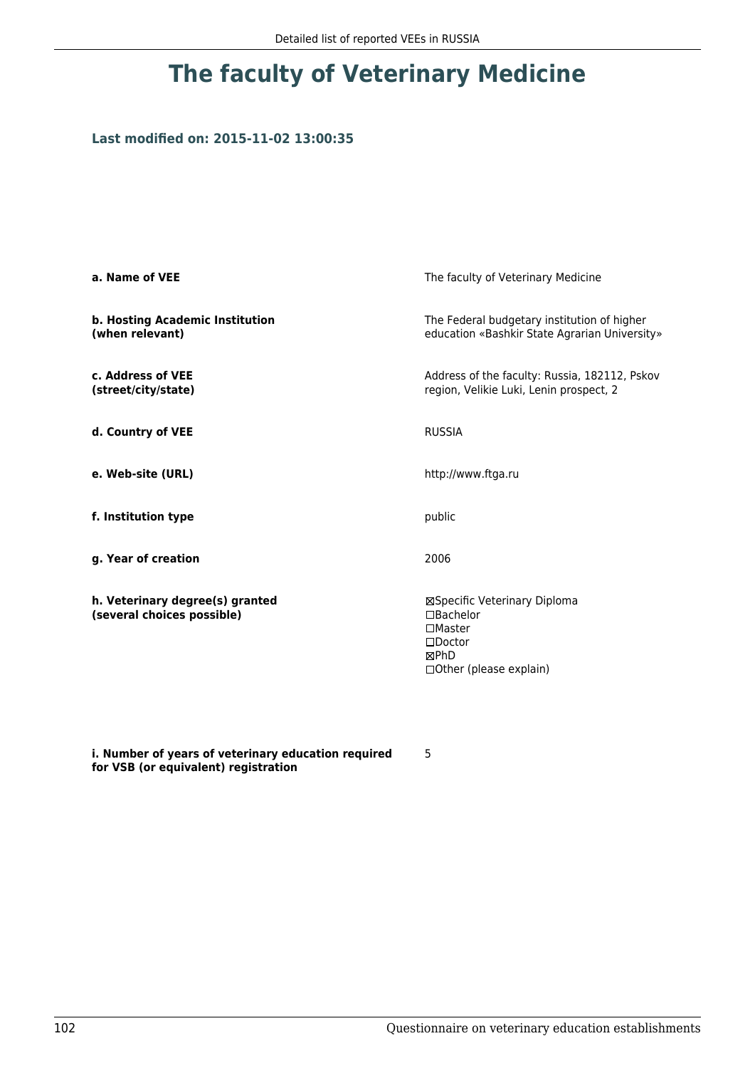# The faculty of Veterinary Medicine

### Last modified on: 2015-11-02 13:00:35

| | |
|---|---|
| **a. Name of VEE** | The faculty of Veterinary Medicine |
| **b. Hosting Academic Institution (when relevant)** | The Federal budgetary institution of higher education «Bashkir State Agrarian University» |
| **c. Address of VEE (street/city/state)** | Address of the faculty: Russia, 182112, Pskov region, Velikie Luki, Lenin prospect, 2 |
| **d. Country of VEE** | RUSSIA |
| **e. Web-site (URL)** | http://www.ftga.ru |
| **f. Institution type** | public |
| **g. Year of creation** | 2006 |
| **h. Veterinary degree(s) granted (several choices possible)** | ☒Specific Veterinary Diploma<br>☐Bachelor<br>☐Master<br>☐Doctor<br>☒PhD<br>☐Other (please explain) |
| **i. Number of years of veterinary education required for VSB (or equivalent) registration** | 5 |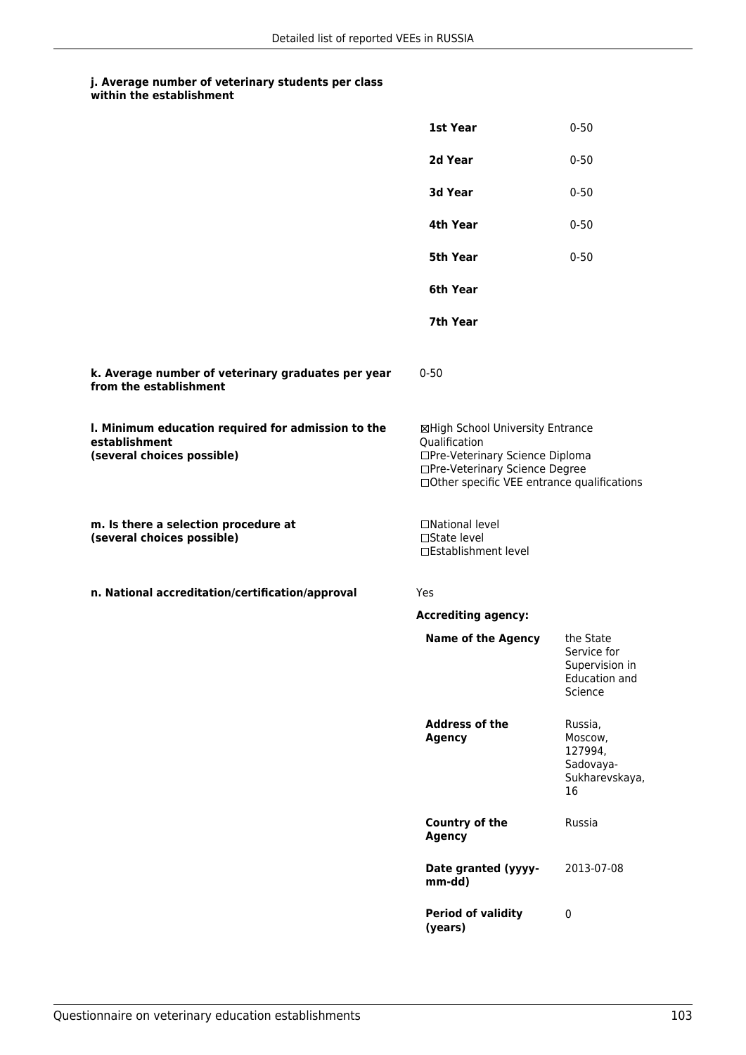**j. Average number of veterinary students per class within the establishment**

| | |
|---|---|
| **1st Year** | 0-50 |
| **2d Year** | 0-50 |
| **3d Year** | 0-50 |
| **4th Year** | 0-50 |
| **5th Year** | 0-50 |
| **6th Year** | |
| **7th Year** | |

**k. Average number of veterinary graduates per year from the establishment**

0-50

**l. Minimum education required for admission to the establishment (several choices possible)**

☒High School University Entrance Qualification
☐Pre-Veterinary Science Diploma
☐Pre-Veterinary Science Degree
☐Other specific VEE entrance qualifications

**m. Is there a selection procedure at (several choices possible)**

☐National level
☐State level
☐Establishment level

**n. National accreditation/certification/approval**

Yes

**Accrediting agency:**

| | |
|---|---|
| **Name of the Agency** | the State Service for Supervision in Education and Science |
| **Address of the Agency** | Russia, Moscow, 127994, Sadovaya-Sukharevskaya, 16 |
| **Country of the Agency** | Russia |
| **Date granted (yyyy-mm-dd)** | 2013-07-08 |
| **Period of validity (years)** | 0 |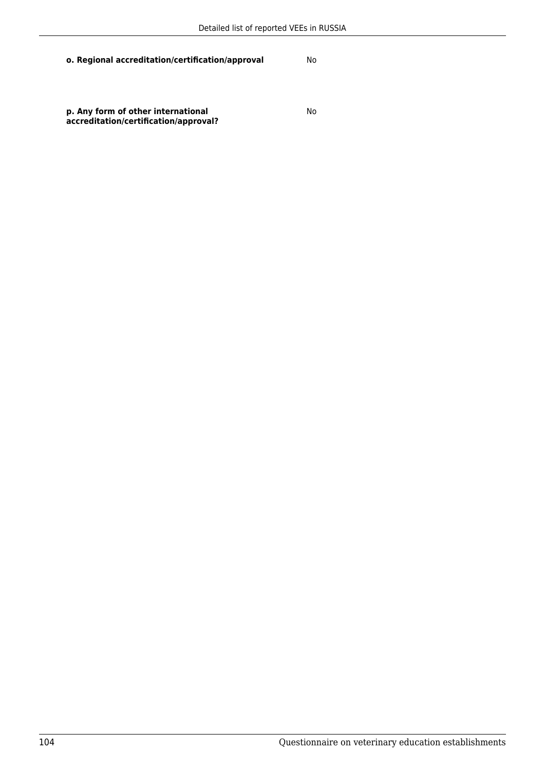**o. Regional accreditation/certification/approval** No

**p. Any form of other international accreditation/certification/approval?** No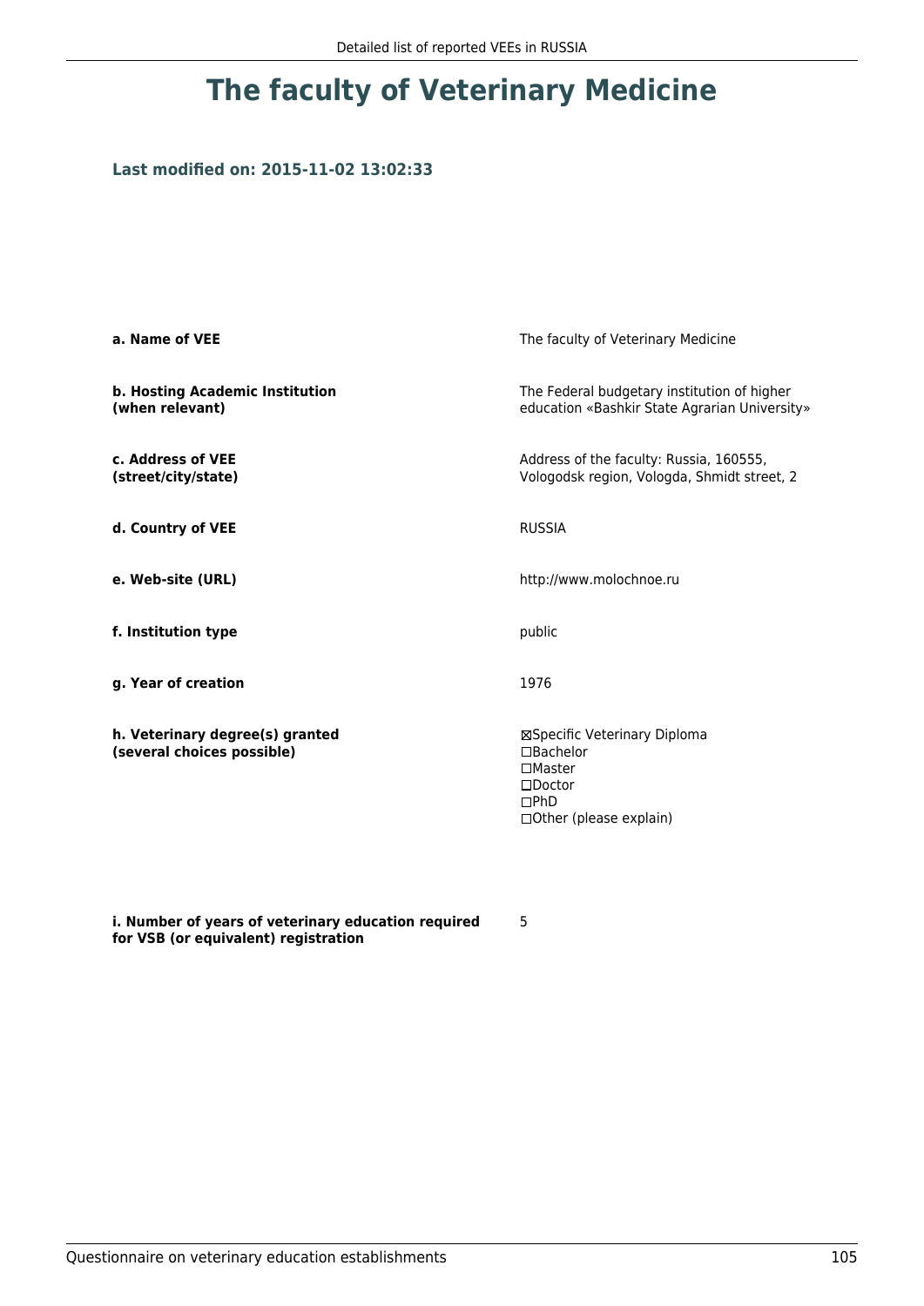# The faculty of Veterinary Medicine

### Last modified on: 2015-11-02 13:02:33

| | |
|---|---|
| **a. Name of VEE** | The faculty of Veterinary Medicine |
| **b. Hosting Academic Institution (when relevant)** | The Federal budgetary institution of higher education «Bashkir State Agrarian University» |
| **c. Address of VEE (street/city/state)** | Address of the faculty: Russia, 160555, Vologodsk region, Vologda, Shmidt street, 2 |
| **d. Country of VEE** | RUSSIA |
| **e. Web-site (URL)** | http://www.molochnoe.ru |
| **f. Institution type** | public |
| **g. Year of creation** | 1976 |
| **h. Veterinary degree(s) granted (several choices possible)** | ☒Specific Veterinary Diploma<br>☐Bachelor<br>☐Master<br>☐Doctor<br>☐PhD<br>☐Other (please explain) |
| **i. Number of years of veterinary education required for VSB (or equivalent) registration** | 5 |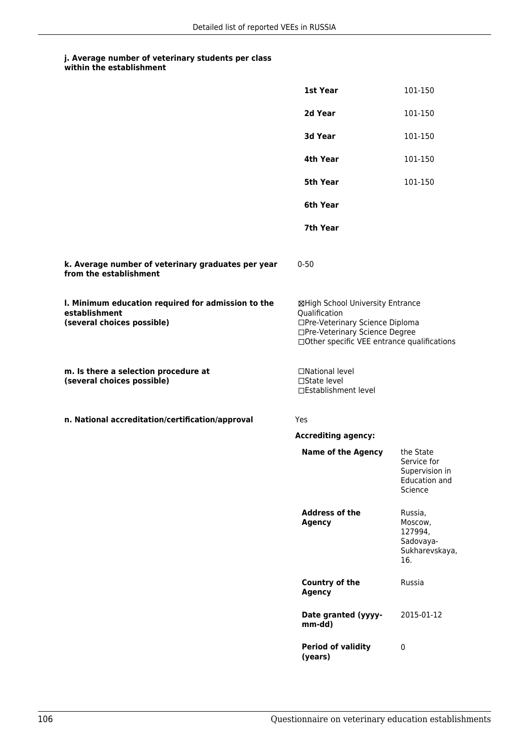**j. Average number of veterinary students per class within the establishment**

| | |
|---|---|
| **1st Year** | 101-150 |
| **2d Year** | 101-150 |
| **3d Year** | 101-150 |
| **4th Year** | 101-150 |
| **5th Year** | 101-150 |
| **6th Year** | |
| **7th Year** | |

**k. Average number of veterinary graduates per year from the establishment**

0-50

**l. Minimum education required for admission to the establishment (several choices possible)**

☒High School University Entrance Qualification
☐Pre-Veterinary Science Diploma
☐Pre-Veterinary Science Degree
☐Other specific VEE entrance qualifications

**m. Is there a selection procedure at (several choices possible)**

☐National level
☐State level
☐Establishment level

**n. National accreditation/certification/approval**

Yes

**Accrediting agency:**

| | |
|---|---|
| **Name of the Agency** | the State Service for Supervision in Education and Science |
| **Address of the Agency** | Russia, Moscow, 127994, Sadovaya-Sukharevskaya, 16. |
| **Country of the Agency** | Russia |
| **Date granted (yyyy-mm-dd)** | 2015-01-12 |
| **Period of validity (years)** | 0 |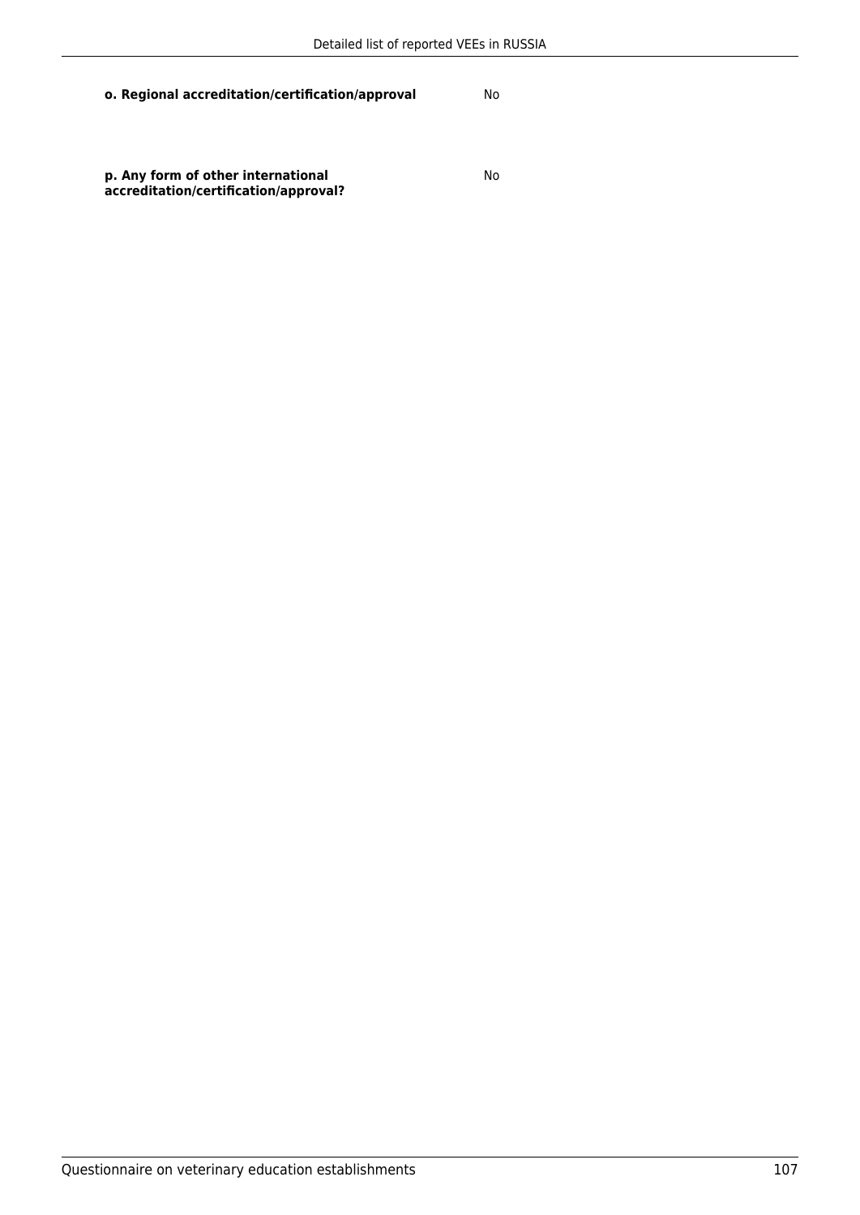| | |
|---|---|
| **o. Regional accreditation/certification/approval** | No |
| **p. Any form of other international accreditation/certification/approval?** | No |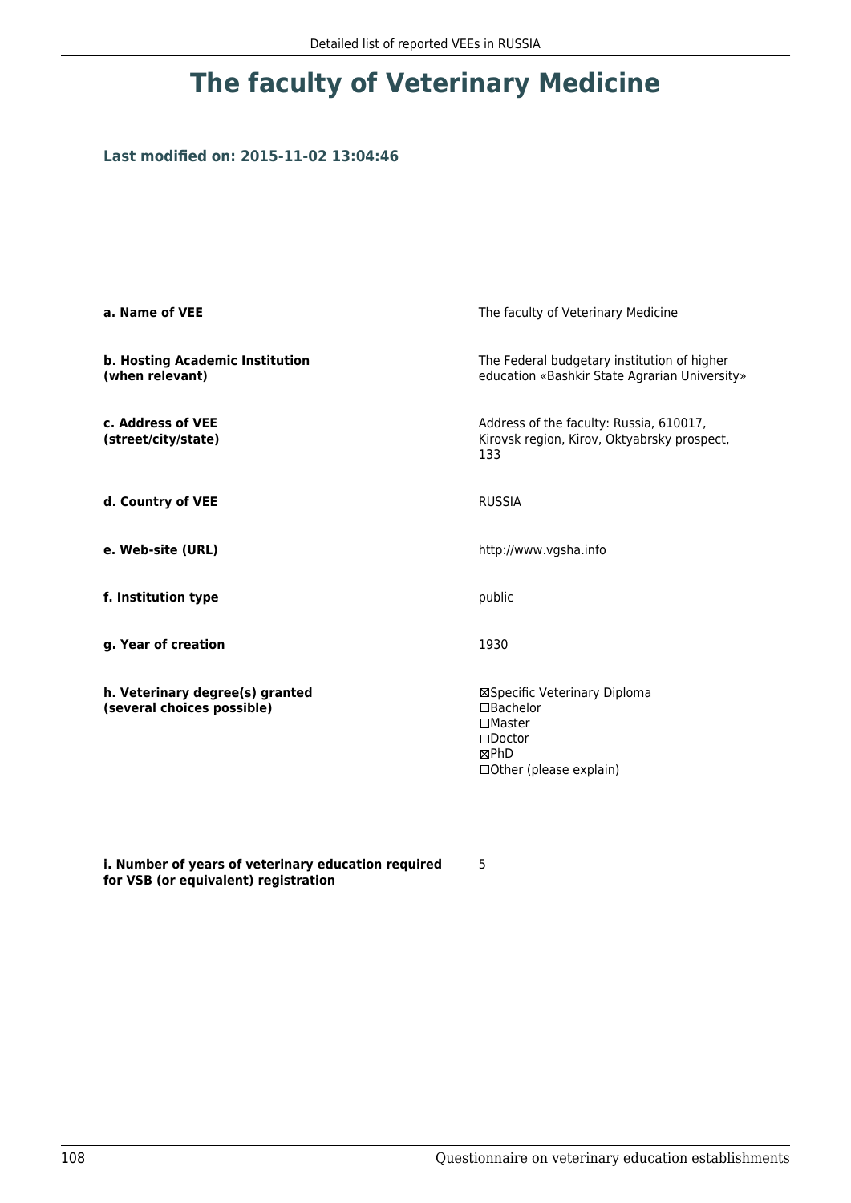# The faculty of Veterinary Medicine

**Last modified on: 2015-11-02 13:04:46**

| | |
|---|---|
| **a. Name of VEE** | The faculty of Veterinary Medicine |
| **b. Hosting Academic Institution (when relevant)** | The Federal budgetary institution of higher education «Bashkir State Agrarian University» |
| **c. Address of VEE (street/city/state)** | Address of the faculty: Russia, 610017, Kirovsk region, Kirov, Oktyabrsky prospect, 133 |
| **d. Country of VEE** | RUSSIA |
| **e. Web-site (URL)** | http://www.vgsha.info |
| **f. Institution type** | public |
| **g. Year of creation** | 1930 |
| **h. Veterinary degree(s) granted (several choices possible)** | ☒Specific Veterinary Diploma<br>☐Bachelor<br>☐Master<br>☐Doctor<br>☒PhD<br>☐Other (please explain) |
| **i. Number of years of veterinary education required for VSB (or equivalent) registration** | 5 |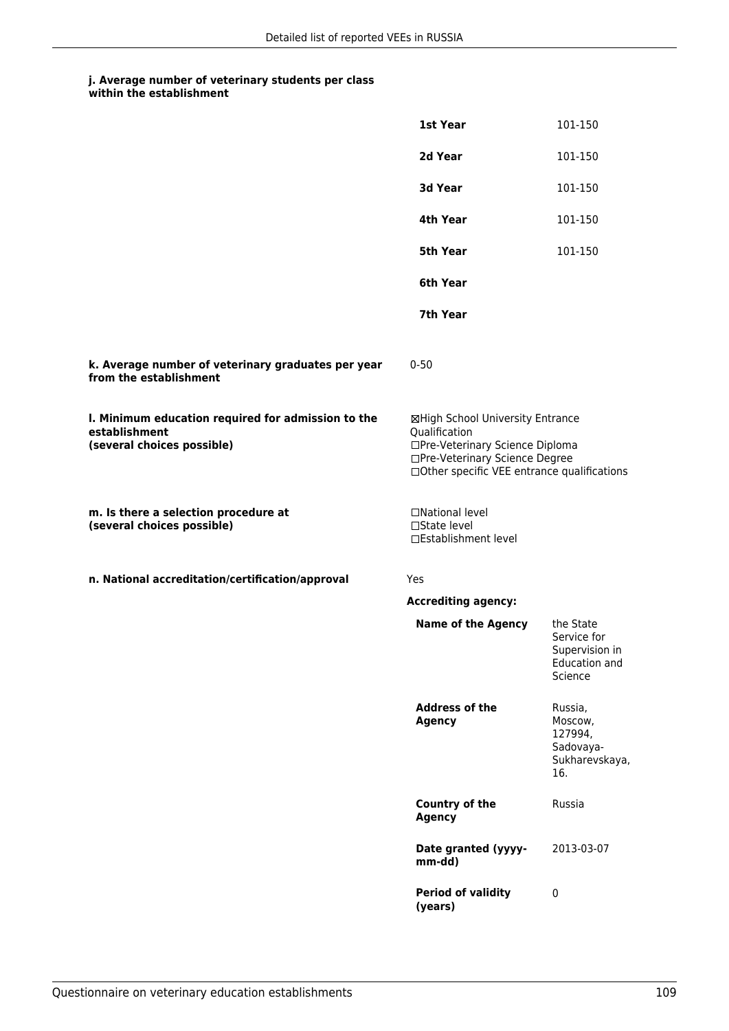**j. Average number of veterinary students per class within the establishment**

| | |
|---|---|
| **1st Year** | 101-150 |
| **2d Year** | 101-150 |
| **3d Year** | 101-150 |
| **4th Year** | 101-150 |
| **5th Year** | 101-150 |
| **6th Year** | |
| **7th Year** | |

**k. Average number of veterinary graduates per year from the establishment**

0-50

**l. Minimum education required for admission to the establishment (several choices possible)**

☒High School University Entrance Qualification
☐Pre-Veterinary Science Diploma
☐Pre-Veterinary Science Degree
☐Other specific VEE entrance qualifications

**m. Is there a selection procedure at (several choices possible)**

☐National level
☐State level
☐Establishment level

**n. National accreditation/certification/approval**

Yes

**Accrediting agency:**

| | |
|---|---|
| **Name of the Agency** | the State Service for Supervision in Education and Science |
| **Address of the Agency** | Russia, Moscow, 127994, Sadovaya-Sukharevskaya, 16. |
| **Country of the Agency** | Russia |
| **Date granted (yyyy-mm-dd)** | 2013-03-07 |
| **Period of validity (years)** | 0 |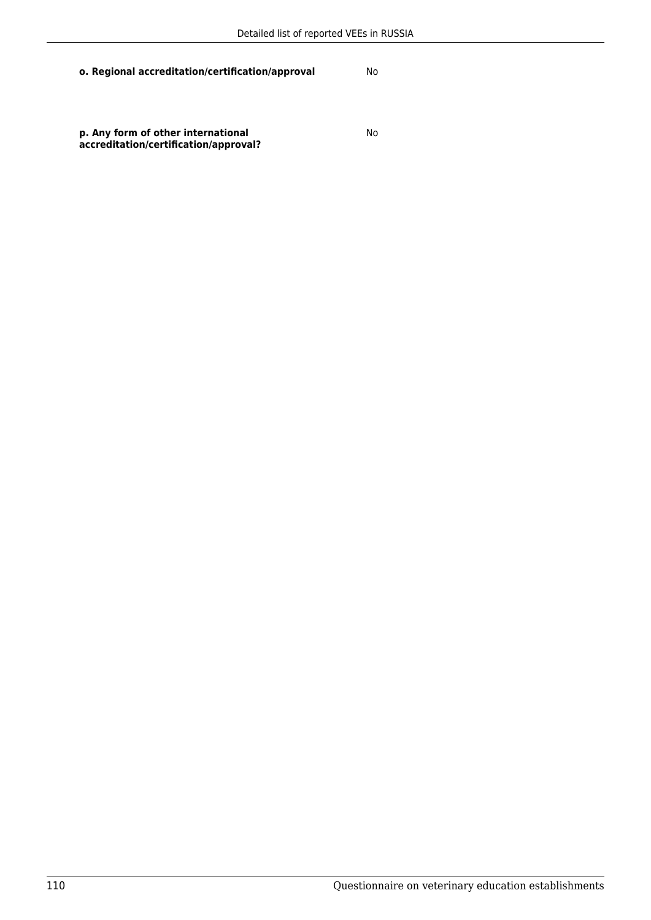**o. Regional accreditation/certification/approval** No

**p. Any form of other international accreditation/certification/approval?** No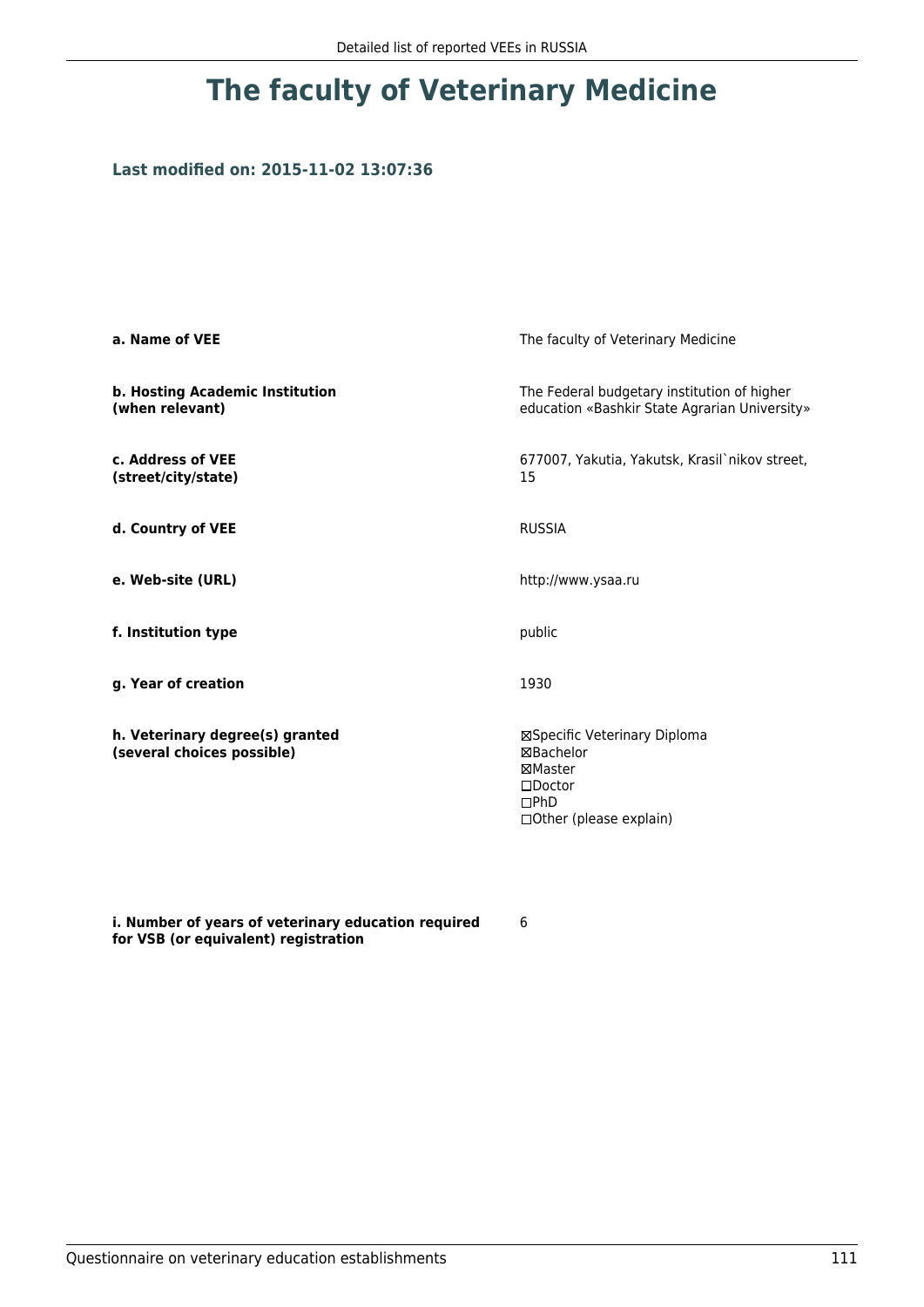# The faculty of Veterinary Medicine

### Last modified on: 2015-11-02 13:07:36

| | |
|---|---|
| **a. Name of VEE** | The faculty of Veterinary Medicine |
| **b. Hosting Academic Institution (when relevant)** | The Federal budgetary institution of higher education «Bashkir State Agrarian University» |
| **c. Address of VEE (street/city/state)** | 677007, Yakutia, Yakutsk, Krasil`nikov street, 15 |
| **d. Country of VEE** | RUSSIA |
| **e. Web-site (URL)** | http://www.ysaa.ru |
| **f. Institution type** | public |
| **g. Year of creation** | 1930 |
| **h. Veterinary degree(s) granted (several choices possible)** | ☒Specific Veterinary Diploma<br>☒Bachelor<br>☒Master<br>☐Doctor<br>☐PhD<br>☐Other (please explain) |
| **i. Number of years of veterinary education required for VSB (or equivalent) registration** | 6 |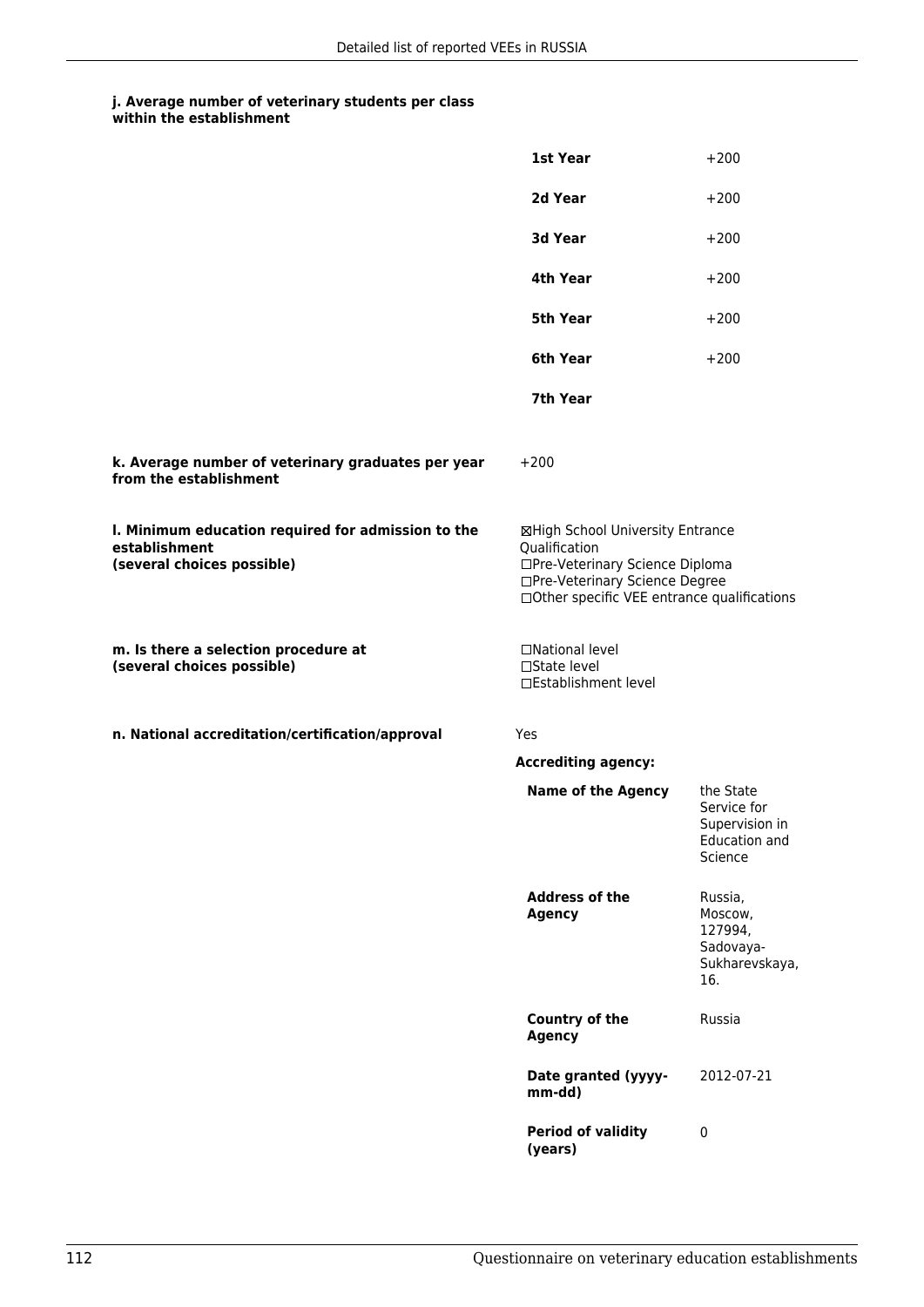**j. Average number of veterinary students per class within the establishment**

| | |
|---|---|
| **1st Year** | +200 |
| **2d Year** | +200 |
| **3d Year** | +200 |
| **4th Year** | +200 |
| **5th Year** | +200 |
| **6th Year** | +200 |
| **7th Year** | |

**k. Average number of veterinary graduates per year from the establishment**

+200

**l. Minimum education required for admission to the establishment (several choices possible)**

☒High School University Entrance Qualification
☐Pre-Veterinary Science Diploma
☐Pre-Veterinary Science Degree
☐Other specific VEE entrance qualifications

**m. Is there a selection procedure at (several choices possible)**

☐National level
☐State level
☐Establishment level

**n. National accreditation/certification/approval**

Yes

**Accrediting agency:**

| | |
|---|---|
| **Name of the Agency** | the State Service for Supervision in Education and Science |
| **Address of the Agency** | Russia, Moscow, 127994, Sadovaya-Sukharevskaya, 16. |
| **Country of the Agency** | Russia |
| **Date granted (yyyy-mm-dd)** | 2012-07-21 |
| **Period of validity (years)** | 0 |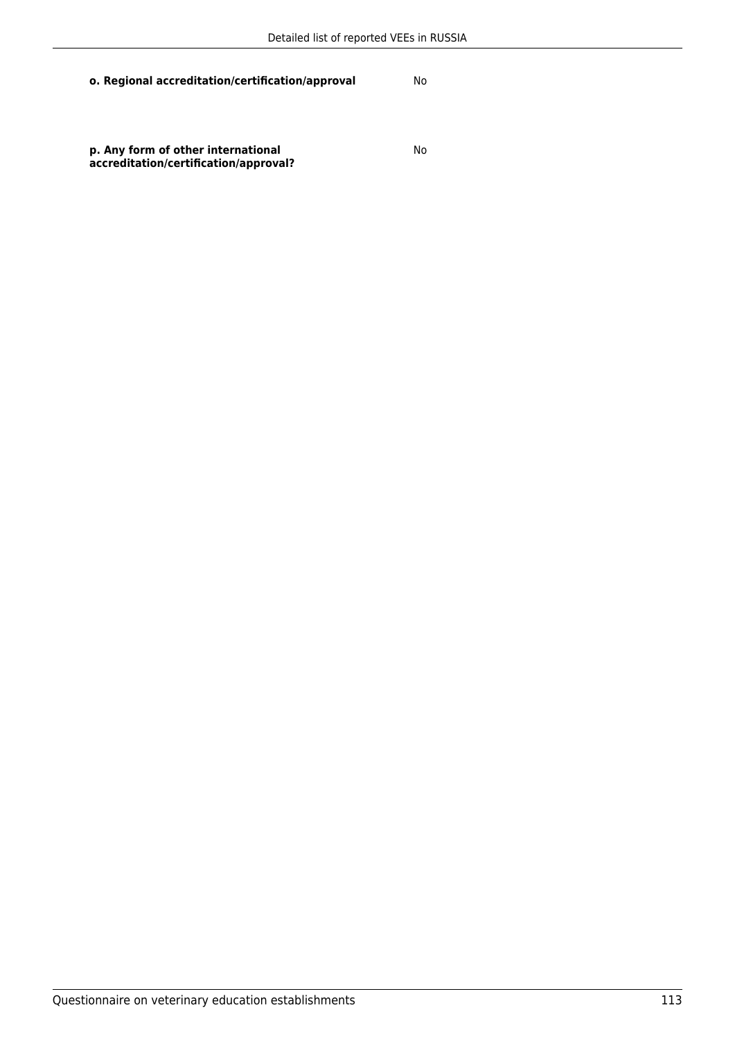**o. Regional accreditation/certification/approval** No

**p. Any form of other international accreditation/certification/approval?** No